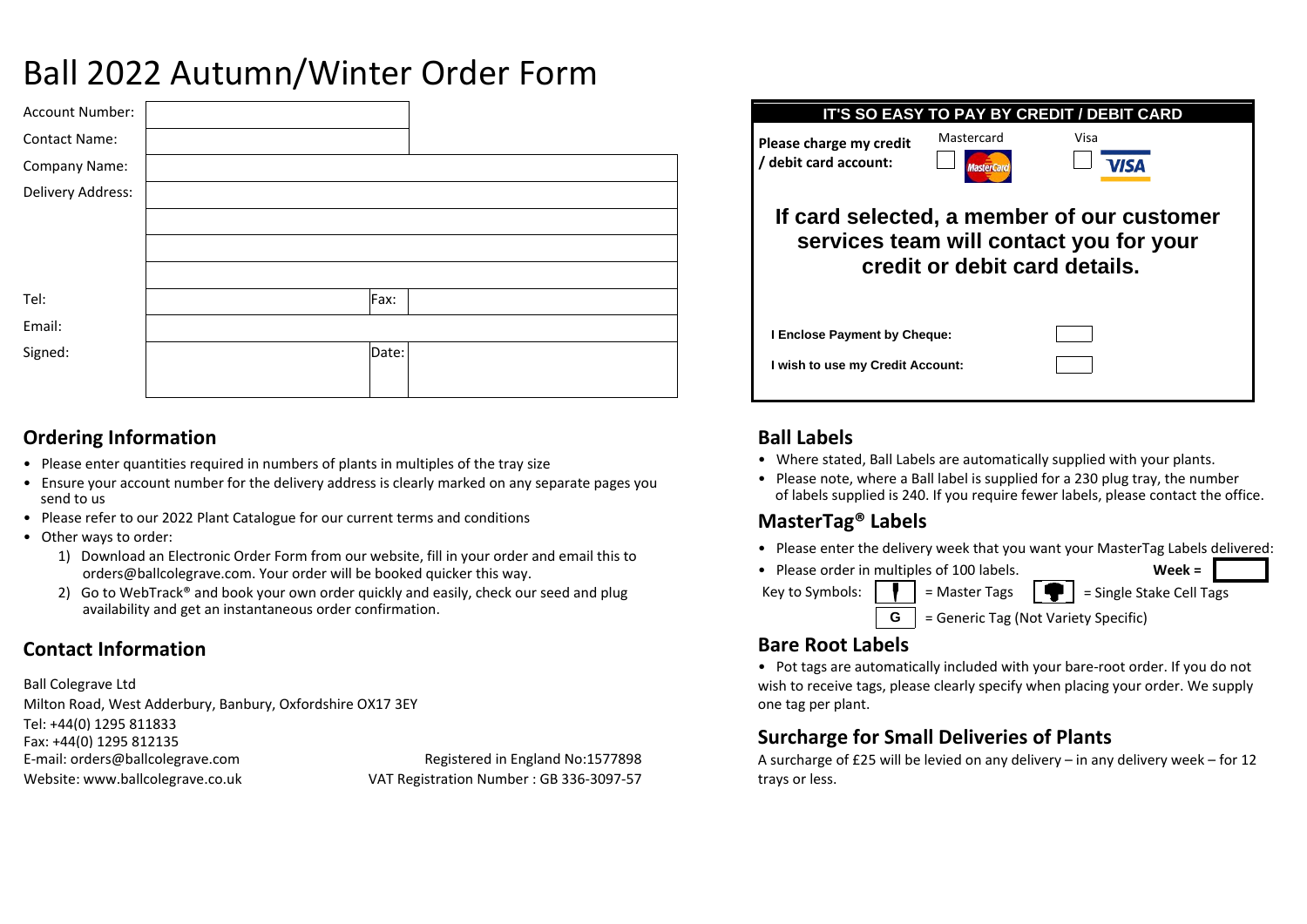# Ball 2022 Autumn/Winter Order Form

| | | | |
|---|---|---|---|
| Account Number: | | | |
| Contact Name: | | | |
| Company Name: | | | |
| Delivery Address: | | | |
| | | | |
| | | | |
| | | | |
| Tel: | | Fax: | |
| Email: | | | |
| Signed: | | Date: | |

**IT'S SO EASY TO PAY BY CREDIT / DEBIT CARD**

**Please charge my credit / debit card account:** Mastercard ☐ Visa ☐

**If card selected, a member of our customer services team will contact you for your credit or debit card details.**

**I Enclose Payment by Cheque:** ☐

**I wish to use my Credit Account:** ☐

## Ordering Information

- Please enter quantities required in numbers of plants in multiples of the tray size
- Ensure your account number for the delivery address is clearly marked on any separate pages you send to us
- Please refer to our 2022 Plant Catalogue for our current terms and conditions
- Other ways to order:
  1) Download an Electronic Order Form from our website, fill in your order and email this to orders@ballcolegrave.com. Your order will be booked quicker this way.
  2) Go to WebTrack® and book your own order quickly and easily, check our seed and plug availability and get an instantaneous order confirmation.

## Contact Information

Ball Colegrave Ltd
Milton Road, West Adderbury, Banbury, Oxfordshire OX17 3EY
Tel: +44(0) 1295 811833
Fax: +44(0) 1295 812135
E-mail: orders@ballcolegrave.com
Website: www.ballcolegrave.co.uk

Registered in England No:1577898
VAT Registration Number : GB 336-3097-57

## Ball Labels

- Where stated, Ball Labels are automatically supplied with your plants.
- Please note, where a Ball label is supplied for a 230 plug tray, the number of labels supplied is 240. If you require fewer labels, please contact the office.

## MasterTag® Labels

- Please enter the delivery week that you want your MasterTag Labels delivered:
- Please order in multiples of 100 labels. **Week =**

Key to Symbols: = Master Tags = Single Stake Cell Tags

**G** = Generic Tag (Not Variety Specific)

## Bare Root Labels

- Pot tags are automatically included with your bare-root order. If you do not wish to receive tags, please clearly specify when placing your order. We supply one tag per plant.

## Surcharge for Small Deliveries of Plants

A surcharge of £25 will be levied on any delivery – in any delivery week – for 12 trays or less.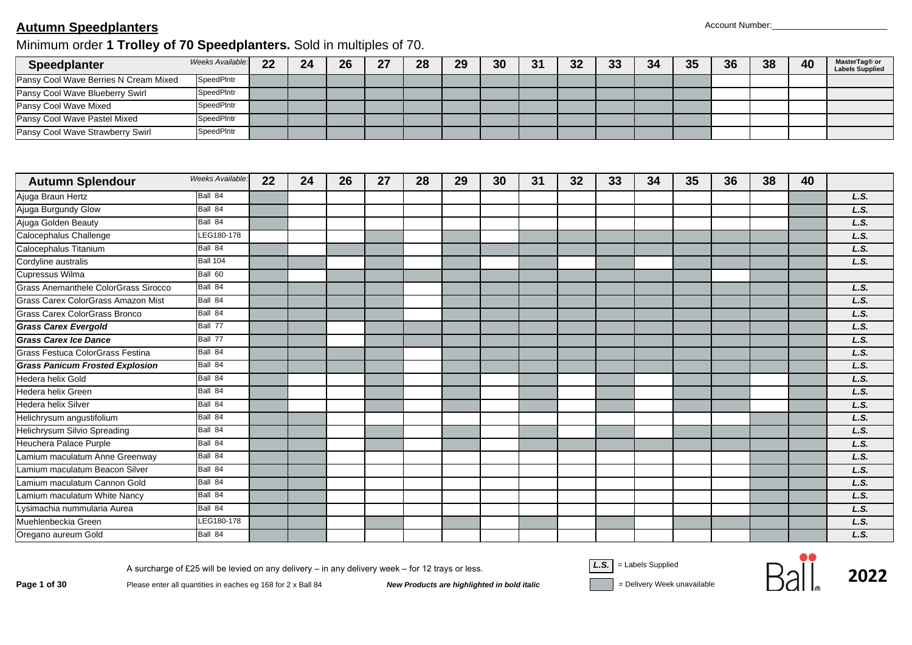## Autumn Speedplanters

Account Number:_______________________

Minimum order **1 Trolley of 70 Speedplanters.** Sold in multiples of 70.

| Speedplanter | Weeks Available: | 22 | 24 | 26 | 27 | 28 | 29 | 30 | 31 | 32 | 33 | 34 | 35 | 36 | 38 | 40 | MasterTag® or Labels Supplied |
|---|---|---|---|---|---|---|---|---|---|---|---|---|---|---|---|---|---|
| Pansy Cool Wave Berries N Cream Mixed | SpeedPlntr | | | | | | | | | | | | | | | | |
| Pansy Cool Wave Blueberry Swirl | SpeedPlntr | | | | | | | | | | | | | | | | |
| Pansy Cool Wave Mixed | SpeedPlntr | | | | | | | | | | | | | | | | |
| Pansy Cool Wave Pastel Mixed | SpeedPlntr | | | | | | | | | | | | | | | | |
| Pansy Cool Wave Strawberry Swirl | SpeedPlntr | | | | | | | | | | | | | | | | |

| Autumn Splendour | Weeks Available: | 22 | 24 | 26 | 27 | 28 | 29 | 30 | 31 | 32 | 33 | 34 | 35 | 36 | 38 | 40 | |
|---|---|---|---|---|---|---|---|---|---|---|---|---|---|---|---|---|---|
| Ajuga Braun Hertz | Ball 84 | | | | | | | | | | | | | | | | *L.S.* |
| Ajuga Burgundy Glow | Ball 84 | | | | | | | | | | | | | | | | *L.S.* |
| Ajuga Golden Beauty | Ball 84 | | | | | | | | | | | | | | | | *L.S.* |
| Calocephalus Challenge | LEG180-178 | | | | | | | | | | | | | | | | *L.S.* |
| Calocephalus Titanium | Ball 84 | | | | | | | | | | | | | | | | *L.S.* |
| Cordyline australis | Ball 104 | | | | | | | | | | | | | | | | *L.S.* |
| Cupressus Wilma | Ball 60 | | | | | | | | | | | | | | | | |
| Grass Anemanthele ColorGrass Sirocco | Ball 84 | | | | | | | | | | | | | | | | *L.S.* |
| Grass Carex ColorGrass Amazon Mist | Ball 84 | | | | | | | | | | | | | | | | *L.S.* |
| Grass Carex ColorGrass Bronco | Ball 84 | | | | | | | | | | | | | | | | *L.S.* |
| ***Grass Carex Evergold*** | Ball 77 | | | | | | | | | | | | | | | | *L.S.* |
| ***Grass Carex Ice Dance*** | Ball 77 | | | | | | | | | | | | | | | | *L.S.* |
| Grass Festuca ColorGrass Festina | Ball 84 | | | | | | | | | | | | | | | | *L.S.* |
| ***Grass Panicum Frosted Explosion*** | Ball 84 | | | | | | | | | | | | | | | | *L.S.* |
| Hedera helix Gold | Ball 84 | | | | | | | | | | | | | | | | *L.S.* |
| Hedera helix Green | Ball 84 | | | | | | | | | | | | | | | | *L.S.* |
| Hedera helix Silver | Ball 84 | | | | | | | | | | | | | | | | *L.S.* |
| Helichrysum angustifolium | Ball 84 | | | | | | | | | | | | | | | | *L.S.* |
| Helichrysum Silvio Spreading | Ball 84 | | | | | | | | | | | | | | | | *L.S.* |
| Heuchera Palace Purple | Ball 84 | | | | | | | | | | | | | | | | *L.S.* |
| Lamium maculatum Anne Greenway | Ball 84 | | | | | | | | | | | | | | | | *L.S.* |
| Lamium maculatum Beacon Silver | Ball 84 | | | | | | | | | | | | | | | | *L.S.* |
| Lamium maculatum Cannon Gold | Ball 84 | | | | | | | | | | | | | | | | *L.S.* |
| Lamium maculatum White Nancy | Ball 84 | | | | | | | | | | | | | | | | *L.S.* |
| Lysimachia nummularia Aurea | Ball 84 | | | | | | | | | | | | | | | | *L.S.* |
| Muehlenbeckia Green | LEG180-178 | | | | | | | | | | | | | | | | *L.S.* |
| Oregano aureum Gold | Ball 84 | | | | | | | | | | | | | | | | *L.S.* |

A surcharge of £25 will be levied on any delivery – in any delivery week – for 12 trays or less.

Please enter all quantities in eaches eg 168 for 2 x Ball 84

***New Products are highlighted in bold italic***

*L.S.* = Labels Supplied

(grey) = Delivery Week unavailable

Ball® 2022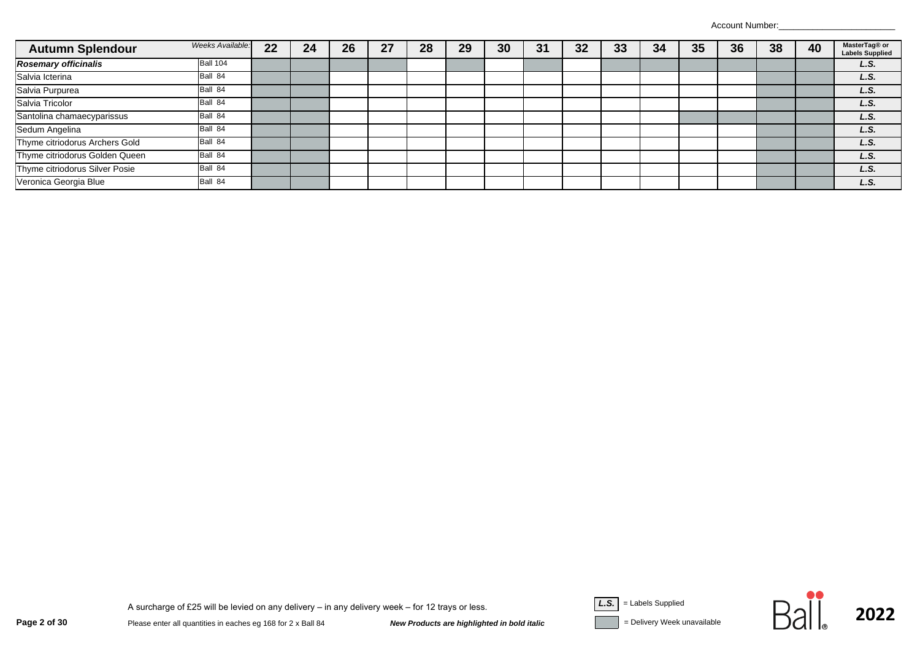Account Number:________________________

| Autumn Splendour | Weeks Available: | 22 | 24 | 26 | 27 | 28 | 29 | 30 | 31 | 32 | 33 | 34 | 35 | 36 | 38 | 40 | MasterTag® or Labels Supplied |
|---|---|---|---|---|---|---|---|---|---|---|---|---|---|---|---|---|---|
| ***Rosemary officinalis*** | Ball 104 | ■ | ■ | ■ | ■ | | ■ | | ■ | | ■ | ■ | ■ | ■ | ■ | ■ | *L.S.* |
| Salvia Icterina | Ball 84 | ■ | ■ | | | | | | | | | | | | ■ | ■ | *L.S.* |
| Salvia Purpurea | Ball 84 | ■ | ■ | | | | | | | | | | | | ■ | ■ | *L.S.* |
| Salvia Tricolor | Ball 84 | ■ | ■ | | | | | | | | | | | | ■ | ■ | *L.S.* |
| Santolina chamaecyparissus | Ball 84 | ■ | ■ | | | | | | | | | | ■ | ■ | ■ | ■ | *L.S.* |
| Sedum Angelina | Ball 84 | ■ | ■ | | | | | | | | | | | | ■ | ■ | *L.S.* |
| Thyme citriodorus Archers Gold | Ball 84 | ■ | ■ | | | | | | | | | | | | ■ | ■ | *L.S.* |
| Thyme citriodorus Golden Queen | Ball 84 | ■ | ■ | | | | | | | | | | | | ■ | ■ | *L.S.* |
| Thyme citriodorus Silver Posie | Ball 84 | ■ | ■ | | | | | | | | | | | | ■ | ■ | *L.S.* |
| Veronica Georgia Blue | Ball 84 | ■ | ■ | | | | | | | | | | | | ■ | ■ | *L.S.* |

A surcharge of £25 will be levied on any delivery – in any delivery week – for 12 trays or less.

Please enter all quantities in eaches eg 168 for 2 x Ball 84

***New Products are highlighted in bold italic***

*L.S.* = Labels Supplied

■ = Delivery Week unavailable

Ball 2022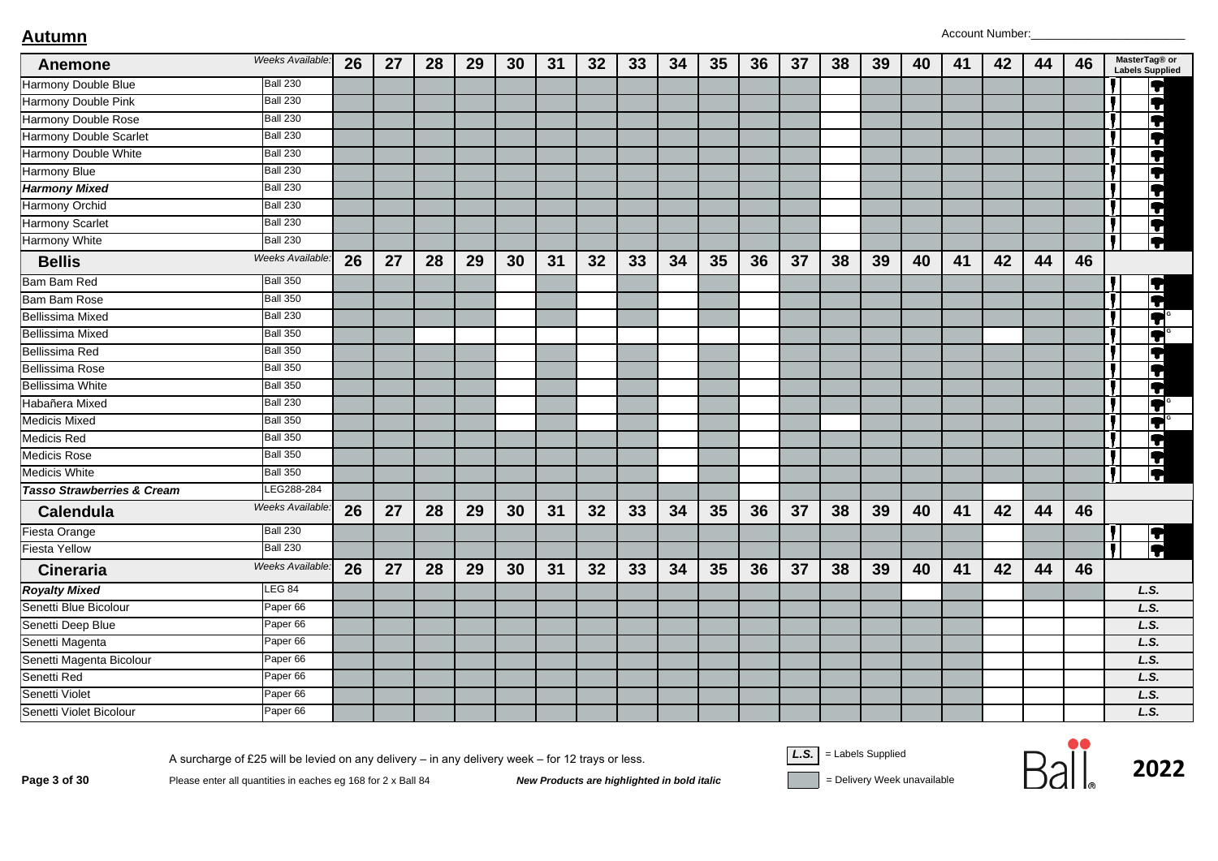## Autumn

Account Number:_______________________

■ = Delivery Week unavailable

| Anemone | Weeks Available: | 26 | 27 | 28 | 29 | 30 | 31 | 32 | 33 | 34 | 35 | 36 | 37 | 38 | 39 | 40 | 41 | 42 | 44 | 46 | MasterTag® or Labels Supplied |
|---|---|---|---|---|---|---|---|---|---|---|---|---|---|---|---|---|---|---|---|---|---|
| Harmony Double Blue | Ball 230 | ■ | ■ | ■ | ■ | ■ | ■ | ■ | ■ | ■ | ■ | ■ | ■ | | ■ | ■ | ■ | ■ | ■ | ■ | |
| Harmony Double Pink | Ball 230 | ■ | ■ | ■ | ■ | ■ | ■ | ■ | ■ | ■ | ■ | ■ | ■ | | ■ | ■ | ■ | ■ | ■ | ■ | |
| Harmony Double Rose | Ball 230 | ■ | ■ | ■ | ■ | ■ | ■ | ■ | ■ | ■ | ■ | ■ | ■ | | ■ | ■ | ■ | ■ | ■ | ■ | |
| Harmony Double Scarlet | Ball 230 | ■ | ■ | ■ | ■ | ■ | ■ | ■ | ■ | ■ | ■ | ■ | ■ | | ■ | ■ | ■ | ■ | ■ | ■ | |
| Harmony Double White | Ball 230 | ■ | ■ | ■ | ■ | ■ | ■ | ■ | ■ | ■ | ■ | ■ | ■ | | ■ | ■ | ■ | ■ | ■ | ■ | |
| Harmony Blue | Ball 230 | ■ | ■ | ■ | ■ | ■ | ■ | ■ | ■ | ■ | ■ | ■ | ■ | | ■ | ■ | ■ | ■ | ■ | ■ | |
| ***Harmony Mixed*** | Ball 230 | ■ | ■ | ■ | ■ | ■ | ■ | ■ | ■ | ■ | ■ | ■ | ■ | | ■ | ■ | ■ | ■ | ■ | ■ | |
| Harmony Orchid | Ball 230 | ■ | ■ | ■ | ■ | ■ | ■ | ■ | ■ | ■ | ■ | ■ | ■ | | ■ | ■ | ■ | ■ | ■ | ■ | |
| Harmony Scarlet | Ball 230 | ■ | ■ | ■ | ■ | ■ | ■ | ■ | ■ | ■ | ■ | ■ | ■ | | ■ | ■ | ■ | ■ | ■ | ■ | |
| Harmony White | Ball 230 | ■ | ■ | ■ | ■ | ■ | ■ | ■ | ■ | ■ | ■ | ■ | ■ | | ■ | ■ | ■ | ■ | ■ | ■ | |
| **Bellis** | Weeks Available: | 26 | 27 | 28 | 29 | 30 | 31 | 32 | 33 | 34 | 35 | 36 | 37 | 38 | 39 | 40 | 41 | 42 | 44 | 46 | |
| Bam Bam Red | Ball 350 | ■ | ■ | ■ | ■ | | ■ | | ■ | | ■ | | ■ | ■ | ■ | ■ | ■ | ■ | ■ | ■ | |
| Bam Bam Rose | Ball 350 | ■ | ■ | ■ | ■ | | ■ | | ■ | | ■ | | ■ | ■ | ■ | ■ | ■ | ■ | ■ | ■ | |
| Bellissima Mixed | Ball 230 | ■ | ■ | ■ | ■ | | ■ | | ■ | | ■ | | ■ | ■ | ■ | ■ | ■ | ■ | ■ | ■ | |
| Bellissima Mixed | Ball 350 | ■ | ■ | | | | | | | | | | ■ | ■ | ■ | ■ | ■ | | ■ | ■ | |
| Bellissima Red | Ball 350 | ■ | ■ | ■ | ■ | | ■ | | ■ | | ■ | | ■ | ■ | ■ | ■ | ■ | ■ | ■ | ■ | |
| Bellissima Rose | Ball 350 | ■ | ■ | ■ | ■ | | ■ | | ■ | | ■ | | ■ | ■ | ■ | ■ | ■ | ■ | ■ | ■ | |
| Bellissima White | Ball 350 | ■ | ■ | ■ | ■ | | ■ | | ■ | | ■ | | ■ | ■ | ■ | ■ | ■ | ■ | ■ | ■ | |
| Habañera Mixed | Ball 230 | ■ | ■ | ■ | ■ | | ■ | | ■ | | ■ | | ■ | ■ | ■ | ■ | ■ | ■ | ■ | ■ | |
| Medicis Mixed | Ball 350 | ■ | ■ | ■ | ■ | | ■ | | ■ | | ■ | | ■ | | ■ | ■ | ■ | ■ | ■ | ■ | |
| Medicis Red | Ball 350 | ■ | ■ | ■ | ■ | | ■ | | ■ | | ■ | | ■ | ■ | ■ | ■ | ■ | ■ | ■ | ■ | |
| Medicis Rose | Ball 350 | ■ | ■ | ■ | ■ | | ■ | | ■ | | ■ | | ■ | ■ | ■ | ■ | ■ | ■ | ■ | ■ | |
| Medicis White | Ball 350 | ■ | ■ | ■ | ■ | | ■ | | ■ | | ■ | | ■ | ■ | ■ | ■ | ■ | ■ | ■ | ■ | |
| ***Tasso Strawberries & Cream*** | LEG288-284 | | | | | | | | | ■ | ■ | | ■ | ■ | ■ | ■ | ■ | | ■ | ■ | |
| **Calendula** | Weeks Available: | 26 | 27 | 28 | 29 | 30 | 31 | 32 | 33 | 34 | 35 | 36 | 37 | 38 | 39 | 40 | 41 | 42 | 44 | 46 | |
| Fiesta Orange | Ball 230 | ■ | ■ | ■ | ■ | ■ | ■ | ■ | ■ | ■ | ■ | ■ | ■ | ■ | ■ | ■ | ■ | | ■ | ■ | |
| Fiesta Yellow | Ball 230 | ■ | ■ | ■ | ■ | ■ | ■ | ■ | ■ | ■ | ■ | ■ | ■ | ■ | ■ | ■ | ■ | | ■ | ■ | |
| **Cineraria** | Weeks Available: | 26 | 27 | 28 | 29 | 30 | 31 | 32 | 33 | 34 | 35 | 36 | 37 | 38 | 39 | 40 | 41 | 42 | 44 | 46 | |
| ***Royalty Mixed*** | LEG 84 | ■ | ■ | ■ | ■ | ■ | ■ | ■ | ■ | ■ | ■ | ■ | ■ | ■ | ■ | | ■ | | ■ | | L.S. |
| Senetti Blue Bicolour | Paper 66 | ■ | ■ | ■ | ■ | ■ | ■ | ■ | ■ | ■ | ■ | ■ | ■ | ■ | ■ | ■ | ■ | | | | L.S. |
| Senetti Deep Blue | Paper 66 | ■ | ■ | ■ | ■ | ■ | ■ | ■ | ■ | ■ | ■ | ■ | ■ | ■ | ■ | ■ | ■ | | | | L.S. |
| Senetti Magenta | Paper 66 | ■ | ■ | ■ | ■ | ■ | ■ | ■ | ■ | ■ | ■ | ■ | ■ | ■ | ■ | ■ | ■ | | | | L.S. |
| Senetti Magenta Bicolour | Paper 66 | ■ | ■ | ■ | ■ | ■ | ■ | ■ | ■ | ■ | ■ | ■ | ■ | ■ | ■ | ■ | ■ | | | | L.S. |
| Senetti Red | Paper 66 | ■ | ■ | ■ | ■ | ■ | ■ | ■ | ■ | ■ | ■ | ■ | ■ | ■ | ■ | ■ | ■ | | | | L.S. |
| Senetti Violet | Paper 66 | ■ | ■ | ■ | ■ | ■ | ■ | ■ | ■ | ■ | ■ | ■ | ■ | ■ | ■ | ■ | ■ | | | | L.S. |
| Senetti Violet Bicolour | Paper 66 | ■ | ■ | ■ | ■ | ■ | ■ | ■ | ■ | ■ | ■ | ■ | ■ | ■ | ■ | ■ | ■ | | | | L.S. |

A surcharge of £25 will be levied on any delivery – in any delivery week – for 12 trays or less.

Please enter all quantities in eaches eg 168 for 2 x Ball 84

***New Products are highlighted in bold italic***

*L.S.* = Labels Supplied

■ = Delivery Week unavailable

Ball 2022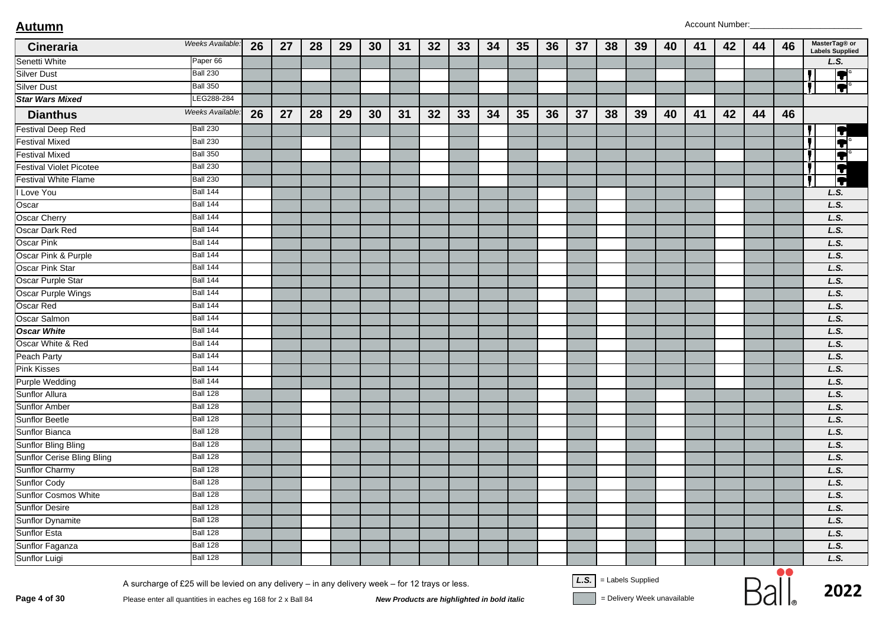## Autumn

Account Number:______________________

| Cineraria | Weeks Available: | 26 | 27 | 28 | 29 | 30 | 31 | 32 | 33 | 34 | 35 | 36 | 37 | 38 | 39 | 40 | 41 | 42 | 44 | 46 | MasterTag® or Labels Supplied |
|---|---|---|---|---|---|---|---|---|---|---|---|---|---|---|---|---|---|---|---|---|---|
| Senetti White | Paper 66 | | | | | | | | | | | | | | | | | | | | L.S. |
| Silver Dust | Ball 230 | | | | | | | | | | | | | | | | | | | | |
| Silver Dust | Ball 350 | | | | | | | | | | | | | | | | | | | | |
| ***Star Wars Mixed*** | LEG288-284 | | | | | | | | | | | | | | | | | | | | |

| Dianthus | Weeks Available: | 26 | 27 | 28 | 29 | 30 | 31 | 32 | 33 | 34 | 35 | 36 | 37 | 38 | 39 | 40 | 41 | 42 | 44 | 46 | MasterTag® or Labels Supplied |
|---|---|---|---|---|---|---|---|---|---|---|---|---|---|---|---|---|---|---|---|---|---|
| Festival Deep Red | Ball 230 | | | | | | | | | | | | | | | | | | | | |
| Festival Mixed | Ball 230 | | | | | | | | | | | | | | | | | | | | |
| Festival Mixed | Ball 350 | | | | | | | | | | | | | | | | | | | | |
| Festival Violet Picotee | Ball 230 | | | | | | | | | | | | | | | | | | | | |
| Festival White Flame | Ball 230 | | | | | | | | | | | | | | | | | | | | |
| I Love You | Ball 144 | | | | | | | | | | | | | | | | | | | | L.S. |
| Oscar | Ball 144 | | | | | | | | | | | | | | | | | | | | L.S. |
| Oscar Cherry | Ball 144 | | | | | | | | | | | | | | | | | | | | L.S. |
| Oscar Dark Red | Ball 144 | | | | | | | | | | | | | | | | | | | | L.S. |
| Oscar Pink | Ball 144 | | | | | | | | | | | | | | | | | | | | L.S. |
| Oscar Pink & Purple | Ball 144 | | | | | | | | | | | | | | | | | | | | L.S. |
| Oscar Pink Star | Ball 144 | | | | | | | | | | | | | | | | | | | | L.S. |
| Oscar Purple Star | Ball 144 | | | | | | | | | | | | | | | | | | | | L.S. |
| Oscar Purple Wings | Ball 144 | | | | | | | | | | | | | | | | | | | | L.S. |
| Oscar Red | Ball 144 | | | | | | | | | | | | | | | | | | | | L.S. |
| Oscar Salmon | Ball 144 | | | | | | | | | | | | | | | | | | | | L.S. |
| ***Oscar White*** | Ball 144 | | | | | | | | | | | | | | | | | | | | L.S. |
| Oscar White & Red | Ball 144 | | | | | | | | | | | | | | | | | | | | L.S. |
| Peach Party | Ball 144 | | | | | | | | | | | | | | | | | | | | L.S. |
| Pink Kisses | Ball 144 | | | | | | | | | | | | | | | | | | | | L.S. |
| Purple Wedding | Ball 144 | | | | | | | | | | | | | | | | | | | | L.S. |
| Sunflor Allura | Ball 128 | | | | | | | | | | | | | | | | | | | | L.S. |
| Sunflor Amber | Ball 128 | | | | | | | | | | | | | | | | | | | | L.S. |
| Sunflor Beetle | Ball 128 | | | | | | | | | | | | | | | | | | | | L.S. |
| Sunflor Bianca | Ball 128 | | | | | | | | | | | | | | | | | | | | L.S. |
| Sunflor Bling Bling | Ball 128 | | | | | | | | | | | | | | | | | | | | L.S. |
| Sunflor Cerise Bling Bling | Ball 128 | | | | | | | | | | | | | | | | | | | | L.S. |
| Sunflor Charmy | Ball 128 | | | | | | | | | | | | | | | | | | | | L.S. |
| Sunflor Cody | Ball 128 | | | | | | | | | | | | | | | | | | | | L.S. |
| Sunflor Cosmos White | Ball 128 | | | | | | | | | | | | | | | | | | | | L.S. |
| Sunflor Desire | Ball 128 | | | | | | | | | | | | | | | | | | | | L.S. |
| Sunflor Dynamite | Ball 128 | | | | | | | | | | | | | | | | | | | | L.S. |
| Sunflor Esta | Ball 128 | | | | | | | | | | | | | | | | | | | | L.S. |
| Sunflor Faganza | Ball 128 | | | | | | | | | | | | | | | | | | | | L.S. |
| Sunflor Luigi | Ball 128 | | | | | | | | | | | | | | | | | | | | L.S. |

A surcharge of £25 will be levied on any delivery – in any delivery week – for 12 trays or less.

Please enter all quantities in eaches eg 168 for 2 x Ball 84

***New Products are highlighted in bold italic***

L.S. = Labels Supplied

(shaded) = Delivery Week unavailable

Ball® 2022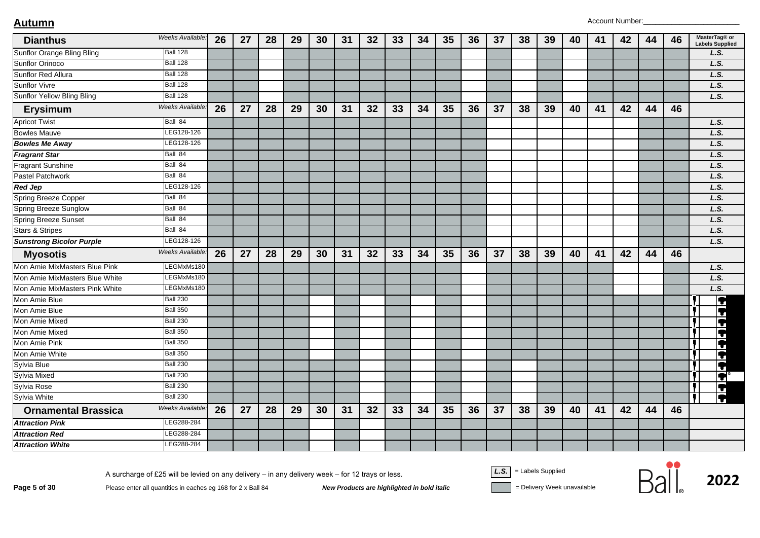## Autumn

Account Number:_______________________

| Dianthus | Weeks Available: | 26 | 27 | 28 | 29 | 30 | 31 | 32 | 33 | 34 | 35 | 36 | 37 | 38 | 39 | 40 | 41 | 42 | 44 | 46 | MasterTag® or Labels Supplied |
|---|---|---|---|---|---|---|---|---|---|---|---|---|---|---|---|---|---|---|---|---|---|
| Sunflor Orange Bling Bling | Ball 128 | | | | | | | | | | | | | | | | | | | | L.S. |
| Sunflor Orinoco | Ball 128 | | | | | | | | | | | | | | | | | | | | L.S. |
| Sunflor Red Allura | Ball 128 | | | | | | | | | | | | | | | | | | | | L.S. |
| Sunflor Vivre | Ball 128 | | | | | | | | | | | | | | | | | | | | L.S. |
| Sunflor Yellow Bling Bling | Ball 128 | | | | | | | | | | | | | | | | | | | | L.S. |
| **Erysimum** | Weeks Available: | 26 | 27 | 28 | 29 | 30 | 31 | 32 | 33 | 34 | 35 | 36 | 37 | 38 | 39 | 40 | 41 | 42 | 44 | 46 | |
| Apricot Twist | Ball 84 | | | | | | | | | | | | | | | | | | | | L.S. |
| Bowles Mauve | LEG128-126 | | | | | | | | | | | | | | | | | | | | L.S. |
| ***Bowles Me Away*** | LEG128-126 | | | | | | | | | | | | | | | | | | | | L.S. |
| ***Fragrant Star*** | Ball 84 | | | | | | | | | | | | | | | | | | | | L.S. |
| Fragrant Sunshine | Ball 84 | | | | | | | | | | | | | | | | | | | | L.S. |
| Pastel Patchwork | Ball 84 | | | | | | | | | | | | | | | | | | | | L.S. |
| ***Red Jep*** | LEG128-126 | | | | | | | | | | | | | | | | | | | | L.S. |
| Spring Breeze Copper | Ball 84 | | | | | | | | | | | | | | | | | | | | L.S. |
| Spring Breeze Sunglow | Ball 84 | | | | | | | | | | | | | | | | | | | | L.S. |
| Spring Breeze Sunset | Ball 84 | | | | | | | | | | | | | | | | | | | | L.S. |
| Stars & Stripes | Ball 84 | | | | | | | | | | | | | | | | | | | | L.S. |
| ***Sunstrong Bicolor Purple*** | LEG128-126 | | | | | | | | | | | | | | | | | | | | L.S. |
| **Myosotis** | Weeks Available: | 26 | 27 | 28 | 29 | 30 | 31 | 32 | 33 | 34 | 35 | 36 | 37 | 38 | 39 | 40 | 41 | 42 | 44 | 46 | |
| Mon Amie MixMasters Blue Pink | LEGMxMs180 | | | | | | | | | | | | | | | | | | | | L.S. |
| Mon Amie MixMasters Blue White | LEGMxMs180 | | | | | | | | | | | | | | | | | | | | L.S. |
| Mon Amie MixMasters Pink White | LEGMxMs180 | | | | | | | | | | | | | | | | | | | | L.S. |
| Mon Amie Blue | Ball 230 | | | | | | | | | | | | | | | | | | | | |
| Mon Amie Blue | Ball 350 | | | | | | | | | | | | | | | | | | | | |
| Mon Amie Mixed | Ball 230 | | | | | | | | | | | | | | | | | | | | |
| Mon Amie Mixed | Ball 350 | | | | | | | | | | | | | | | | | | | | |
| Mon Amie Pink | Ball 350 | | | | | | | | | | | | | | | | | | | | |
| Mon Amie White | Ball 350 | | | | | | | | | | | | | | | | | | | | |
| Sylvia Blue | Ball 230 | | | | | | | | | | | | | | | | | | | | |
| Sylvia Mixed | Ball 230 | | | | | | | | | | | | | | | | | | | | |
| Sylvia Rose | Ball 230 | | | | | | | | | | | | | | | | | | | | |
| Sylvia White | Ball 230 | | | | | | | | | | | | | | | | | | | | |
| **Ornamental Brassica** | Weeks Available: | 26 | 27 | 28 | 29 | 30 | 31 | 32 | 33 | 34 | 35 | 36 | 37 | 38 | 39 | 40 | 41 | 42 | 44 | 46 | |
| ***Attraction Pink*** | LEG288-284 | | | | | | | | | | | | | | | | | | | | |
| ***Attraction Red*** | LEG288-284 | | | | | | | | | | | | | | | | | | | | |
| ***Attraction White*** | LEG288-284 | | | | | | | | | | | | | | | | | | | | |

A surcharge of £25 will be levied on any delivery – in any delivery week – for 12 trays or less.

Please enter all quantities in eaches eg 168 for 2 x Ball 84

***New Products are highlighted in bold italic***

L.S. = Labels Supplied

= Delivery Week unavailable

Ball 2022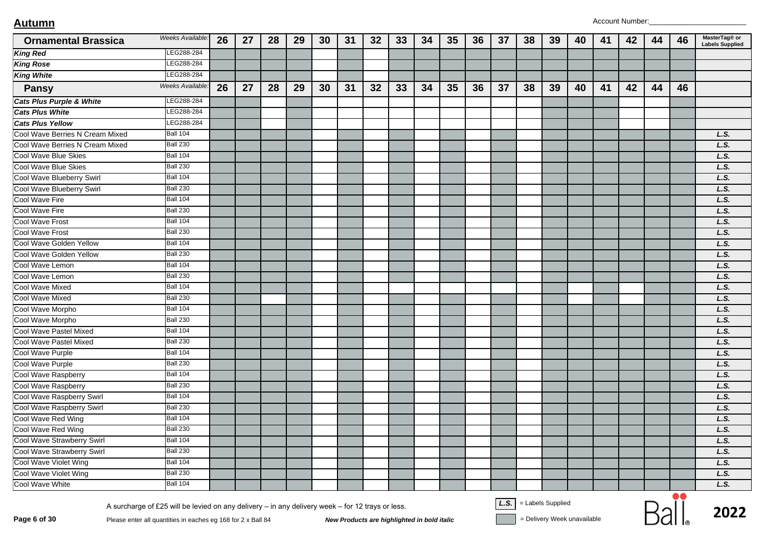## Autumn

Account Number:_______________________

| Ornamental Brassica | Weeks Available: | 26 | 27 | 28 | 29 | 30 | 31 | 32 | 33 | 34 | 35 | 36 | 37 | 38 | 39 | 40 | 41 | 42 | 44 | 46 | MasterTag® or Labels Supplied |
|---|---|---|---|---|---|---|---|---|---|---|---|---|---|---|---|---|---|---|---|---|---|
| ***King Red*** | LEG288-284 | ■ | ■ | ■ | ■ | | ■ | | ■ | ■ | ■ | ■ | ■ | ■ | ■ | ■ | ■ | ■ | ■ | ■ | |
| ***King Rose*** | LEG288-284 | ■ | ■ | ■ | ■ | | ■ | | ■ | ■ | ■ | ■ | ■ | ■ | ■ | ■ | ■ | ■ | ■ | ■ | |
| ***King White*** | LEG288-284 | ■ | ■ | ■ | ■ | | ■ | | ■ | ■ | ■ | ■ | ■ | ■ | ■ | ■ | ■ | ■ | ■ | ■ | |
| **Pansy** | Weeks Available: | 26 | 27 | 28 | 29 | 30 | 31 | 32 | 33 | 34 | 35 | 36 | 37 | 38 | 39 | 40 | 41 | 42 | 44 | 46 | |
| ***Cats Plus Purple & White*** | LEG288-284 | ■ | ■ | | ■ | | | | | | | | | | ■ | ■ | ■ | | | ■ | |
| ***Cats Plus White*** | LEG288-284 | ■ | ■ | | ■ | | | | | | | | | | ■ | ■ | ■ | | | ■ | |
| ***Cats Plus Yellow*** | LEG288-284 | ■ | ■ | | ■ | | | | | | | | | | ■ | ■ | ■ | | | ■ | |
| Cool Wave Berries N Cream Mixed | Ball 104 | ■ | ■ | ■ | ■ | | ■ | | ■ | ■ | ■ | | ■ | | ■ | ■ | ■ | ■ | ■ | ■ | *L.S.* |
| Cool Wave Berries N Cream Mixed | Ball 230 | ■ | ■ | ■ | ■ | | ■ | | ■ | ■ | ■ | | ■ | | ■ | ■ | ■ | ■ | ■ | ■ | *L.S.* |
| Cool Wave Blue Skies | Ball 104 | ■ | ■ | ■ | ■ | | ■ | | ■ | ■ | ■ | | ■ | | ■ | ■ | ■ | ■ | ■ | ■ | *L.S.* |
| Cool Wave Blue Skies | Ball 230 | ■ | ■ | ■ | ■ | | ■ | | ■ | ■ | ■ | | ■ | | ■ | ■ | ■ | ■ | ■ | ■ | *L.S.* |
| Cool Wave Blueberry Swirl | Ball 104 | ■ | ■ | ■ | ■ | | ■ | | ■ | ■ | ■ | | ■ | | ■ | ■ | ■ | ■ | ■ | ■ | *L.S.* |
| Cool Wave Blueberry Swirl | Ball 230 | ■ | ■ | ■ | ■ | | ■ | | ■ | ■ | ■ | | ■ | | ■ | ■ | ■ | ■ | ■ | ■ | *L.S.* |
| Cool Wave Fire | Ball 104 | ■ | ■ | ■ | ■ | | ■ | | ■ | ■ | ■ | | ■ | | ■ | ■ | ■ | ■ | ■ | ■ | *L.S.* |
| Cool Wave Fire | Ball 230 | ■ | ■ | ■ | ■ | | ■ | | ■ | ■ | ■ | | ■ | | ■ | ■ | ■ | ■ | ■ | ■ | *L.S.* |
| Cool Wave Frost | Ball 104 | ■ | ■ | ■ | ■ | | ■ | | ■ | ■ | ■ | | ■ | | ■ | ■ | ■ | ■ | ■ | ■ | *L.S.* |
| Cool Wave Frost | Ball 230 | ■ | ■ | ■ | ■ | | ■ | | ■ | ■ | ■ | | ■ | | ■ | ■ | ■ | ■ | ■ | ■ | *L.S.* |
| Cool Wave Golden Yellow | Ball 104 | ■ | ■ | ■ | ■ | | ■ | | ■ | ■ | ■ | | ■ | | ■ | ■ | ■ | ■ | ■ | ■ | *L.S.* |
| Cool Wave Golden Yellow | Ball 230 | ■ | ■ | ■ | ■ | | ■ | | ■ | ■ | ■ | | ■ | | ■ | ■ | ■ | ■ | ■ | ■ | *L.S.* |
| Cool Wave Lemon | Ball 104 | ■ | ■ | ■ | ■ | | ■ | | ■ | ■ | ■ | | ■ | | ■ | ■ | ■ | ■ | ■ | ■ | *L.S.* |
| Cool Wave Lemon | Ball 230 | ■ | ■ | ■ | ■ | | ■ | | ■ | ■ | ■ | | ■ | | ■ | ■ | ■ | ■ | ■ | ■ | *L.S.* |
| Cool Wave Mixed | Ball 104 | ■ | ■ | ■ | ■ | | ■ | | | | | | | | ■ | | ■ | | ■ | ■ | *L.S.* |
| Cool Wave Mixed | Ball 230 | ■ | ■ | | ■ | | ■ | | | | | | | | ■ | | ■ | | ■ | ■ | *L.S.* |
| Cool Wave Morpho | Ball 104 | ■ | ■ | ■ | ■ | | ■ | | ■ | ■ | ■ | | ■ | | ■ | ■ | ■ | ■ | ■ | ■ | *L.S.* |
| Cool Wave Morpho | Ball 230 | ■ | ■ | ■ | ■ | | ■ | | ■ | ■ | ■ | | ■ | | ■ | ■ | ■ | ■ | ■ | ■ | *L.S.* |
| Cool Wave Pastel Mixed | Ball 104 | ■ | ■ | ■ | ■ | | ■ | | ■ | ■ | ■ | | ■ | | ■ | ■ | ■ | ■ | ■ | ■ | *L.S.* |
| Cool Wave Pastel Mixed | Ball 230 | ■ | ■ | ■ | ■ | | ■ | | ■ | ■ | ■ | | ■ | | ■ | ■ | ■ | ■ | ■ | ■ | *L.S.* |
| Cool Wave Purple | Ball 104 | ■ | ■ | ■ | ■ | | ■ | | ■ | ■ | ■ | | ■ | | ■ | ■ | ■ | ■ | ■ | ■ | *L.S.* |
| Cool Wave Purple | Ball 230 | ■ | ■ | ■ | ■ | | ■ | | ■ | ■ | ■ | | ■ | | ■ | ■ | ■ | ■ | ■ | ■ | *L.S.* |
| Cool Wave Raspberry | Ball 104 | ■ | ■ | ■ | ■ | | ■ | | ■ | ■ | ■ | | ■ | | ■ | ■ | ■ | ■ | ■ | ■ | *L.S.* |
| Cool Wave Raspberry | Ball 230 | ■ | ■ | ■ | ■ | | ■ | | ■ | ■ | ■ | | ■ | | ■ | ■ | ■ | ■ | ■ | ■ | *L.S.* |
| Cool Wave Raspberry Swirl | Ball 104 | ■ | ■ | ■ | ■ | | ■ | | ■ | ■ | ■ | | ■ | | ■ | ■ | ■ | ■ | ■ | ■ | *L.S.* |
| Cool Wave Raspberry Swirl | Ball 230 | ■ | ■ | ■ | ■ | | ■ | | ■ | ■ | ■ | | ■ | | ■ | ■ | ■ | ■ | ■ | ■ | *L.S.* |
| Cool Wave Red Wing | Ball 104 | ■ | ■ | ■ | ■ | | ■ | | ■ | ■ | ■ | | ■ | | ■ | ■ | ■ | ■ | ■ | ■ | *L.S.* |
| Cool Wave Red Wing | Ball 230 | ■ | ■ | ■ | ■ | | ■ | | ■ | ■ | ■ | | ■ | | ■ | ■ | ■ | ■ | ■ | ■ | *L.S.* |
| Cool Wave Strawberry Swirl | Ball 104 | ■ | ■ | ■ | ■ | | ■ | | ■ | ■ | ■ | | ■ | | ■ | ■ | ■ | ■ | ■ | ■ | *L.S.* |
| Cool Wave Strawberry Swirl | Ball 230 | ■ | ■ | ■ | ■ | | ■ | | ■ | ■ | ■ | | ■ | | ■ | ■ | ■ | ■ | ■ | ■ | *L.S.* |
| Cool Wave Violet Wing | Ball 104 | ■ | ■ | ■ | ■ | | ■ | | ■ | ■ | ■ | | ■ | | ■ | ■ | ■ | ■ | ■ | ■ | *L.S.* |
| Cool Wave Violet Wing | Ball 230 | ■ | ■ | ■ | ■ | | ■ | | ■ | ■ | ■ | | ■ | | ■ | ■ | ■ | ■ | ■ | ■ | *L.S.* |
| Cool Wave White | Ball 104 | ■ | ■ | ■ | ■ | | ■ | | ■ | ■ | ■ | | ■ | | ■ | ■ | ■ | ■ | ■ | ■ | *L.S.* |

A surcharge of £25 will be levied on any delivery – in any delivery week – for 12 trays or less.

Please enter all quantities in eaches eg 168 for 2 x Ball 84

***New Products are highlighted in bold italic***

*L.S.* = Labels Supplied

■ = Delivery Week unavailable

Ball 2022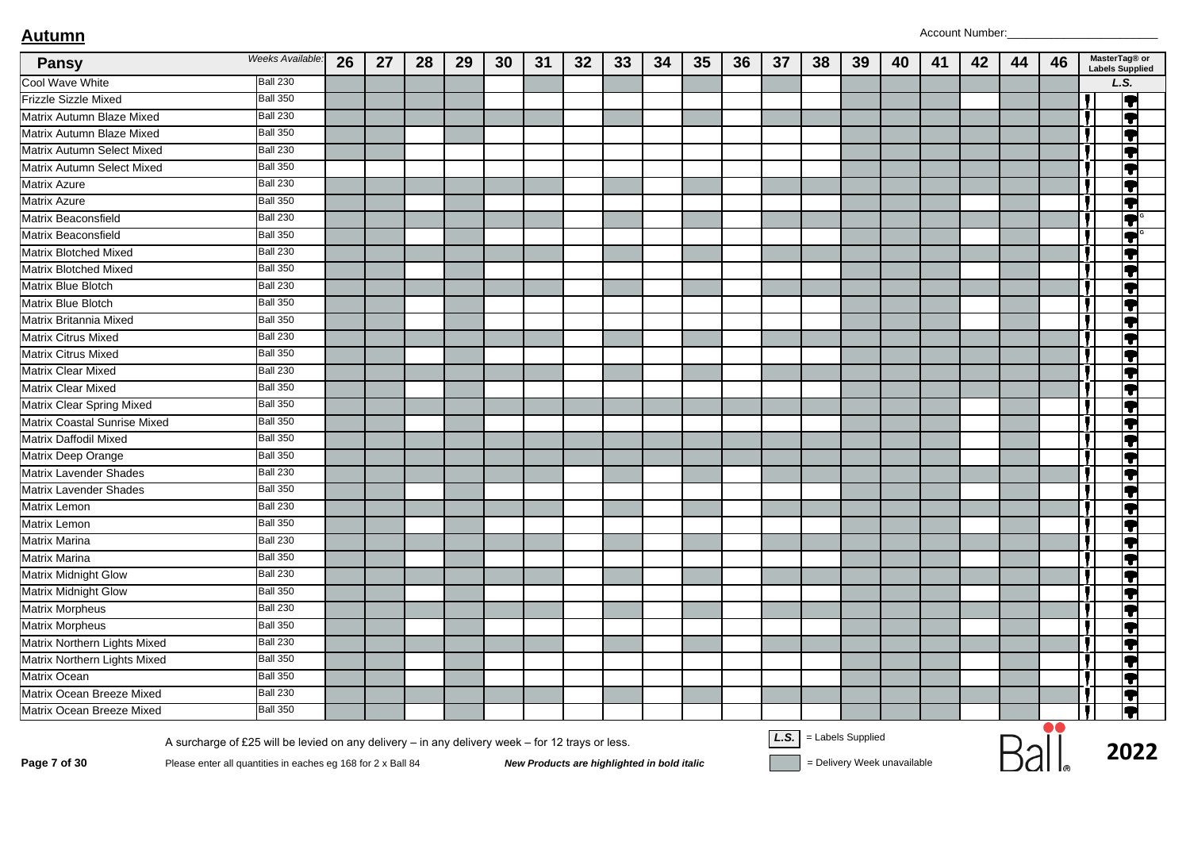## Autumn

Account Number:_______________________

| Pansy | Weeks Available: | 26 | 27 | 28 | 29 | 30 | 31 | 32 | 33 | 34 | 35 | 36 | 37 | 38 | 39 | 40 | 41 | 42 | 44 | 46 | MasterTag® or Labels Supplied |
|---|---|---|---|---|---|---|---|---|---|---|---|---|---|---|---|---|---|---|---|---|---|
| | | | | | | | | | | | | | | | | | | | | | L.S. |
| Cool Wave White | Ball 230 | ■ | ■ | ■ | ■ | | ■ | | ■ | | ■ | | ■ | | ■ | ■ | ■ | ■ | ■ | ■ | |
| Frizzle Sizzle Mixed | Ball 350 | ■ | ■ | ■ | ■ | | | | | | | | | | ■ | ■ | ■ | | ■ | | ✓ |
| Matrix Autumn Blaze Mixed | Ball 230 | ■ | ■ | ■ | ■ | ■ | ■ | | ■ | | ■ | | ■ | ■ | ■ | ■ | ■ | ■ | ■ | ■ | ✓ |
| Matrix Autumn Blaze Mixed | Ball 350 | ■ | ■ | | ■ | | | | | | | | | | ■ | ■ | ■ | | ■ | | ✓ |
| Matrix Autumn Select Mixed | Ball 230 | ■ | ■ | | | | | | | | | | | | ■ | ■ | ■ | ■ | ■ | ■ | ✓ |
| Matrix Autumn Select Mixed | Ball 350 | | | | | | | | | | | | | | ■ | ■ | ■ | ■ | ■ | ■ | ✓ |
| Matrix Azure | Ball 230 | ■ | ■ | ■ | ■ | ■ | ■ | | ■ | | ■ | | ■ | ■ | ■ | ■ | ■ | ■ | ■ | ■ | ✓ |
| Matrix Azure | Ball 350 | ■ | ■ | | ■ | | | | | | | | | | ■ | ■ | ■ | | ■ | | ✓ |
| Matrix Beaconsfield | Ball 230 | ■ | ■ | ■ | ■ | ■ | ■ | | ■ | | ■ | | ■ | ■ | ■ | ■ | ■ | ■ | ■ | ■ | ✓ G |
| Matrix Beaconsfield | Ball 350 | ■ | ■ | | ■ | | | | | | | | | | ■ | ■ | ■ | | ■ | | ✓ G |
| Matrix Blotched Mixed | Ball 230 | ■ | ■ | ■ | ■ | ■ | ■ | | ■ | | ■ | | ■ | ■ | ■ | ■ | ■ | ■ | ■ | ■ | ✓ |
| Matrix Blotched Mixed | Ball 350 | ■ | ■ | | ■ | | | | | | | | | | ■ | ■ | ■ | | ■ | | ✓ |
| Matrix Blue Blotch | Ball 230 | ■ | ■ | ■ | ■ | ■ | ■ | | ■ | | ■ | | ■ | ■ | ■ | ■ | ■ | ■ | ■ | ■ | ✓ |
| Matrix Blue Blotch | Ball 350 | ■ | ■ | | ■ | | | | | | | | | | ■ | ■ | ■ | | ■ | | ✓ |
| Matrix Britannia Mixed | Ball 350 | ■ | ■ | | ■ | | | | | | | | | | ■ | ■ | ■ | | ■ | | ✓ |
| Matrix Citrus Mixed | Ball 230 | ■ | ■ | ■ | ■ | ■ | ■ | | ■ | | ■ | | ■ | ■ | ■ | ■ | ■ | ■ | ■ | ■ | ✓ |
| Matrix Citrus Mixed | Ball 350 | ■ | ■ | | ■ | | | | | | | | | | ■ | ■ | ■ | | ■ | | ✓ |
| Matrix Clear Mixed | Ball 230 | ■ | ■ | ■ | ■ | ■ | ■ | | ■ | | ■ | | ■ | ■ | ■ | ■ | ■ | ■ | ■ | ■ | ✓ |
| Matrix Clear Mixed | Ball 350 | ■ | ■ | | ■ | | | | | | | | | | ■ | ■ | ■ | ■ | ■ | ■ | ✓ |
| Matrix Clear Spring Mixed | Ball 350 | ■ | ■ | ■ | ■ | ■ | ■ | ■ | ■ | ■ | ■ | ■ | ■ | ■ | ■ | ■ | ■ | | ■ | | ✓ |
| Matrix Coastal Sunrise Mixed | Ball 350 | ■ | ■ | | ■ | | | | | | | | | | ■ | ■ | ■ | | ■ | | ✓ |
| Matrix Daffodil Mixed | Ball 350 | ■ | ■ | ■ | ■ | ■ | ■ | ■ | ■ | ■ | ■ | ■ | ■ | ■ | ■ | ■ | ■ | | ■ | | ✓ |
| Matrix Deep Orange | Ball 350 | ■ | ■ | ■ | ■ | ■ | ■ | ■ | ■ | ■ | ■ | ■ | ■ | ■ | ■ | ■ | ■ | | ■ | | ✓ |
| Matrix Lavender Shades | Ball 230 | ■ | ■ | ■ | ■ | ■ | ■ | | ■ | | ■ | | ■ | ■ | ■ | ■ | ■ | ■ | ■ | ■ | ✓ |
| Matrix Lavender Shades | Ball 350 | ■ | ■ | | ■ | | | | | | | | | | ■ | ■ | ■ | | ■ | | ✓ |
| Matrix Lemon | Ball 230 | ■ | ■ | ■ | ■ | ■ | ■ | | ■ | | ■ | | ■ | ■ | ■ | ■ | ■ | ■ | ■ | ■ | ✓ |
| Matrix Lemon | Ball 350 | ■ | ■ | | ■ | | | | | | | | | | ■ | ■ | ■ | | ■ | | ✓ |
| Matrix Marina | Ball 230 | ■ | ■ | ■ | ■ | ■ | ■ | | ■ | | ■ | | ■ | ■ | ■ | ■ | ■ | ■ | ■ | ■ | ✓ |
| Matrix Marina | Ball 350 | ■ | ■ | | ■ | | | | | | | | | | ■ | ■ | ■ | | ■ | | ✓ |
| Matrix Midnight Glow | Ball 230 | ■ | ■ | ■ | ■ | ■ | ■ | | ■ | | ■ | | ■ | ■ | ■ | ■ | ■ | ■ | ■ | ■ | ✓ |
| Matrix Midnight Glow | Ball 350 | ■ | ■ | | ■ | | | | | | | | | | ■ | ■ | ■ | | ■ | | ✓ |
| Matrix Morpheus | Ball 230 | ■ | ■ | ■ | ■ | ■ | ■ | | ■ | | ■ | | ■ | ■ | ■ | ■ | ■ | ■ | ■ | ■ | ✓ |
| Matrix Morpheus | Ball 350 | ■ | ■ | | ■ | | | | | | | | | | ■ | ■ | ■ | | ■ | | ✓ |
| Matrix Northern Lights Mixed | Ball 230 | ■ | ■ | ■ | ■ | ■ | ■ | | ■ | | ■ | | ■ | ■ | ■ | ■ | ■ | ■ | ■ | ■ | ✓ |
| Matrix Northern Lights Mixed | Ball 350 | ■ | ■ | | ■ | | | | | | | | | | ■ | ■ | ■ | | ■ | | ✓ |
| Matrix Ocean | Ball 350 | ■ | ■ | | ■ | | | | | | | | | | ■ | ■ | ■ | | ■ | | ✓ |
| Matrix Ocean Breeze Mixed | Ball 230 | ■ | ■ | ■ | ■ | ■ | ■ | | ■ | | ■ | | ■ | ■ | ■ | ■ | ■ | ■ | ■ | ■ | ✓ |
| Matrix Ocean Breeze Mixed | Ball 350 | ■ | ■ | | ■ | | | | | | | | | | ■ | ■ | ■ | | ■ | | ✓ |

A surcharge of £25 will be levied on any delivery – in any delivery week – for 12 trays or less.

Please enter all quantities in eaches eg 168 for 2 x Ball 84

***New Products are highlighted in bold italic***

*L.S.* = Labels Supplied

■ = Delivery Week unavailable

Ball® 2022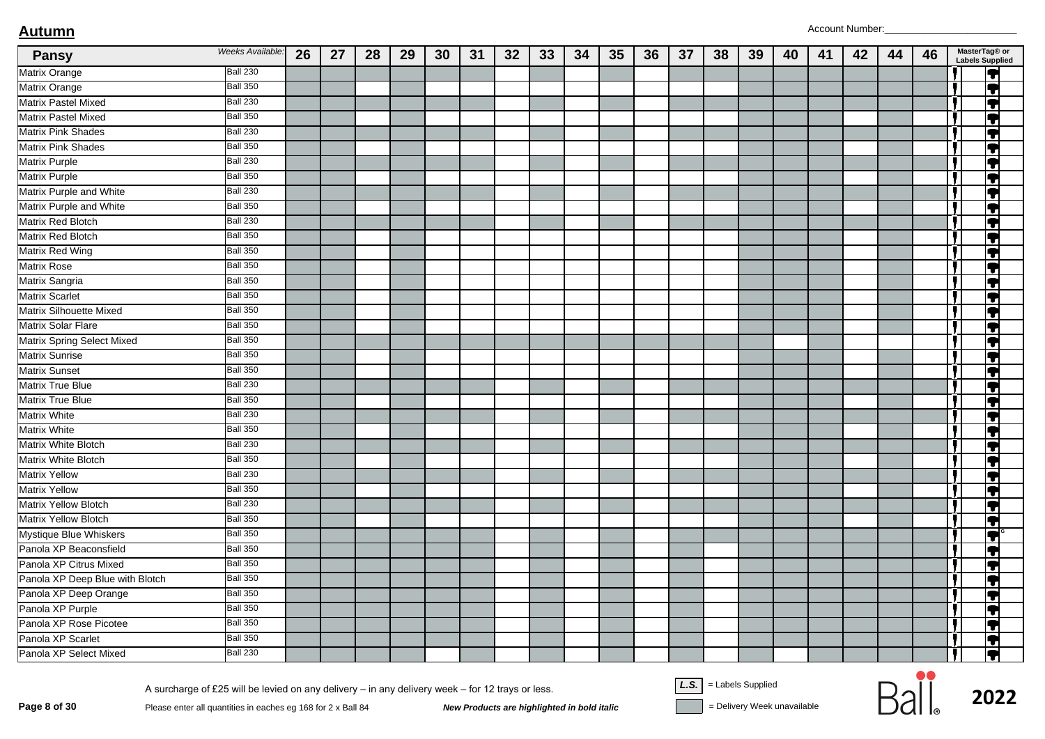## Autumn

Account Number:_______________________

| Pansy | Weeks Available: | 26 | 27 | 28 | 29 | 30 | 31 | 32 | 33 | 34 | 35 | 36 | 37 | 38 | 39 | 40 | 41 | 42 | 44 | 46 | MasterTag® or Labels Supplied |
|---|---|---|---|---|---|---|---|---|---|---|---|---|---|---|---|---|---|---|---|---|---|
| Matrix Orange | Ball 230 | | | | | | | | | | | | | | | | | | | | |
| Matrix Orange | Ball 350 | | | | | | | | | | | | | | | | | | | | |
| Matrix Pastel Mixed | Ball 230 | | | | | | | | | | | | | | | | | | | | |
| Matrix Pastel Mixed | Ball 350 | | | | | | | | | | | | | | | | | | | | |
| Matrix Pink Shades | Ball 230 | | | | | | | | | | | | | | | | | | | | |
| Matrix Pink Shades | Ball 350 | | | | | | | | | | | | | | | | | | | | |
| Matrix Purple | Ball 230 | | | | | | | | | | | | | | | | | | | | |
| Matrix Purple | Ball 350 | | | | | | | | | | | | | | | | | | | | |
| Matrix Purple and White | Ball 230 | | | | | | | | | | | | | | | | | | | | |
| Matrix Purple and White | Ball 350 | | | | | | | | | | | | | | | | | | | | |
| Matrix Red Blotch | Ball 230 | | | | | | | | | | | | | | | | | | | | |
| Matrix Red Blotch | Ball 350 | | | | | | | | | | | | | | | | | | | | |
| Matrix Red Wing | Ball 350 | | | | | | | | | | | | | | | | | | | | |
| Matrix Rose | Ball 350 | | | | | | | | | | | | | | | | | | | | |
| Matrix Sangria | Ball 350 | | | | | | | | | | | | | | | | | | | | |
| Matrix Scarlet | Ball 350 | | | | | | | | | | | | | | | | | | | | |
| Matrix Silhouette Mixed | Ball 350 | | | | | | | | | | | | | | | | | | | | |
| Matrix Solar Flare | Ball 350 | | | | | | | | | | | | | | | | | | | | |
| Matrix Spring Select Mixed | Ball 350 | | | | | | | | | | | | | | | | | | | | |
| Matrix Sunrise | Ball 350 | | | | | | | | | | | | | | | | | | | | |
| Matrix Sunset | Ball 350 | | | | | | | | | | | | | | | | | | | | |
| Matrix True Blue | Ball 230 | | | | | | | | | | | | | | | | | | | | |
| Matrix True Blue | Ball 350 | | | | | | | | | | | | | | | | | | | | |
| Matrix White | Ball 230 | | | | | | | | | | | | | | | | | | | | |
| Matrix White | Ball 350 | | | | | | | | | | | | | | | | | | | | |
| Matrix White Blotch | Ball 230 | | | | | | | | | | | | | | | | | | | | |
| Matrix White Blotch | Ball 350 | | | | | | | | | | | | | | | | | | | | |
| Matrix Yellow | Ball 230 | | | | | | | | | | | | | | | | | | | | |
| Matrix Yellow | Ball 350 | | | | | | | | | | | | | | | | | | | | |
| Matrix Yellow Blotch | Ball 230 | | | | | | | | | | | | | | | | | | | | |
| Matrix Yellow Blotch | Ball 350 | | | | | | | | | | | | | | | | | | | | |
| Mystique Blue Whiskers | Ball 350 | | | | | | | | | | | | | | | | | | | | |
| Panola XP Beaconsfield | Ball 350 | | | | | | | | | | | | | | | | | | | | |
| Panola XP Citrus Mixed | Ball 350 | | | | | | | | | | | | | | | | | | | | |
| Panola XP Deep Blue with Blotch | Ball 350 | | | | | | | | | | | | | | | | | | | | |
| Panola XP Deep Orange | Ball 350 | | | | | | | | | | | | | | | | | | | | |
| Panola XP Purple | Ball 350 | | | | | | | | | | | | | | | | | | | | |
| Panola XP Rose Picotee | Ball 350 | | | | | | | | | | | | | | | | | | | | |
| Panola XP Scarlet | Ball 350 | | | | | | | | | | | | | | | | | | | | |
| Panola XP Select Mixed | Ball 230 | | | | | | | | | | | | | | | | | | | | |

A surcharge of £25 will be levied on any delivery – in any delivery week – for 12 trays or less.

Please enter all quantities in eaches eg 168 for 2 x Ball 84

***New Products are highlighted in bold italic***

*L.S.* = Labels Supplied

= Delivery Week unavailable

Ball® 2022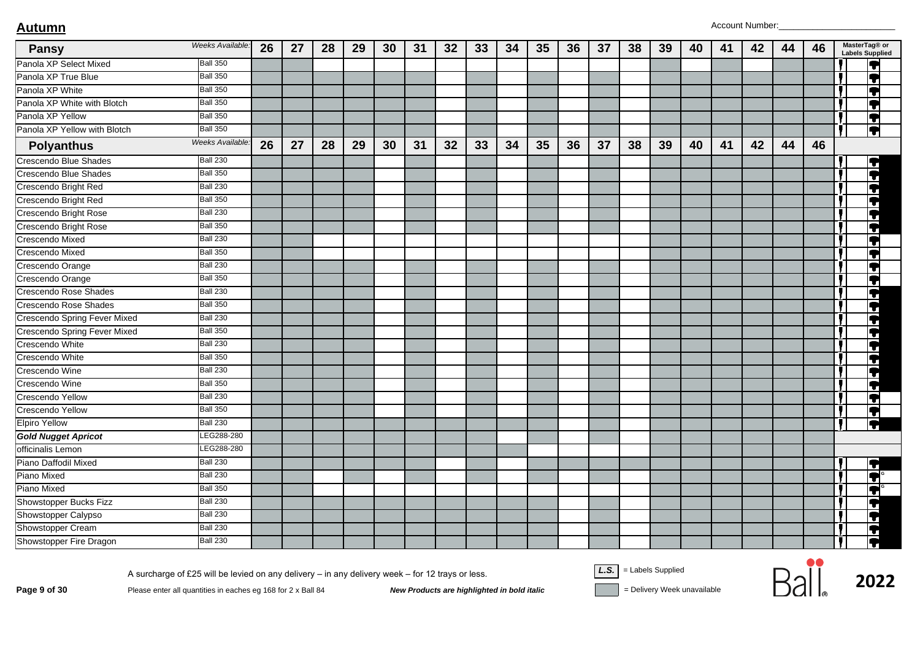## Autumn

Account Number:\_\_\_\_\_\_\_\_\_\_\_\_\_\_\_\_\_\_\_\_\_\_

| Pansy | Weeks Available: | 26 | 27 | 28 | 29 | 30 | 31 | 32 | 33 | 34 | 35 | 36 | 37 | 38 | 39 | 40 | 41 | 42 | 44 | 46 | MasterTag® or Labels Supplied |
|---|---|---|---|---|---|---|---|---|---|---|---|---|---|---|---|---|---|---|---|---|---|
| Panola XP Select Mixed | Ball 350 | | | | | | | | | | | | | | | | | | | | |
| Panola XP True Blue | Ball 350 | | | | | | | | | | | | | | | | | | | | |
| Panola XP White | Ball 350 | | | | | | | | | | | | | | | | | | | | |
| Panola XP White with Blotch | Ball 350 | | | | | | | | | | | | | | | | | | | | |
| Panola XP Yellow | Ball 350 | | | | | | | | | | | | | | | | | | | | |
| Panola XP Yellow with Blotch | Ball 350 | | | | | | | | | | | | | | | | | | | | |
| **Polyanthus** | Weeks Available: | 26 | 27 | 28 | 29 | 30 | 31 | 32 | 33 | 34 | 35 | 36 | 37 | 38 | 39 | 40 | 41 | 42 | 44 | 46 | |
| Crescendo Blue Shades | Ball 230 | | | | | | | | | | | | | | | | | | | | |
| Crescendo Blue Shades | Ball 350 | | | | | | | | | | | | | | | | | | | | |
| Crescendo Bright Red | Ball 230 | | | | | | | | | | | | | | | | | | | | |
| Crescendo Bright Red | Ball 350 | | | | | | | | | | | | | | | | | | | | |
| Crescendo Bright Rose | Ball 230 | | | | | | | | | | | | | | | | | | | | |
| Crescendo Bright Rose | Ball 350 | | | | | | | | | | | | | | | | | | | | |
| Crescendo Mixed | Ball 230 | | | | | | | | | | | | | | | | | | | | |
| Crescendo Mixed | Ball 350 | | | | | | | | | | | | | | | | | | | | |
| Crescendo Orange | Ball 230 | | | | | | | | | | | | | | | | | | | | |
| Crescendo Orange | Ball 350 | | | | | | | | | | | | | | | | | | | | |
| Crescendo Rose Shades | Ball 230 | | | | | | | | | | | | | | | | | | | | |
| Crescendo Rose Shades | Ball 350 | | | | | | | | | | | | | | | | | | | | |
| Crescendo Spring Fever Mixed | Ball 230 | | | | | | | | | | | | | | | | | | | | |
| Crescendo Spring Fever Mixed | Ball 350 | | | | | | | | | | | | | | | | | | | | |
| Crescendo White | Ball 230 | | | | | | | | | | | | | | | | | | | | |
| Crescendo White | Ball 350 | | | | | | | | | | | | | | | | | | | | |
| Crescendo Wine | Ball 230 | | | | | | | | | | | | | | | | | | | | |
| Crescendo Wine | Ball 350 | | | | | | | | | | | | | | | | | | | | |
| Crescendo Yellow | Ball 230 | | | | | | | | | | | | | | | | | | | | |
| Crescendo Yellow | Ball 350 | | | | | | | | | | | | | | | | | | | | |
| Elpiro Yellow | Ball 230 | | | | | | | | | | | | | | | | | | | | |
| ***Gold Nugget Apricot*** | LEG288-280 | | | | | | | | | | | | | | | | | | | | |
| officinalis Lemon | LEG288-280 | | | | | | | | | | | | | | | | | | | | |
| Piano Daffodil Mixed | Ball 230 | | | | | | | | | | | | | | | | | | | | |
| Piano Mixed | Ball 230 | | | | | | | | | | | | | | | | | | | | G |
| Piano Mixed | Ball 350 | | | | | | | | | | | | | | | | | | | | G |
| Showstopper Bucks Fizz | Ball 230 | | | | | | | | | | | | | | | | | | | | |
| Showstopper Calypso | Ball 230 | | | | | | | | | | | | | | | | | | | | |
| Showstopper Cream | Ball 230 | | | | | | | | | | | | | | | | | | | | |
| Showstopper Fire Dragon | Ball 230 | | | | | | | | | | | | | | | | | | | | |

A surcharge of £25 will be levied on any delivery – in any delivery week – for 12 trays or less.

Please enter all quantities in eaches eg 168 for 2 x Ball 84

***New Products are highlighted in bold italic***

*L.S.* = Labels Supplied

= Delivery Week unavailable

Ball® 2022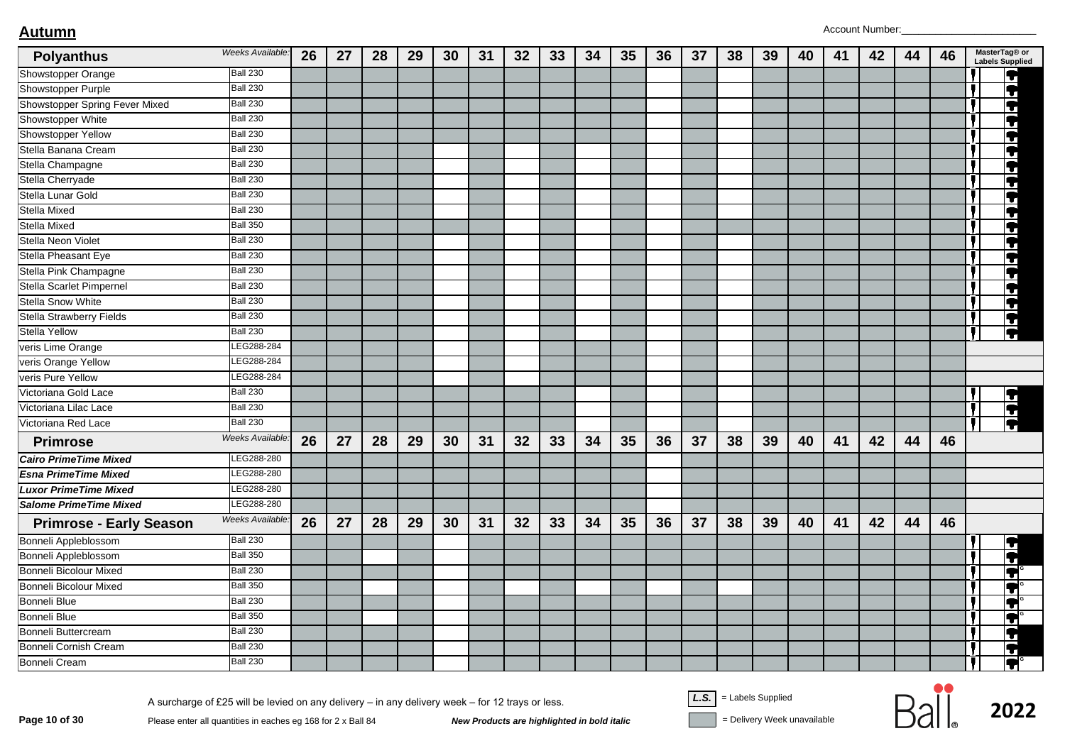## Autumn

Account Number:________________________

| Polyanthus | Weeks Available: | 26 | 27 | 28 | 29 | 30 | 31 | 32 | 33 | 34 | 35 | 36 | 37 | 38 | 39 | 40 | 41 | 42 | 44 | 46 | MasterTag® or Labels Supplied |
|---|---|---|---|---|---|---|---|---|---|---|---|---|---|---|---|---|---|---|---|---|---|
| Showstopper Orange | Ball 230 | ■ | ■ | ■ | ■ | ■ | ■ | ■ | ■ | ■ | ■ | | ■ | | ■ | ■ | ■ | ■ | ■ | ■ | ✓ |
| Showstopper Purple | Ball 230 | ■ | ■ | ■ | ■ | ■ | ■ | ■ | ■ | ■ | ■ | | ■ | | ■ | ■ | ■ | ■ | ■ | ■ | ✓ |
| Showstopper Spring Fever Mixed | Ball 230 | ■ | ■ | ■ | ■ | ■ | ■ | ■ | ■ | ■ | ■ | | ■ | | ■ | ■ | ■ | ■ | ■ | ■ | ✓ |
| Showstopper White | Ball 230 | ■ | ■ | ■ | ■ | ■ | ■ | ■ | ■ | ■ | ■ | | ■ | | ■ | ■ | ■ | ■ | ■ | ■ | ✓ |
| Showstopper Yellow | Ball 230 | ■ | ■ | ■ | ■ | ■ | ■ | ■ | ■ | ■ | ■ | | ■ | | ■ | ■ | ■ | ■ | ■ | ■ | ✓ |
| Stella Banana Cream | Ball 230 | ■ | ■ | ■ | ■ | | ■ | | ■ | | ■ | | ■ | | ■ | ■ | ■ | ■ | ■ | ■ | ✓ |
| Stella Champagne | Ball 230 | ■ | ■ | ■ | ■ | | ■ | | ■ | | ■ | | ■ | | ■ | ■ | ■ | ■ | ■ | ■ | ✓ |
| Stella Cherryade | Ball 230 | ■ | ■ | ■ | ■ | | ■ | | ■ | | ■ | | ■ | | ■ | ■ | ■ | ■ | ■ | ■ | ✓ |
| Stella Lunar Gold | Ball 230 | ■ | ■ | ■ | ■ | | ■ | | ■ | | ■ | | ■ | | ■ | ■ | ■ | ■ | ■ | ■ | ✓ |
| Stella Mixed | Ball 230 | ■ | ■ | ■ | ■ | | ■ | | ■ | | ■ | | ■ | | ■ | ■ | ■ | ■ | ■ | ■ | ✓ |
| Stella Mixed | Ball 350 | ■ | ■ | ■ | ■ | ■ | ■ | | ■ | | ■ | | ■ | ■ | ■ | ■ | ■ | ■ | ■ | ■ | ✓ |
| Stella Neon Violet | Ball 230 | ■ | ■ | ■ | ■ | | ■ | | ■ | | ■ | | ■ | | ■ | ■ | ■ | ■ | ■ | ■ | ✓ |
| Stella Pheasant Eye | Ball 230 | ■ | ■ | ■ | ■ | | ■ | | ■ | | ■ | | ■ | | ■ | ■ | ■ | ■ | ■ | ■ | ✓ |
| Stella Pink Champagne | Ball 230 | ■ | ■ | ■ | ■ | | ■ | | ■ | | ■ | | ■ | | ■ | ■ | ■ | ■ | ■ | ■ | ✓ |
| Stella Scarlet Pimpernel | Ball 230 | ■ | ■ | ■ | ■ | | ■ | | ■ | | ■ | | ■ | | ■ | ■ | ■ | ■ | ■ | ■ | ✓ |
| Stella Snow White | Ball 230 | ■ | ■ | ■ | ■ | | ■ | | ■ | | ■ | | ■ | | ■ | ■ | ■ | ■ | ■ | ■ | ✓ |
| Stella Strawberry Fields | Ball 230 | ■ | ■ | ■ | ■ | | ■ | | ■ | | ■ | | ■ | | ■ | ■ | ■ | ■ | ■ | ■ | ✓ |
| Stella Yellow | Ball 230 | ■ | ■ | ■ | ■ | | ■ | | ■ | | ■ | | ■ | | ■ | ■ | ■ | ■ | ■ | ■ | ✓ |
| veris Lime Orange | LEG288-284 | ■ | ■ | ■ | ■ | | ■ | | ■ | ■ | ■ | | ■ | | ■ | ■ | ■ | ■ | ■ | ■ | |
| veris Orange Yellow | LEG288-284 | ■ | ■ | ■ | ■ | | ■ | | ■ | ■ | ■ | | ■ | | ■ | ■ | ■ | ■ | ■ | ■ | |
| veris Pure Yellow | LEG288-284 | ■ | ■ | ■ | ■ | | ■ | | ■ | ■ | ■ | | ■ | | ■ | ■ | ■ | ■ | ■ | ■ | |
| Victoriana Gold Lace | Ball 230 | ■ | ■ | ■ | ■ | ■ | ■ | ■ | ■ | | ■ | | ■ | | ■ | ■ | ■ | ■ | ■ | ■ | ✓ |
| Victoriana Lilac Lace | Ball 230 | ■ | ■ | ■ | ■ | ■ | ■ | ■ | ■ | | ■ | | ■ | | ■ | ■ | ■ | ■ | ■ | ■ | ✓ |
| Victoriana Red Lace | Ball 230 | ■ | ■ | ■ | ■ | ■ | ■ | ■ | ■ | | ■ | | ■ | | ■ | ■ | ■ | ■ | ■ | ■ | ✓ |
| **Primrose** | Weeks Available: | 26 | 27 | 28 | 29 | 30 | 31 | 32 | 33 | 34 | 35 | 36 | 37 | 38 | 39 | 40 | 41 | 42 | 44 | 46 | |
| ***Cairo PrimeTime Mixed*** | LEG288-280 | ■ | ■ | ■ | ■ | ■ | ■ | ■ | ■ | ■ | ■ | | ■ | ■ | ■ | ■ | ■ | ■ | ■ | ■ | |
| ***Esna PrimeTime Mixed*** | LEG288-280 | ■ | ■ | ■ | ■ | ■ | ■ | ■ | ■ | ■ | ■ | | ■ | ■ | ■ | ■ | ■ | ■ | ■ | ■ | |
| ***Luxor PrimeTime Mixed*** | LEG288-280 | ■ | ■ | ■ | ■ | ■ | ■ | ■ | ■ | ■ | ■ | | ■ | ■ | ■ | ■ | ■ | ■ | ■ | ■ | |
| ***Salome PrimeTime Mixed*** | LEG288-280 | ■ | ■ | ■ | ■ | ■ | ■ | ■ | ■ | ■ | ■ | | ■ | ■ | ■ | ■ | ■ | ■ | ■ | ■ | |
| **Primrose - Early Season** | Weeks Available: | 26 | 27 | 28 | 29 | 30 | 31 | 32 | 33 | 34 | 35 | 36 | 37 | 38 | 39 | 40 | 41 | 42 | 44 | 46 | |
| Bonneli Appleblossom | Ball 230 | ■ | ■ | ■ | ■ | | ■ | ■ | ■ | ■ | ■ | ■ | ■ | ■ | ■ | ■ | ■ | ■ | ■ | ■ | ✓ |
| Bonneli Appleblossom | Ball 350 | ■ | ■ | | ■ | | ■ | ■ | ■ | ■ | ■ | ■ | ■ | ■ | ■ | ■ | ■ | ■ | ■ | ■ | ✓ |
| Bonneli Bicolour Mixed | Ball 230 | ■ | ■ | ■ | ■ | | ■ | ■ | ■ | ■ | ■ | ■ | ■ | ■ | ■ | ■ | ■ | ■ | ■ | ■ | ✓ G |
| Bonneli Bicolour Mixed | Ball 350 | ■ | ■ | | ■ | ■ | ■ | | ■ | | ■ | | ■ | | ■ | ■ | ■ | ■ | ■ | ■ | ✓ G |
| Bonneli Blue | Ball 230 | ■ | ■ | ■ | ■ | | ■ | ■ | ■ | ■ | ■ | ■ | ■ | ■ | ■ | ■ | ■ | ■ | ■ | ■ | ✓ G |
| Bonneli Blue | Ball 350 | ■ | ■ | | ■ | | ■ | ■ | ■ | ■ | ■ | ■ | ■ | ■ | ■ | ■ | ■ | ■ | ■ | ■ | ✓ G |
| Bonneli Buttercream | Ball 230 | ■ | ■ | ■ | ■ | | ■ | ■ | ■ | ■ | ■ | ■ | ■ | ■ | ■ | ■ | ■ | ■ | ■ | ■ | ✓ |
| Bonneli Cornish Cream | Ball 230 | ■ | ■ | ■ | ■ | | ■ | ■ | ■ | ■ | ■ | ■ | ■ | ■ | ■ | ■ | ■ | ■ | ■ | ■ | ✓ |
| Bonneli Cream | Ball 230 | ■ | ■ | ■ | ■ | | ■ | ■ | ■ | ■ | ■ | ■ | ■ | ■ | ■ | ■ | ■ | ■ | ■ | ■ | ✓ G |

A surcharge of £25 will be levied on any delivery – in any delivery week – for 12 trays or less.

Please enter all quantities in eaches eg 168 for 2 x Ball 84

***New Products are highlighted in bold italic***

L.S. = Labels Supplied

■ = Delivery Week unavailable

Ball® 2022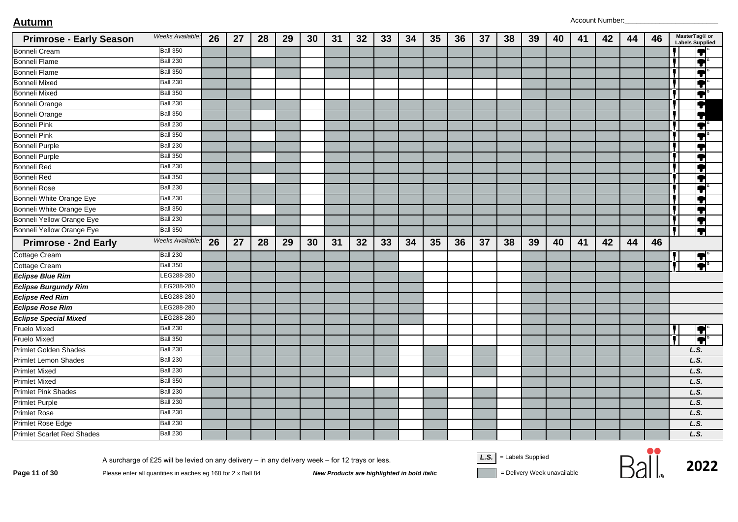## Autumn

Account Number:_______________________

| Primrose - Early Season | Weeks Available: | 26 | 27 | 28 | 29 | 30 | 31 | 32 | 33 | 34 | 35 | 36 | 37 | 38 | 39 | 40 | 41 | 42 | 44 | 46 | MasterTag® or Labels Supplied |
|---|---|---|---|---|---|---|---|---|---|---|---|---|---|---|---|---|---|---|---|---|---|
| Bonneli Cream | Ball 350 | ■ | ■ | | ■ | | ■ | ■ | ■ | ■ | ■ | ■ | ■ | ■ | ■ | ■ | ■ | ■ | ■ | ■ | MasterTag G |
| Bonneli Flame | Ball 230 | ■ | ■ | ■ | ■ | | ■ | ■ | ■ | ■ | ■ | ■ | ■ | ■ | ■ | ■ | ■ | ■ | ■ | ■ | MasterTag G |
| Bonneli Flame | Ball 350 | ■ | ■ | | ■ | | ■ | ■ | ■ | ■ | ■ | ■ | ■ | ■ | ■ | ■ | ■ | ■ | ■ | ■ | MasterTag G |
| Bonneli Mixed | Ball 230 | ■ | ■ | | ■ | | | | | | | | | | ■ | ■ | ■ | ■ | ■ | ■ | MasterTag G |
| Bonneli Mixed | Ball 350 | ■ | ■ | | | | | | | | | | | | ■ | ■ | ■ | ■ | ■ | ■ | MasterTag G |
| Bonneli Orange | Ball 230 | ■ | ■ | ■ | ■ | | ■ | ■ | ■ | ■ | ■ | ■ | ■ | ■ | ■ | ■ | ■ | ■ | ■ | ■ | MasterTag |
| Bonneli Orange | Ball 350 | ■ | ■ | | ■ | | ■ | ■ | ■ | ■ | ■ | ■ | ■ | ■ | ■ | ■ | ■ | ■ | ■ | ■ | MasterTag |
| Bonneli Pink | Ball 230 | ■ | ■ | ■ | ■ | | ■ | ■ | ■ | ■ | ■ | ■ | ■ | ■ | ■ | ■ | ■ | ■ | ■ | ■ | MasterTag G |
| Bonneli Pink | Ball 350 | ■ | ■ | | ■ | | ■ | ■ | ■ | ■ | ■ | ■ | ■ | ■ | ■ | ■ | ■ | ■ | ■ | ■ | MasterTag G |
| Bonneli Purple | Ball 230 | ■ | ■ | ■ | ■ | | ■ | ■ | ■ | ■ | ■ | ■ | ■ | ■ | ■ | ■ | ■ | ■ | ■ | ■ | MasterTag |
| Bonneli Purple | Ball 350 | ■ | ■ | | ■ | | ■ | ■ | ■ | ■ | ■ | ■ | ■ | ■ | ■ | ■ | ■ | ■ | ■ | ■ | MasterTag |
| Bonneli Red | Ball 230 | ■ | ■ | ■ | ■ | | ■ | ■ | ■ | ■ | ■ | ■ | ■ | ■ | ■ | ■ | ■ | ■ | ■ | ■ | MasterTag |
| Bonneli Red | Ball 350 | ■ | ■ | | ■ | | ■ | ■ | ■ | ■ | ■ | ■ | ■ | ■ | ■ | ■ | ■ | ■ | ■ | ■ | MasterTag |
| Bonneli Rose | Ball 230 | ■ | ■ | ■ | ■ | | ■ | ■ | ■ | ■ | ■ | ■ | ■ | ■ | ■ | ■ | ■ | ■ | ■ | ■ | MasterTag G |
| Bonneli White Orange Eye | Ball 230 | ■ | ■ | ■ | ■ | | ■ | ■ | ■ | ■ | ■ | ■ | ■ | ■ | ■ | ■ | ■ | ■ | ■ | ■ | MasterTag |
| Bonneli White Orange Eye | Ball 350 | ■ | ■ | | ■ | | ■ | ■ | ■ | ■ | ■ | ■ | ■ | ■ | ■ | ■ | ■ | ■ | ■ | ■ | MasterTag |
| Bonneli Yellow Orange Eye | Ball 230 | ■ | ■ | ■ | ■ | | ■ | ■ | ■ | ■ | ■ | ■ | ■ | ■ | ■ | ■ | ■ | ■ | ■ | ■ | MasterTag |
| Bonneli Yellow Orange Eye | Ball 350 | ■ | ■ | | ■ | | ■ | ■ | ■ | ■ | ■ | ■ | ■ | ■ | ■ | ■ | ■ | ■ | ■ | ■ | MasterTag |
| **Primrose - 2nd Early** | Weeks Available: | **26** | **27** | **28** | **29** | **30** | **31** | **32** | **33** | **34** | **35** | **36** | **37** | **38** | **39** | **40** | **41** | **42** | **44** | **46** | |
| Cottage Cream | Ball 230 | ■ | ■ | ■ | ■ | ■ | ■ | ■ | ■ | | | | | | ■ | ■ | ■ | ■ | ■ | ■ | MasterTag G |
| Cottage Cream | Ball 350 | ■ | ■ | ■ | ■ | ■ | ■ | ■ | ■ | | | | | | ■ | ■ | ■ | ■ | ■ | ■ | MasterTag G |
| ***Eclipse Blue Rim*** | LEG288-280 | ■ | ■ | ■ | ■ | ■ | ■ | ■ | ■ | ■ | | | | | ■ | ■ | ■ | ■ | ■ | ■ | |
| ***Eclipse Burgundy Rim*** | LEG288-280 | ■ | ■ | ■ | ■ | ■ | ■ | ■ | ■ | ■ | | | | | ■ | ■ | ■ | ■ | ■ | ■ | |
| ***Eclipse Red Rim*** | LEG288-280 | ■ | ■ | ■ | ■ | ■ | ■ | ■ | ■ | ■ | | | | | ■ | ■ | ■ | ■ | ■ | ■ | |
| ***Eclipse Rose Rim*** | LEG288-280 | ■ | ■ | ■ | ■ | ■ | ■ | ■ | ■ | ■ | | | | | ■ | ■ | ■ | ■ | ■ | ■ | |
| ***Eclipse Special Mixed*** | LEG288-280 | ■ | ■ | ■ | ■ | ■ | ■ | ■ | ■ | ■ | | | | | ■ | ■ | ■ | ■ | ■ | ■ | |
| Fruelo Mixed | Ball 230 | ■ | ■ | ■ | ■ | ■ | ■ | ■ | ■ | | | | | | ■ | ■ | ■ | ■ | ■ | ■ | MasterTag G |
| Fruelo Mixed | Ball 350 | ■ | ■ | ■ | ■ | ■ | ■ | ■ | ■ | | | | | | ■ | ■ | ■ | ■ | ■ | ■ | MasterTag G |
| Primlet Golden Shades | Ball 230 | ■ | ■ | ■ | ■ | ■ | ■ | ■ | ■ | | ■ | | ■ | | ■ | ■ | ■ | ■ | ■ | ■ | L.S. |
| Primlet Lemon Shades | Ball 230 | ■ | ■ | ■ | ■ | ■ | ■ | ■ | ■ | | ■ | | ■ | | ■ | ■ | ■ | ■ | ■ | ■ | L.S. |
| Primlet Mixed | Ball 230 | ■ | ■ | ■ | ■ | ■ | ■ | ■ | ■ | | ■ | | ■ | | ■ | ■ | ■ | ■ | ■ | ■ | L.S. |
| Primlet Mixed | Ball 350 | ■ | ■ | ■ | ■ | ■ | ■ | | | | | | | | ■ | ■ | ■ | ■ | ■ | ■ | L.S. |
| Primlet Pink Shades | Ball 230 | ■ | ■ | ■ | ■ | ■ | ■ | ■ | ■ | | ■ | | ■ | | ■ | ■ | ■ | ■ | ■ | ■ | L.S. |
| Primlet Purple | Ball 230 | ■ | ■ | ■ | ■ | ■ | ■ | ■ | ■ | | ■ | | ■ | | ■ | ■ | ■ | ■ | ■ | ■ | L.S. |
| Primlet Rose | Ball 230 | ■ | ■ | ■ | ■ | ■ | ■ | ■ | ■ | | ■ | | ■ | | ■ | ■ | ■ | ■ | ■ | ■ | L.S. |
| Primlet Rose Edge | Ball 230 | ■ | ■ | ■ | ■ | ■ | ■ | ■ | ■ | | ■ | | ■ | | ■ | ■ | ■ | ■ | ■ | ■ | L.S. |
| Primlet Scarlet Red Shades | Ball 230 | ■ | ■ | ■ | ■ | ■ | ■ | ■ | ■ | | ■ | | ■ | | ■ | ■ | ■ | ■ | ■ | ■ | L.S. |

A surcharge of £25 will be levied on any delivery – in any delivery week – for 12 trays or less.

Please enter all quantities in eaches eg 168 for 2 x Ball 84

***New Products are highlighted in bold italic***

*L.S.* = Labels Supplied

■ = Delivery Week unavailable

Ball® 2022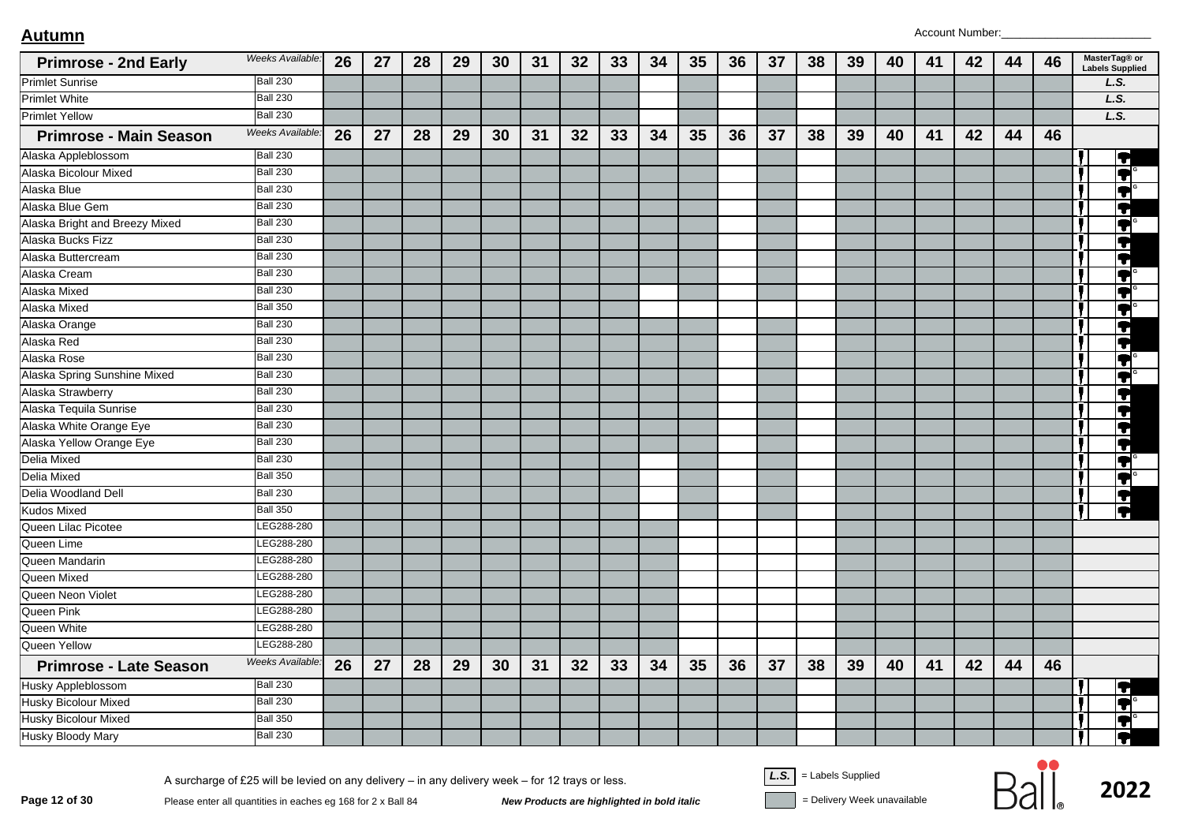## Autumn

Account Number:_______________________

| Primrose - 2nd Early | Weeks Available: | 26 | 27 | 28 | 29 | 30 | 31 | 32 | 33 | 34 | 35 | 36 | 37 | 38 | 39 | 40 | 41 | 42 | 44 | 46 | MasterTag® or Labels Supplied |
|---|---|---|---|---|---|---|---|---|---|---|---|---|---|---|---|---|---|---|---|---|---|
| Primlet Sunrise | Ball 230 | X | X | X | X | X | X | X | X | | X | | X | | X | X | X | X | X | X | L.S. |
| Primlet White | Ball 230 | X | X | X | X | X | X | X | X | | X | | X | | X | X | X | X | X | X | L.S. |
| Primlet Yellow | Ball 230 | X | X | X | X | X | X | X | X | | X | | X | | X | X | X | X | X | X | L.S. |
| **Primrose - Main Season** | Weeks Available: | 26 | 27 | 28 | 29 | 30 | 31 | 32 | 33 | 34 | 35 | 36 | 37 | 38 | 39 | 40 | 41 | 42 | 44 | 46 | |
| Alaska Appleblossom | Ball 230 | X | X | X | X | X | X | X | X | X | X | | X | | X | X | X | X | X | X | MasterTag |
| Alaska Bicolour Mixed | Ball 230 | X | X | X | X | X | X | X | X | X | X | | X | | X | X | X | X | X | X | MasterTag G |
| Alaska Blue | Ball 230 | X | X | X | X | X | X | X | X | X | X | | X | | X | X | X | X | X | X | MasterTag G |
| Alaska Blue Gem | Ball 230 | X | X | X | X | X | X | X | X | X | X | | X | | X | X | X | X | X | X | MasterTag |
| Alaska Bright and Breezy Mixed | Ball 230 | X | X | X | X | X | X | X | X | X | X | | X | | X | X | X | X | X | X | MasterTag G |
| Alaska Bucks Fizz | Ball 230 | X | X | X | X | X | X | X | X | X | X | | X | | X | X | X | X | X | X | MasterTag |
| Alaska Buttercream | Ball 230 | X | X | X | X | X | X | X | X | X | X | | X | | X | X | X | X | X | X | MasterTag |
| Alaska Cream | Ball 230 | X | X | X | X | X | X | X | X | X | X | | X | | X | X | X | X | X | X | MasterTag G |
| Alaska Mixed | Ball 230 | X | X | X | X | X | X | X | X | | X | | X | | X | X | X | X | X | X | MasterTag G |
| Alaska Mixed | Ball 350 | X | X | X | X | X | X | X | X | | | | | | X | X | X | X | X | X | MasterTag G |
| Alaska Orange | Ball 230 | X | X | X | X | X | X | X | X | X | X | | X | | X | X | X | X | X | X | MasterTag |
| Alaska Red | Ball 230 | X | X | X | X | X | X | X | X | X | X | | X | | X | X | X | X | X | X | MasterTag |
| Alaska Rose | Ball 230 | X | X | X | X | X | X | X | X | X | X | | X | | X | X | X | X | X | X | MasterTag G |
| Alaska Spring Sunshine Mixed | Ball 230 | X | X | X | X | X | X | X | X | X | X | | X | | X | X | X | X | X | X | MasterTag G |
| Alaska Strawberry | Ball 230 | X | X | X | X | X | X | X | X | X | X | | X | | X | X | X | X | X | X | MasterTag |
| Alaska Tequila Sunrise | Ball 230 | X | X | X | X | X | X | X | X | X | X | | X | | X | X | X | X | X | X | MasterTag |
| Alaska White Orange Eye | Ball 230 | X | X | X | X | X | X | X | X | X | X | | X | | X | X | X | X | X | X | MasterTag |
| Alaska Yellow Orange Eye | Ball 230 | X | X | X | X | X | X | X | X | X | X | | X | | X | X | X | X | X | X | MasterTag |
| Delia Mixed | Ball 230 | X | X | X | X | X | X | X | X | | X | | X | | X | X | X | X | X | X | MasterTag G |
| Delia Mixed | Ball 350 | X | X | X | X | X | X | X | X | | X | | X | | X | X | X | X | X | X | MasterTag G |
| Delia Woodland Dell | Ball 230 | X | X | X | X | X | X | X | X | | X | | X | | X | X | X | X | X | X | MasterTag |
| Kudos Mixed | Ball 350 | X | X | X | X | X | X | X | X | | X | | X | | X | X | X | X | X | X | MasterTag |
| Queen Lilac Picotee | LEG288-280 | X | X | X | X | X | X | X | X | X | | | | | X | X | X | X | X | X | |
| Queen Lime | LEG288-280 | X | X | X | X | X | X | X | X | X | | | | | X | X | X | X | X | X | |
| Queen Mandarin | LEG288-280 | X | X | X | X | X | X | X | X | X | | | | | X | X | X | X | X | X | |
| Queen Mixed | LEG288-280 | X | X | X | X | X | X | X | X | X | | | | | X | X | X | X | X | X | |
| Queen Neon Violet | LEG288-280 | X | X | X | X | X | X | X | X | X | | | | | X | X | X | X | X | X | |
| Queen Pink | LEG288-280 | X | X | X | X | X | X | X | X | X | | | | | X | X | X | X | X | X | |
| Queen White | LEG288-280 | X | X | X | X | X | X | X | X | X | | | | | X | X | X | X | X | X | |
| Queen Yellow | LEG288-280 | X | X | X | X | X | X | X | X | X | | | | | X | X | X | X | X | X | |
| **Primrose - Late Season** | Weeks Available: | 26 | 27 | 28 | 29 | 30 | 31 | 32 | 33 | 34 | 35 | 36 | 37 | 38 | 39 | 40 | 41 | 42 | 44 | 46 | |
| Husky Appleblossom | Ball 230 | X | X | X | X | X | X | X | X | X | X | X | X | | X | X | X | X | X | X | MasterTag |
| Husky Bicolour Mixed | Ball 230 | X | X | X | X | X | X | X | X | X | X | X | X | | X | X | X | X | X | X | MasterTag G |
| Husky Bicolour Mixed | Ball 350 | X | X | X | X | X | X | X | X | X | X | X | X | | X | X | X | X | X | X | MasterTag G |
| Husky Bloody Mary | Ball 230 | X | X | X | X | X | X | X | X | X | X | X | X | | X | X | X | X | X | X | MasterTag |

A surcharge of £25 will be levied on any delivery – in any delivery week – for 12 trays or less.

Please enter all quantities in eaches eg 168 for 2 x Ball 84

***New Products are highlighted in bold italic***

*L.S.* = Labels Supplied

X (shaded) = Delivery Week unavailable

Ball 2022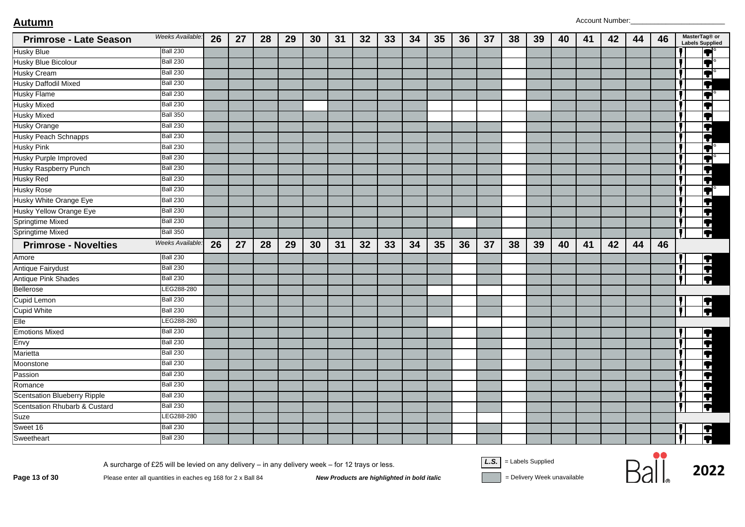## Autumn

Account Number:_______________________

| Primrose - Late Season | Weeks Available: | 26 | 27 | 28 | 29 | 30 | 31 | 32 | 33 | 34 | 35 | 36 | 37 | 38 | 39 | 40 | 41 | 42 | 44 | 46 | MasterTag® or Labels Supplied |
|---|---|---|---|---|---|---|---|---|---|---|---|---|---|---|---|---|---|---|---|---|---|
| Husky Blue | Ball 230 | | | | | | | | | | | | | | | | | | | | |
| Husky Blue Bicolour | Ball 230 | | | | | | | | | | | | | | | | | | | | |
| Husky Cream | Ball 230 | | | | | | | | | | | | | | | | | | | | |
| Husky Daffodil Mixed | Ball 230 | | | | | | | | | | | | | | | | | | | | |
| Husky Flame | Ball 230 | | | | | | | | | | | | | | | | | | | | |
| Husky Mixed | Ball 230 | | | | | | | | | | | | | | | | | | | | |
| Husky Mixed | Ball 350 | | | | | | | | | | | | | | | | | | | | |
| Husky Orange | Ball 230 | | | | | | | | | | | | | | | | | | | | |
| Husky Peach Schnapps | Ball 230 | | | | | | | | | | | | | | | | | | | | |
| Husky Pink | Ball 230 | | | | | | | | | | | | | | | | | | | | |
| Husky Purple Improved | Ball 230 | | | | | | | | | | | | | | | | | | | | |
| Husky Raspberry Punch | Ball 230 | | | | | | | | | | | | | | | | | | | | |
| Husky Red | Ball 230 | | | | | | | | | | | | | | | | | | | | |
| Husky Rose | Ball 230 | | | | | | | | | | | | | | | | | | | | |
| Husky White Orange Eye | Ball 230 | | | | | | | | | | | | | | | | | | | | |
| Husky Yellow Orange Eye | Ball 230 | | | | | | | | | | | | | | | | | | | | |
| Springtime Mixed | Ball 230 | | | | | | | | | | | | | | | | | | | | |
| Springtime Mixed | Ball 350 | | | | | | | | | | | | | | | | | | | | |

| Primrose - Novelties | Weeks Available: | 26 | 27 | 28 | 29 | 30 | 31 | 32 | 33 | 34 | 35 | 36 | 37 | 38 | 39 | 40 | 41 | 42 | 44 | 46 | |
|---|---|---|---|---|---|---|---|---|---|---|---|---|---|---|---|---|---|---|---|---|---|
| Amore | Ball 230 | | | | | | | | | | | | | | | | | | | | |
| Antique Fairydust | Ball 230 | | | | | | | | | | | | | | | | | | | | |
| Antique Pink Shades | Ball 230 | | | | | | | | | | | | | | | | | | | | |
| Bellerose | LEG288-280 | | | | | | | | | | | | | | | | | | | | |
| Cupid Lemon | Ball 230 | | | | | | | | | | | | | | | | | | | | |
| Cupid White | Ball 230 | | | | | | | | | | | | | | | | | | | | |
| Elle | LEG288-280 | | | | | | | | | | | | | | | | | | | | |
| Emotions Mixed | Ball 230 | | | | | | | | | | | | | | | | | | | | |
| Envy | Ball 230 | | | | | | | | | | | | | | | | | | | | |
| Marietta | Ball 230 | | | | | | | | | | | | | | | | | | | | |
| Moonstone | Ball 230 | | | | | | | | | | | | | | | | | | | | |
| Passion | Ball 230 | | | | | | | | | | | | | | | | | | | | |
| Romance | Ball 230 | | | | | | | | | | | | | | | | | | | | |
| Scentsation Blueberry Ripple | Ball 230 | | | | | | | | | | | | | | | | | | | | |
| Scentsation Rhubarb & Custard | Ball 230 | | | | | | | | | | | | | | | | | | | | |
| Suze | LEG288-280 | | | | | | | | | | | | | | | | | | | | |
| Sweet 16 | Ball 230 | | | | | | | | | | | | | | | | | | | | |
| Sweetheart | Ball 230 | | | | | | | | | | | | | | | | | | | | |

A surcharge of £25 will be levied on any delivery – in any delivery week – for 12 trays or less.

Please enter all quantities in eaches eg 168 for 2 x Ball 84

***New Products are highlighted in bold italic***

*L.S.* = Labels Supplied

= Delivery Week unavailable

Ball 2022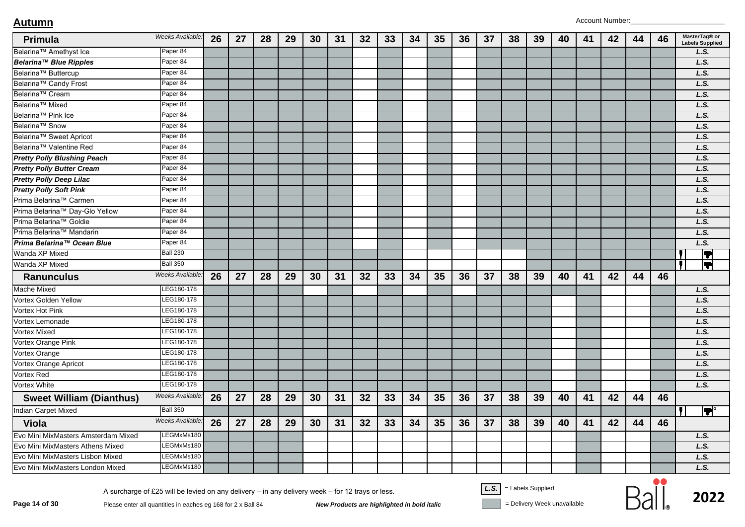## Autumn

Account Number:_______________________

■ = Delivery Week unavailable (shaded cells)

| Primula | Weeks Available: | 26 | 27 | 28 | 29 | 30 | 31 | 32 | 33 | 34 | 35 | 36 | 37 | 38 | 39 | 40 | 41 | 42 | 44 | 46 | MasterTag® or Labels Supplied |
|---|---|---|---|---|---|---|---|---|---|---|---|---|---|---|---|---|---|---|---|---|---|
| Belarina™ Amethyst Ice | Paper 84 | ■ | ■ | ■ | ■ | ■ | ■ | | ■ | | ■ | | ■ | ■ | ■ | ■ | ■ | ■ | ■ | ■ | L.S. |
| ***Belarina™ Blue Ripples*** | Paper 84 | ■ | ■ | ■ | ■ | ■ | ■ | | ■ | | ■ | | ■ | ■ | ■ | ■ | ■ | ■ | ■ | ■ | L.S. |
| Belarina™ Buttercup | Paper 84 | ■ | ■ | ■ | ■ | ■ | ■ | | ■ | | ■ | | ■ | ■ | ■ | ■ | ■ | ■ | ■ | ■ | L.S. |
| Belarina™ Candy Frost | Paper 84 | ■ | ■ | ■ | ■ | ■ | ■ | | ■ | | ■ | | ■ | ■ | ■ | ■ | ■ | ■ | ■ | ■ | L.S. |
| Belarina™ Cream | Paper 84 | ■ | ■ | ■ | ■ | ■ | ■ | | ■ | | ■ | | ■ | ■ | ■ | ■ | ■ | ■ | ■ | ■ | L.S. |
| Belarina™ Mixed | Paper 84 | ■ | ■ | ■ | ■ | ■ | ■ | | ■ | | ■ | | ■ | ■ | ■ | ■ | ■ | ■ | ■ | ■ | L.S. |
| Belarina™ Pink Ice | Paper 84 | ■ | ■ | ■ | ■ | ■ | ■ | | ■ | | ■ | | ■ | ■ | ■ | ■ | ■ | ■ | ■ | ■ | L.S. |
| Belarina™ Snow | Paper 84 | ■ | ■ | ■ | ■ | ■ | ■ | | ■ | | ■ | | ■ | ■ | ■ | ■ | ■ | ■ | ■ | ■ | L.S. |
| Belarina™ Sweet Apricot | Paper 84 | ■ | ■ | ■ | ■ | ■ | ■ | | ■ | | ■ | | ■ | ■ | ■ | ■ | ■ | ■ | ■ | ■ | L.S. |
| Belarina™ Valentine Red | Paper 84 | ■ | ■ | ■ | ■ | ■ | ■ | | ■ | | ■ | | ■ | ■ | ■ | ■ | ■ | ■ | ■ | ■ | L.S. |
| ***Pretty Polly Blushing Peach*** | Paper 84 | ■ | ■ | ■ | ■ | ■ | ■ | | ■ | | ■ | | ■ | ■ | ■ | ■ | ■ | ■ | ■ | ■ | L.S. |
| ***Pretty Polly Butter Cream*** | Paper 84 | ■ | ■ | ■ | ■ | ■ | ■ | | ■ | | ■ | | ■ | ■ | ■ | ■ | ■ | ■ | ■ | ■ | L.S. |
| ***Pretty Polly Deep Lilac*** | Paper 84 | ■ | ■ | ■ | ■ | ■ | ■ | | ■ | | ■ | | ■ | ■ | ■ | ■ | ■ | ■ | ■ | ■ | L.S. |
| ***Pretty Polly Soft Pink*** | Paper 84 | ■ | ■ | ■ | ■ | ■ | ■ | | ■ | | ■ | | ■ | ■ | ■ | ■ | ■ | ■ | ■ | ■ | L.S. |
| Prima Belarina™ Carmen | Paper 84 | ■ | ■ | ■ | ■ | ■ | ■ | | ■ | | ■ | | ■ | ■ | ■ | ■ | ■ | ■ | ■ | ■ | L.S. |
| Prima Belarina™ Day-Glo Yellow | Paper 84 | ■ | ■ | ■ | ■ | ■ | ■ | | ■ | | ■ | | ■ | ■ | ■ | ■ | ■ | ■ | ■ | ■ | L.S. |
| Prima Belarina™ Goldie | Paper 84 | ■ | ■ | ■ | ■ | ■ | ■ | | ■ | | ■ | | ■ | ■ | ■ | ■ | ■ | ■ | ■ | ■ | L.S. |
| Prima Belarina™ Mandarin | Paper 84 | ■ | ■ | ■ | ■ | ■ | ■ | | ■ | | ■ | | ■ | ■ | ■ | ■ | ■ | ■ | ■ | ■ | L.S. |
| ***Prima Belarina™ Ocean Blue*** | Paper 84 | ■ | ■ | ■ | ■ | ■ | ■ | | ■ | | ■ | | ■ | ■ | ■ | ■ | ■ | ■ | ■ | ■ | L.S. |
| Wanda XP Mixed | Ball 230 | ■ | ■ | ■ | ■ | ■ | ■ | ■ | ■ | | | | | | ■ | ■ | ■ | ■ | ■ | ■ | |
| Wanda XP Mixed | Ball 350 | ■ | ■ | ■ | ■ | ■ | ■ | ■ | ■ | | | | | | ■ | ■ | ■ | ■ | ■ | ■ | |
| **Ranunculus** | Weeks Available: | 26 | 27 | 28 | 29 | 30 | 31 | 32 | 33 | 34 | 35 | 36 | 37 | 38 | 39 | 40 | 41 | 42 | 44 | 46 | |
| Mache Mixed | LEG180-178 | ■ | ■ | ■ | ■ | | ■ | ■ | ■ | | ■ | ■ | ■ | ■ | ■ | ■ | ■ | | | ■ | L.S. |
| Vortex Golden Yellow | LEG180-178 | ■ | ■ | ■ | ■ | ■ | ■ | ■ | ■ | ■ | ■ | ■ | ■ | ■ | ■ | | ■ | | | ■ | L.S. |
| Vortex Hot Pink | LEG180-178 | ■ | ■ | ■ | ■ | ■ | ■ | ■ | ■ | ■ | ■ | ■ | ■ | ■ | ■ | | ■ | | | ■ | L.S. |
| Vortex Lemonade | LEG180-178 | ■ | ■ | ■ | ■ | ■ | ■ | ■ | ■ | ■ | ■ | ■ | ■ | ■ | ■ | | ■ | | | ■ | L.S. |
| Vortex Mixed | LEG180-178 | ■ | ■ | ■ | ■ | ■ | ■ | ■ | ■ | ■ | ■ | ■ | ■ | ■ | ■ | | ■ | | | ■ | L.S. |
| Vortex Orange Pink | LEG180-178 | ■ | ■ | ■ | ■ | ■ | ■ | ■ | ■ | ■ | ■ | ■ | ■ | ■ | ■ | | ■ | | | ■ | L.S. |
| Vortex Orange | LEG180-178 | ■ | ■ | ■ | ■ | ■ | ■ | ■ | ■ | ■ | ■ | ■ | ■ | ■ | ■ | | ■ | | | ■ | L.S. |
| Vortex Orange Apricot | LEG180-178 | ■ | ■ | ■ | ■ | ■ | ■ | ■ | ■ | ■ | ■ | ■ | ■ | ■ | ■ | | ■ | | | ■ | L.S. |
| Vortex Red | LEG180-178 | ■ | ■ | ■ | ■ | ■ | ■ | ■ | ■ | ■ | ■ | ■ | ■ | ■ | ■ | | ■ | | | ■ | L.S. |
| Vortex White | LEG180-178 | ■ | ■ | ■ | ■ | ■ | ■ | ■ | ■ | ■ | ■ | ■ | ■ | ■ | ■ | | ■ | | | ■ | L.S. |
| **Sweet William (Dianthus)** | Weeks Available: | 26 | 27 | 28 | 29 | 30 | 31 | 32 | 33 | 34 | 35 | 36 | 37 | 38 | 39 | 40 | 41 | 42 | 44 | 46 | |
| Indian Carpet Mixed | Ball 350 | ■ | ■ | ■ | ■ | | ■ | | ■ | | ■ | | ■ | ■ | ■ | ■ | ■ | ■ | ■ | ■ | G |
| **Viola** | Weeks Available: | 26 | 27 | 28 | 29 | 30 | 31 | 32 | 33 | 34 | 35 | 36 | 37 | 38 | 39 | 40 | 41 | 42 | 44 | 46 | |
| Evo Mini MixMasters Amsterdam Mixed | LEGMxMs180 | ■ | ■ | ■ | ■ | | | | | | | | | | | | ■ | | | ■ | L.S. |
| Evo Mini MixMasters Athens Mixed | LEGMxMs180 | ■ | ■ | ■ | ■ | | | | | | | | | | | | ■ | | | ■ | L.S. |
| Evo Mini MixMasters Lisbon Mixed | LEGMxMs180 | ■ | ■ | ■ | ■ | | | | | | | | | | | | ■ | | | ■ | L.S. |
| Evo Mini MixMasters London Mixed | LEGMxMs180 | ■ | ■ | ■ | ■ | | | | | | | | | | | | ■ | | | ■ | L.S. |

A surcharge of £25 will be levied on any delivery – in any delivery week – for 12 trays or less.

Please enter all quantities in eaches eg 168 for 2 x Ball 84

***New Products are highlighted in bold italic***

L.S. = Labels Supplied

■ = Delivery Week unavailable

Ball® 2022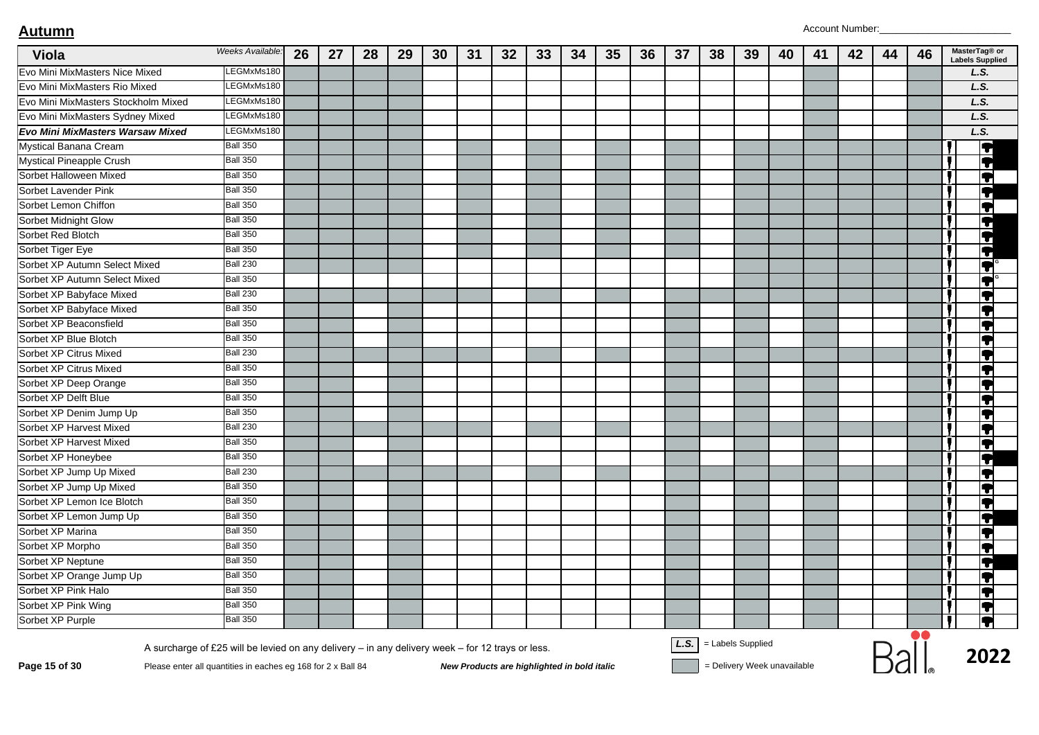# Autumn

Account Number:_______________________

| Viola | Weeks Available: | 26 | 27 | 28 | 29 | 30 | 31 | 32 | 33 | 34 | 35 | 36 | 37 | 38 | 39 | 40 | 41 | 42 | 44 | 46 | MasterTag® or Labels Supplied |
|---|---|---|---|---|---|---|---|---|---|---|---|---|---|---|---|---|---|---|---|---|---|
| Evo Mini MixMasters Nice Mixed | LEGMxMs180 | | | | | | | | | | | | | | | | | | | | L.S. |
| Evo Mini MixMasters Rio Mixed | LEGMxMs180 | | | | | | | | | | | | | | | | | | | | L.S. |
| Evo Mini MixMasters Stockholm Mixed | LEGMxMs180 | | | | | | | | | | | | | | | | | | | | L.S. |
| Evo Mini MixMasters Sydney Mixed | LEGMxMs180 | | | | | | | | | | | | | | | | | | | | L.S. |
| ***Evo Mini MixMasters Warsaw Mixed*** | LEGMxMs180 | | | | | | | | | | | | | | | | | | | | L.S. |
| Mystical Banana Cream | Ball 350 | | | | | | | | | | | | | | | | | | | | |
| Mystical Pineapple Crush | Ball 350 | | | | | | | | | | | | | | | | | | | | |
| Sorbet Halloween Mixed | Ball 350 | | | | | | | | | | | | | | | | | | | | |
| Sorbet Lavender Pink | Ball 350 | | | | | | | | | | | | | | | | | | | | |
| Sorbet Lemon Chiffon | Ball 350 | | | | | | | | | | | | | | | | | | | | |
| Sorbet Midnight Glow | Ball 350 | | | | | | | | | | | | | | | | | | | | |
| Sorbet Red Blotch | Ball 350 | | | | | | | | | | | | | | | | | | | | |
| Sorbet Tiger Eye | Ball 350 | | | | | | | | | | | | | | | | | | | | |
| Sorbet XP Autumn Select Mixed | Ball 230 | | | | | | | | | | | | | | | | | | | | G |
| Sorbet XP Autumn Select Mixed | Ball 350 | | | | | | | | | | | | | | | | | | | | G |
| Sorbet XP Babyface Mixed | Ball 230 | | | | | | | | | | | | | | | | | | | | |
| Sorbet XP Babyface Mixed | Ball 350 | | | | | | | | | | | | | | | | | | | | |
| Sorbet XP Beaconsfield | Ball 350 | | | | | | | | | | | | | | | | | | | | |
| Sorbet XP Blue Blotch | Ball 350 | | | | | | | | | | | | | | | | | | | | |
| Sorbet XP Citrus Mixed | Ball 230 | | | | | | | | | | | | | | | | | | | | |
| Sorbet XP Citrus Mixed | Ball 350 | | | | | | | | | | | | | | | | | | | | |
| Sorbet XP Deep Orange | Ball 350 | | | | | | | | | | | | | | | | | | | | |
| Sorbet XP Delft Blue | Ball 350 | | | | | | | | | | | | | | | | | | | | |
| Sorbet XP Denim Jump Up | Ball 350 | | | | | | | | | | | | | | | | | | | | |
| Sorbet XP Harvest Mixed | Ball 230 | | | | | | | | | | | | | | | | | | | | |
| Sorbet XP Harvest Mixed | Ball 350 | | | | | | | | | | | | | | | | | | | | |
| Sorbet XP Honeybee | Ball 350 | | | | | | | | | | | | | | | | | | | | |
| Sorbet XP Jump Up Mixed | Ball 230 | | | | | | | | | | | | | | | | | | | | |
| Sorbet XP Jump Up Mixed | Ball 350 | | | | | | | | | | | | | | | | | | | | |
| Sorbet XP Lemon Ice Blotch | Ball 350 | | | | | | | | | | | | | | | | | | | | |
| Sorbet XP Lemon Jump Up | Ball 350 | | | | | | | | | | | | | | | | | | | | |
| Sorbet XP Marina | Ball 350 | | | | | | | | | | | | | | | | | | | | |
| Sorbet XP Morpho | Ball 350 | | | | | | | | | | | | | | | | | | | | |
| Sorbet XP Neptune | Ball 350 | | | | | | | | | | | | | | | | | | | | |
| Sorbet XP Orange Jump Up | Ball 350 | | | | | | | | | | | | | | | | | | | | |
| Sorbet XP Pink Halo | Ball 350 | | | | | | | | | | | | | | | | | | | | |
| Sorbet XP Pink Wing | Ball 350 | | | | | | | | | | | | | | | | | | | | |
| Sorbet XP Purple | Ball 350 | | | | | | | | | | | | | | | | | | | | |

A surcharge of £25 will be levied on any delivery – in any delivery week – for 12 trays or less.

Please enter all quantities in eaches eg 168 for 2 x Ball 84

***New Products are highlighted in bold italic***

L.S. = Labels Supplied

= Delivery Week unavailable

Ball 2022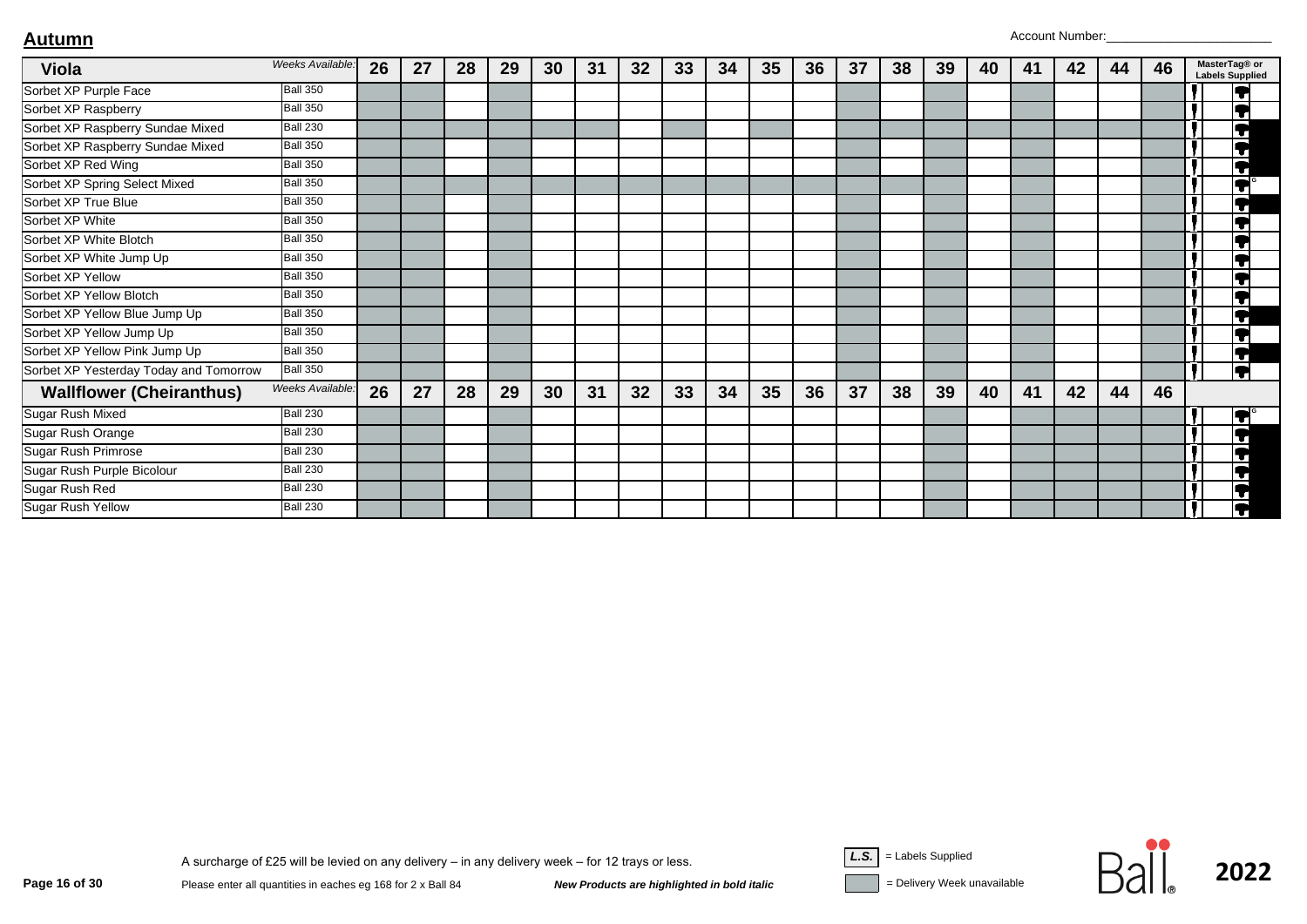## Autumn

Account Number:_______________________

| Viola | Weeks Available: | 26 | 27 | 28 | 29 | 30 | 31 | 32 | 33 | 34 | 35 | 36 | 37 | 38 | 39 | 40 | 41 | 42 | 44 | 46 | MasterTag® or Labels Supplied |
|---|---|---|---|---|---|---|---|---|---|---|---|---|---|---|---|---|---|---|---|---|---|
| Sorbet XP Purple Face | Ball 350 | | | | | | | | | | | | | | | | | | | | |
| Sorbet XP Raspberry | Ball 350 | | | | | | | | | | | | | | | | | | | | |
| Sorbet XP Raspberry Sundae Mixed | Ball 230 | | | | | | | | | | | | | | | | | | | | |
| Sorbet XP Raspberry Sundae Mixed | Ball 350 | | | | | | | | | | | | | | | | | | | | |
| Sorbet XP Red Wing | Ball 350 | | | | | | | | | | | | | | | | | | | | |
| Sorbet XP Spring Select Mixed | Ball 350 | | | | | | | | | | | | | | | | | | | | G |
| Sorbet XP True Blue | Ball 350 | | | | | | | | | | | | | | | | | | | | |
| Sorbet XP White | Ball 350 | | | | | | | | | | | | | | | | | | | | |
| Sorbet XP White Blotch | Ball 350 | | | | | | | | | | | | | | | | | | | | |
| Sorbet XP White Jump Up | Ball 350 | | | | | | | | | | | | | | | | | | | | |
| Sorbet XP Yellow | Ball 350 | | | | | | | | | | | | | | | | | | | | |
| Sorbet XP Yellow Blotch | Ball 350 | | | | | | | | | | | | | | | | | | | | |
| Sorbet XP Yellow Blue Jump Up | Ball 350 | | | | | | | | | | | | | | | | | | | | |
| Sorbet XP Yellow Jump Up | Ball 350 | | | | | | | | | | | | | | | | | | | | |
| Sorbet XP Yellow Pink Jump Up | Ball 350 | | | | | | | | | | | | | | | | | | | | |
| Sorbet XP Yesterday Today and Tomorrow | Ball 350 | | | | | | | | | | | | | | | | | | | | |
| **Wallflower (Cheiranthus)** | Weeks Available: | 26 | 27 | 28 | 29 | 30 | 31 | 32 | 33 | 34 | 35 | 36 | 37 | 38 | 39 | 40 | 41 | 42 | 44 | 46 | |
| Sugar Rush Mixed | Ball 230 | | | | | | | | | | | | | | | | | | | | G |
| Sugar Rush Orange | Ball 230 | | | | | | | | | | | | | | | | | | | | |
| Sugar Rush Primrose | Ball 230 | | | | | | | | | | | | | | | | | | | | |
| Sugar Rush Purple Bicolour | Ball 230 | | | | | | | | | | | | | | | | | | | | |
| Sugar Rush Red | Ball 230 | | | | | | | | | | | | | | | | | | | | |
| Sugar Rush Yellow | Ball 230 | | | | | | | | | | | | | | | | | | | | |

A surcharge of £25 will be levied on any delivery – in any delivery week – for 12 trays or less.

Please enter all quantities in eaches eg 168 for 2 x Ball 84

***New Products are highlighted in bold italic***

*L.S.* = Labels Supplied

(shaded) = Delivery Week unavailable

Ball® 2022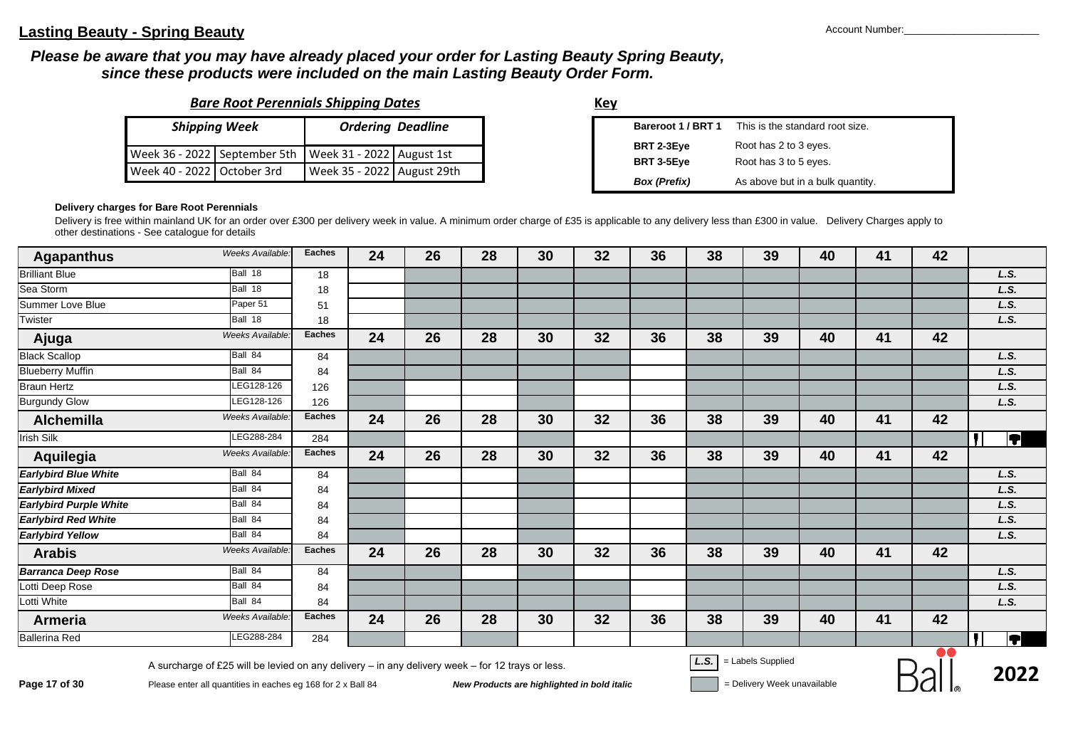## Lasting Beauty - Spring Beauty

Account Number:_______________________

***Please be aware that you may have already placed your order for Lasting Beauty Spring Beauty, since these products were included on the main Lasting Beauty Order Form.***

***Bare Root Perennials Shipping Dates***

| Shipping Week | | Ordering Deadline | |
|---|---|---|---|
| Week 36 - 2022 | September 5th | Week 31 - 2022 | August 1st |
| Week 40 - 2022 | October 3rd | Week 35 - 2022 | August 29th |

**Key**

| | |
|---|---|
| **Bareroot 1 / BRT 1** | This is the standard root size. |
| **BRT 2-3Eye** | Root has 2 to 3 eyes. |
| **BRT 3-5Eye** | Root has 3 to 5 eyes. |
| ***Box (Prefix)*** | As above but in a bulk quantity. |

**Delivery charges for Bare Root Perennials**

Delivery is free within mainland UK for an order over £300 per delivery week in value. A minimum order charge of £35 is applicable to any delivery less than £300 in value. Delivery Charges apply to other destinations - See catalogue for details

| Agapanthus | Weeks Available: | Eaches | 24 | 26 | 28 | 30 | 32 | 36 | 38 | 39 | 40 | 41 | 42 | |
|---|---|---|---|---|---|---|---|---|---|---|---|---|---|---|
| Brilliant Blue | Ball 18 | 18 | | | | | | | | | | | | L.S. |
| Sea Storm | Ball 18 | 18 | | | | | | | | | | | | L.S. |
| Summer Love Blue | Paper 51 | 51 | | | | | | | | | | | | L.S. |
| Twister | Ball 18 | 18 | | | | | | | | | | | | L.S. |
| **Ajuga** | Weeks Available: | Eaches | 24 | 26 | 28 | 30 | 32 | 36 | 38 | 39 | 40 | 41 | 42 | |
| Black Scallop | Ball 84 | 84 | | | | | | | | | | | | L.S. |
| Blueberry Muffin | Ball 84 | 84 | | | | | | | | | | | | L.S. |
| Braun Hertz | LEG128-126 | 126 | | | | | | | | | | | | L.S. |
| Burgundy Glow | LEG128-126 | 126 | | | | | | | | | | | | L.S. |
| **Alchemilla** | Weeks Available: | Eaches | 24 | 26 | 28 | 30 | 32 | 36 | 38 | 39 | 40 | 41 | 42 | |
| Irish Silk | LEG288-284 | 284 | | | | | | | | | | | | |
| **Aquilegia** | Weeks Available: | Eaches | 24 | 26 | 28 | 30 | 32 | 36 | 38 | 39 | 40 | 41 | 42 | |
| ***Earlybird Blue White*** | Ball 84 | 84 | | | | | | | | | | | | L.S. |
| ***Earlybird Mixed*** | Ball 84 | 84 | | | | | | | | | | | | L.S. |
| ***Earlybird Purple White*** | Ball 84 | 84 | | | | | | | | | | | | L.S. |
| ***Earlybird Red White*** | Ball 84 | 84 | | | | | | | | | | | | L.S. |
| ***Earlybird Yellow*** | Ball 84 | 84 | | | | | | | | | | | | L.S. |
| **Arabis** | Weeks Available: | Eaches | 24 | 26 | 28 | 30 | 32 | 36 | 38 | 39 | 40 | 41 | 42 | |
| ***Barranca Deep Rose*** | Ball 84 | 84 | | | | | | | | | | | | L.S. |
| Lotti Deep Rose | Ball 84 | 84 | | | | | | | | | | | | L.S. |
| Lotti White | Ball 84 | 84 | | | | | | | | | | | | L.S. |
| **Armeria** | Weeks Available: | Eaches | 24 | 26 | 28 | 30 | 32 | 36 | 38 | 39 | 40 | 41 | 42 | |
| Ballerina Red | LEG288-284 | 284 | | | | | | | | | | | | |

A surcharge of £25 will be levied on any delivery – in any delivery week – for 12 trays or less.

Please enter all quantities in eaches eg 168 for 2 x Ball 84

***New Products are highlighted in bold italic***

L.S. = Labels Supplied

= Delivery Week unavailable

2022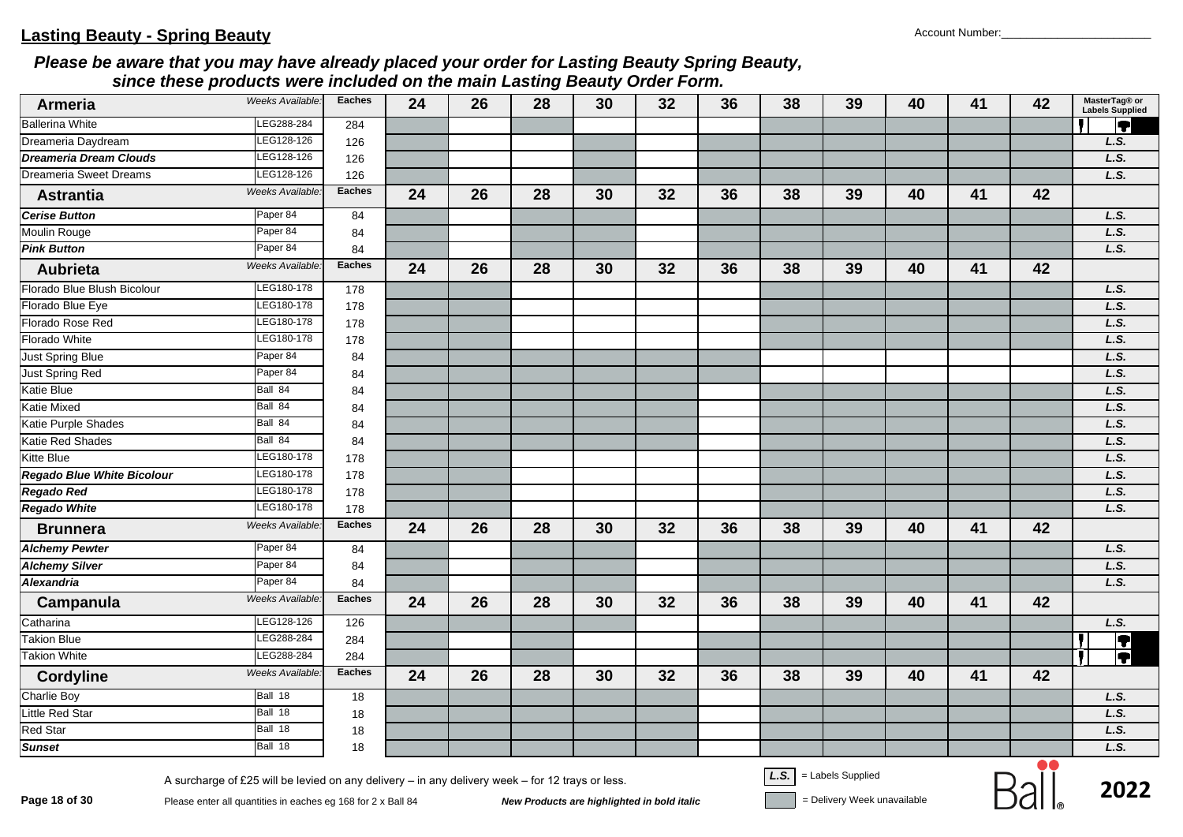## Lasting Beauty - Spring Beauty

Account Number:_______________________

***Please be aware that you may have already placed your order for Lasting Beauty Spring Beauty, since these products were included on the main Lasting Beauty Order Form.***

| Armeria | Weeks Available: | Eaches | 24 | 26 | 28 | 30 | 32 | 36 | 38 | 39 | 40 | 41 | 42 | MasterTag® or Labels Supplied |
|---|---|---|---|---|---|---|---|---|---|---|---|---|---|---|
| Ballerina White | LEG288-284 | 284 | | | | | | | | | | | | |
| Dreameria Daydream | LEG128-126 | 126 | | | | | | | | | | | | L.S. |
| ***Dreameria Dream Clouds*** | LEG128-126 | 126 | | | | | | | | | | | | L.S. |
| Dreameria Sweet Dreams | LEG128-126 | 126 | | | | | | | | | | | | L.S. |
| **Astrantia** | Weeks Available: | Eaches | 24 | 26 | 28 | 30 | 32 | 36 | 38 | 39 | 40 | 41 | 42 | |
| ***Cerise Button*** | Paper 84 | 84 | | | | | | | | | | | | L.S. |
| Moulin Rouge | Paper 84 | 84 | | | | | | | | | | | | L.S. |
| ***Pink Button*** | Paper 84 | 84 | | | | | | | | | | | | L.S. |
| **Aubrieta** | Weeks Available: | Eaches | 24 | 26 | 28 | 30 | 32 | 36 | 38 | 39 | 40 | 41 | 42 | |
| Florado Blue Blush Bicolour | LEG180-178 | 178 | | | | | | | | | | | | L.S. |
| Florado Blue Eye | LEG180-178 | 178 | | | | | | | | | | | | L.S. |
| Florado Rose Red | LEG180-178 | 178 | | | | | | | | | | | | L.S. |
| Florado White | LEG180-178 | 178 | | | | | | | | | | | | L.S. |
| Just Spring Blue | Paper 84 | 84 | | | | | | | | | | | | L.S. |
| Just Spring Red | Paper 84 | 84 | | | | | | | | | | | | L.S. |
| Katie Blue | Ball 84 | 84 | | | | | | | | | | | | L.S. |
| Katie Mixed | Ball 84 | 84 | | | | | | | | | | | | L.S. |
| Katie Purple Shades | Ball 84 | 84 | | | | | | | | | | | | L.S. |
| Katie Red Shades | Ball 84 | 84 | | | | | | | | | | | | L.S. |
| Kitte Blue | LEG180-178 | 178 | | | | | | | | | | | | L.S. |
| ***Regado Blue White Bicolour*** | LEG180-178 | 178 | | | | | | | | | | | | L.S. |
| ***Regado Red*** | LEG180-178 | 178 | | | | | | | | | | | | L.S. |
| ***Regado White*** | LEG180-178 | 178 | | | | | | | | | | | | L.S. |
| **Brunnera** | Weeks Available: | Eaches | 24 | 26 | 28 | 30 | 32 | 36 | 38 | 39 | 40 | 41 | 42 | |
| ***Alchemy Pewter*** | Paper 84 | 84 | | | | | | | | | | | | L.S. |
| ***Alchemy Silver*** | Paper 84 | 84 | | | | | | | | | | | | L.S. |
| ***Alexandria*** | Paper 84 | 84 | | | | | | | | | | | | L.S. |
| **Campanula** | Weeks Available: | Eaches | 24 | 26 | 28 | 30 | 32 | 36 | 38 | 39 | 40 | 41 | 42 | |
| Catharina | LEG128-126 | 126 | | | | | | | | | | | | L.S. |
| Takion Blue | LEG288-284 | 284 | | | | | | | | | | | | |
| Takion White | LEG288-284 | 284 | | | | | | | | | | | | |
| **Cordyline** | Weeks Available: | Eaches | 24 | 26 | 28 | 30 | 32 | 36 | 38 | 39 | 40 | 41 | 42 | |
| Charlie Boy | Ball 18 | 18 | | | | | | | | | | | | L.S. |
| Little Red Star | Ball 18 | 18 | | | | | | | | | | | | L.S. |
| Red Star | Ball 18 | 18 | | | | | | | | | | | | L.S. |
| ***Sunset*** | Ball 18 | 18 | | | | | | | | | | | | L.S. |

A surcharge of £25 will be levied on any delivery – in any delivery week – for 12 trays or less.

Please enter all quantities in eaches eg 168 for 2 x Ball 84

***New Products are highlighted in bold italic***

L.S. = Labels Supplied

(shaded) = Delivery Week unavailable

2022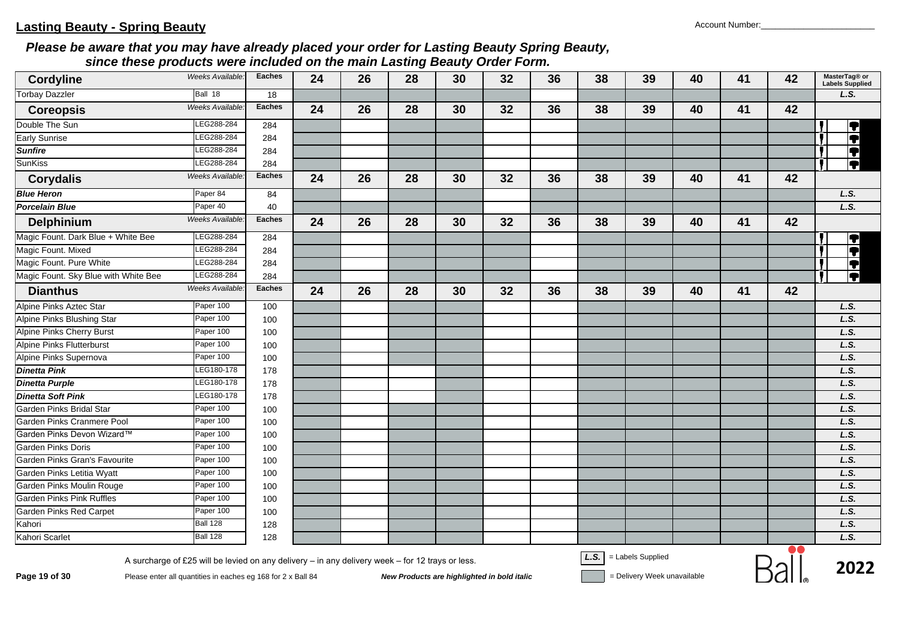## Lasting Beauty - Spring Beauty

Account Number:_______________________

***Please be aware that you may have already placed your order for Lasting Beauty Spring Beauty, since these products were included on the main Lasting Beauty Order Form.***

| **Cordyline** | *Weeks Available:* | **Eaches** | **24** | **26** | **28** | **30** | **32** | **36** | **38** | **39** | **40** | **41** | **42** | **MasterTag® or Labels Supplied** |
|---|---|---|---|---|---|---|---|---|---|---|---|---|---|---|
| Torbay Dazzler | Ball 18 | 18 | | | | | | | | | | | | *L.S.* |
| **Coreopsis** | *Weeks Available:* | **Eaches** | **24** | **26** | **28** | **30** | **32** | **36** | **38** | **39** | **40** | **41** | **42** | |
| Double The Sun | LEG288-284 | 284 | | | | | | | | | | | | |
| Early Sunrise | LEG288-284 | 284 | | | | | | | | | | | | |
| ***Sunfire*** | LEG288-284 | 284 | | | | | | | | | | | | |
| SunKiss | LEG288-284 | 284 | | | | | | | | | | | | |
| **Corydalis** | *Weeks Available:* | **Eaches** | **24** | **26** | **28** | **30** | **32** | **36** | **38** | **39** | **40** | **41** | **42** | |
| ***Blue Heron*** | Paper 84 | 84 | | | | | | | | | | | | *L.S.* |
| ***Porcelain Blue*** | Paper 40 | 40 | | | | | | | | | | | | *L.S.* |
| **Delphinium** | *Weeks Available:* | **Eaches** | **24** | **26** | **28** | **30** | **32** | **36** | **38** | **39** | **40** | **41** | **42** | |
| Magic Fount. Dark Blue + White Bee | LEG288-284 | 284 | | | | | | | | | | | | |
| Magic Fount. Mixed | LEG288-284 | 284 | | | | | | | | | | | | |
| Magic Fount. Pure White | LEG288-284 | 284 | | | | | | | | | | | | |
| Magic Fount. Sky Blue with White Bee | LEG288-284 | 284 | | | | | | | | | | | | |
| **Dianthus** | *Weeks Available:* | **Eaches** | **24** | **26** | **28** | **30** | **32** | **36** | **38** | **39** | **40** | **41** | **42** | |
| Alpine Pinks Aztec Star | Paper 100 | 100 | | | | | | | | | | | | *L.S.* |
| Alpine Pinks Blushing Star | Paper 100 | 100 | | | | | | | | | | | | *L.S.* |
| Alpine Pinks Cherry Burst | Paper 100 | 100 | | | | | | | | | | | | *L.S.* |
| Alpine Pinks Flutterburst | Paper 100 | 100 | | | | | | | | | | | | *L.S.* |
| Alpine Pinks Supernova | Paper 100 | 100 | | | | | | | | | | | | *L.S.* |
| ***Dinetta Pink*** | LEG180-178 | 178 | | | | | | | | | | | | *L.S.* |
| ***Dinetta Purple*** | LEG180-178 | 178 | | | | | | | | | | | | *L.S.* |
| ***Dinetta Soft Pink*** | LEG180-178 | 178 | | | | | | | | | | | | *L.S.* |
| Garden Pinks Bridal Star | Paper 100 | 100 | | | | | | | | | | | | *L.S.* |
| Garden Pinks Cranmere Pool | Paper 100 | 100 | | | | | | | | | | | | *L.S.* |
| Garden Pinks Devon Wizard™ | Paper 100 | 100 | | | | | | | | | | | | *L.S.* |
| Garden Pinks Doris | Paper 100 | 100 | | | | | | | | | | | | *L.S.* |
| Garden Pinks Gran's Favourite | Paper 100 | 100 | | | | | | | | | | | | *L.S.* |
| Garden Pinks Letitia Wyatt | Paper 100 | 100 | | | | | | | | | | | | *L.S.* |
| Garden Pinks Moulin Rouge | Paper 100 | 100 | | | | | | | | | | | | *L.S.* |
| Garden Pinks Pink Ruffles | Paper 100 | 100 | | | | | | | | | | | | *L.S.* |
| Garden Pinks Red Carpet | Paper 100 | 100 | | | | | | | | | | | | *L.S.* |
| Kahori | Ball 128 | 128 | | | | | | | | | | | | *L.S.* |
| Kahori Scarlet | Ball 128 | 128 | | | | | | | | | | | | *L.S.* |

A surcharge of £25 will be levied on any delivery – in any delivery week – for 12 trays or less.

Please enter all quantities in eaches eg 168 for 2 x Ball 84

***New Products are highlighted in bold italic***

*L.S.* = Labels Supplied

(grey) = Delivery Week unavailable

Ball 2022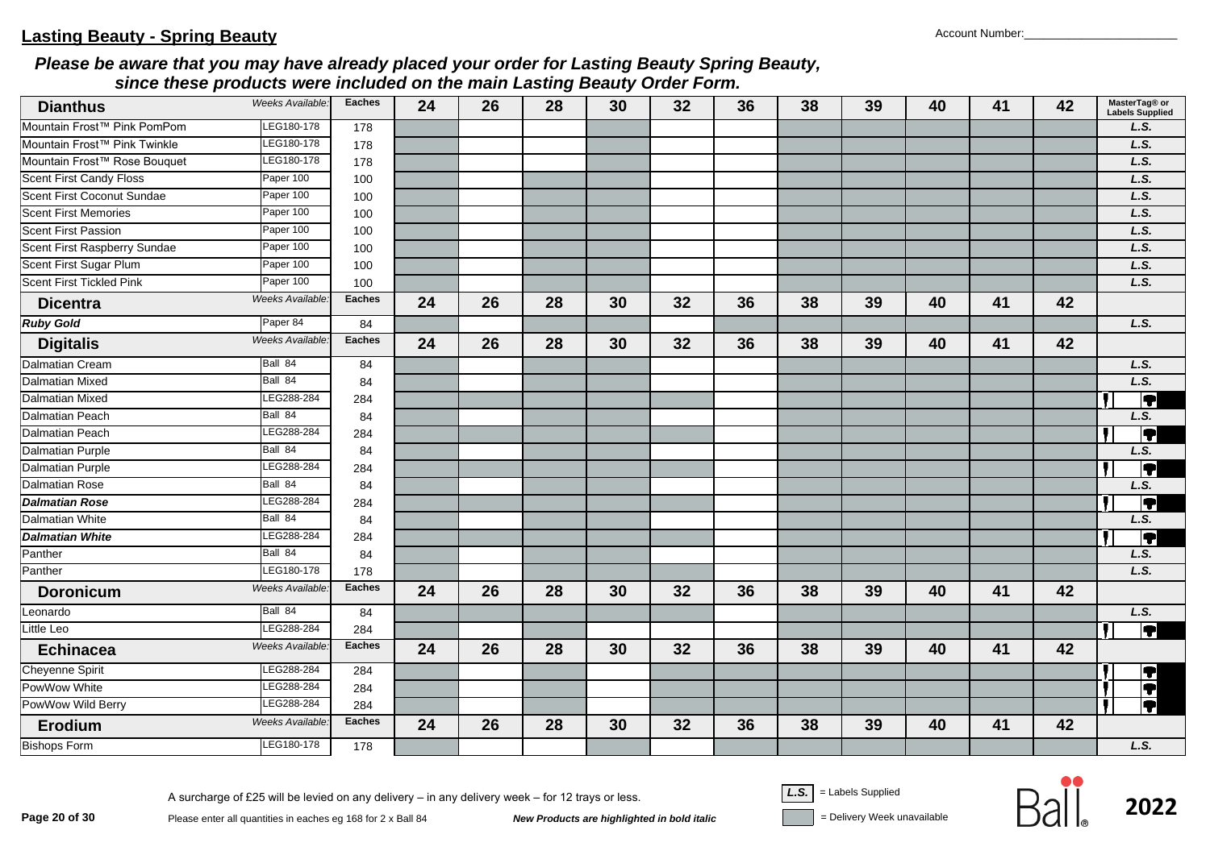## Lasting Beauty - Spring Beauty

Account Number:_______________________

***Please be aware that you may have already placed your order for Lasting Beauty Spring Beauty, since these products were included on the main Lasting Beauty Order Form.***

| **Dianthus** | *Weeks Available:* | **Eaches** | **24** | **26** | **28** | **30** | **32** | **36** | **38** | **39** | **40** | **41** | **42** | **MasterTag® or Labels Supplied** |
|---|---|---|---|---|---|---|---|---|---|---|---|---|---|---|
| Mountain Frost™ Pink PomPom | LEG180-178 | 178 | | | | | | | | | | | | *L.S.* |
| Mountain Frost™ Pink Twinkle | LEG180-178 | 178 | | | | | | | | | | | | *L.S.* |
| Mountain Frost™ Rose Bouquet | LEG180-178 | 178 | | | | | | | | | | | | *L.S.* |
| Scent First Candy Floss | Paper 100 | 100 | | | | | | | | | | | | *L.S.* |
| Scent First Coconut Sundae | Paper 100 | 100 | | | | | | | | | | | | *L.S.* |
| Scent First Memories | Paper 100 | 100 | | | | | | | | | | | | *L.S.* |
| Scent First Passion | Paper 100 | 100 | | | | | | | | | | | | *L.S.* |
| Scent First Raspberry Sundae | Paper 100 | 100 | | | | | | | | | | | | *L.S.* |
| Scent First Sugar Plum | Paper 100 | 100 | | | | | | | | | | | | *L.S.* |
| Scent First Tickled Pink | Paper 100 | 100 | | | | | | | | | | | | *L.S.* |
| **Dicentra** | *Weeks Available:* | **Eaches** | **24** | **26** | **28** | **30** | **32** | **36** | **38** | **39** | **40** | **41** | **42** | |
| ***Ruby Gold*** | Paper 84 | 84 | | | | | | | | | | | | *L.S.* |
| **Digitalis** | *Weeks Available:* | **Eaches** | **24** | **26** | **28** | **30** | **32** | **36** | **38** | **39** | **40** | **41** | **42** | |
| Dalmatian Cream | Ball 84 | 84 | | | | | | | | | | | | *L.S.* |
| Dalmatian Mixed | Ball 84 | 84 | | | | | | | | | | | | *L.S.* |
| Dalmatian Mixed | LEG288-284 | 284 | | | | | | | | | | | | |
| Dalmatian Peach | Ball 84 | 84 | | | | | | | | | | | | *L.S.* |
| Dalmatian Peach | LEG288-284 | 284 | | | | | | | | | | | | |
| Dalmatian Purple | Ball 84 | 84 | | | | | | | | | | | | *L.S.* |
| Dalmatian Purple | LEG288-284 | 284 | | | | | | | | | | | | |
| Dalmatian Rose | Ball 84 | 84 | | | | | | | | | | | | *L.S.* |
| ***Dalmatian Rose*** | LEG288-284 | 284 | | | | | | | | | | | | |
| Dalmatian White | Ball 84 | 84 | | | | | | | | | | | | *L.S.* |
| ***Dalmatian White*** | LEG288-284 | 284 | | | | | | | | | | | | |
| Panther | Ball 84 | 84 | | | | | | | | | | | | *L.S.* |
| Panther | LEG180-178 | 178 | | | | | | | | | | | | *L.S.* |
| **Doronicum** | *Weeks Available:* | **Eaches** | **24** | **26** | **28** | **30** | **32** | **36** | **38** | **39** | **40** | **41** | **42** | |
| Leonardo | Ball 84 | 84 | | | | | | | | | | | | *L.S.* |
| Little Leo | LEG288-284 | 284 | | | | | | | | | | | | |
| **Echinacea** | *Weeks Available:* | **Eaches** | **24** | **26** | **28** | **30** | **32** | **36** | **38** | **39** | **40** | **41** | **42** | |
| Cheyenne Spirit | LEG288-284 | 284 | | | | | | | | | | | | |
| PowWow White | LEG288-284 | 284 | | | | | | | | | | | | |
| PowWow Wild Berry | LEG288-284 | 284 | | | | | | | | | | | | |
| **Erodium** | *Weeks Available:* | **Eaches** | **24** | **26** | **28** | **30** | **32** | **36** | **38** | **39** | **40** | **41** | **42** | |
| Bishops Form | LEG180-178 | 178 | | | | | | | | | | | | *L.S.* |

A surcharge of £25 will be levied on any delivery – in any delivery week – for 12 trays or less.

Please enter all quantities in eaches eg 168 for 2 x Ball 84

***New Products are highlighted in bold italic***

*L.S.* = Labels Supplied

= Delivery Week unavailable

2022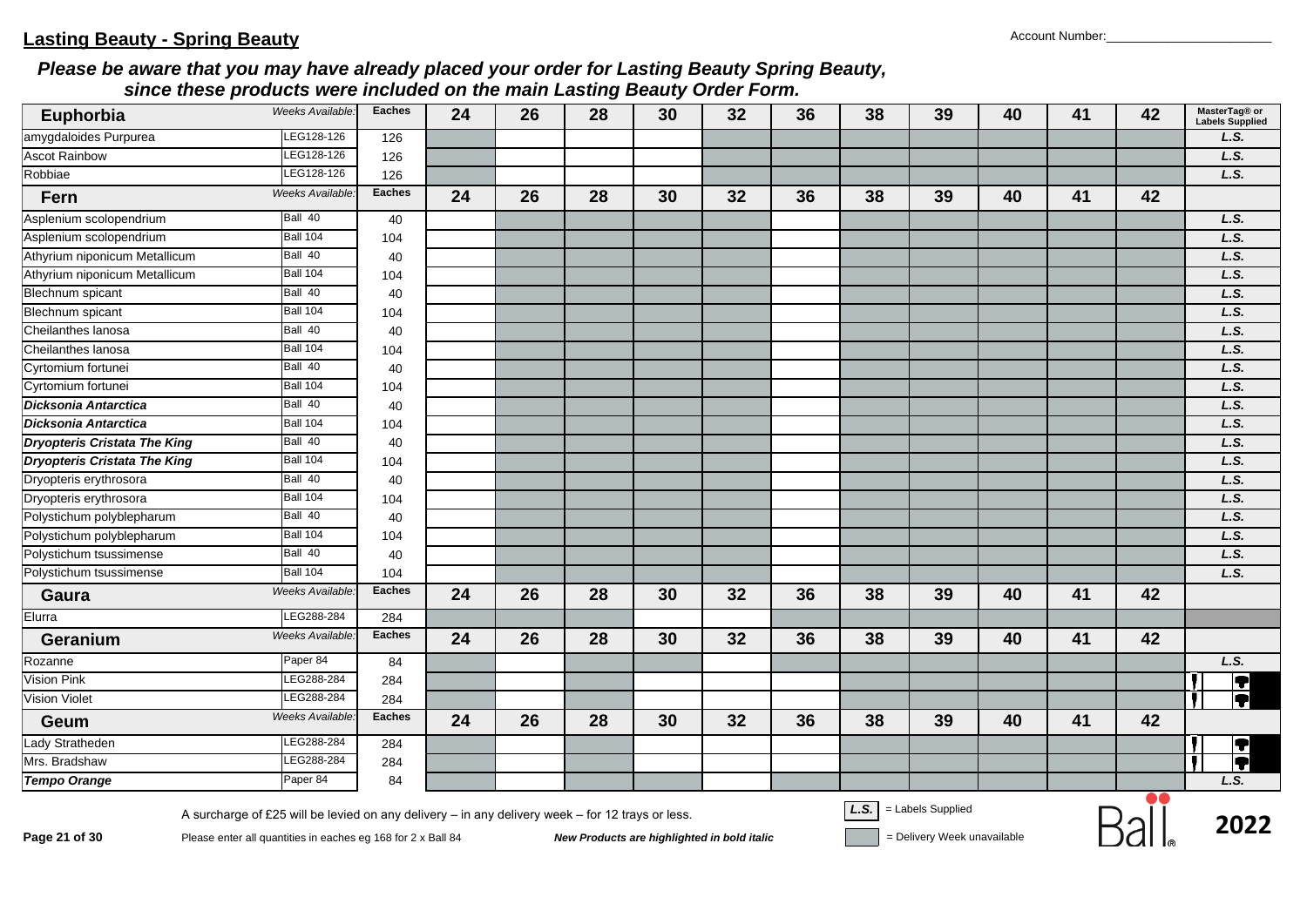## Lasting Beauty - Spring Beauty

Account Number:_______________________

***Please be aware that you may have already placed your order for Lasting Beauty Spring Beauty, since these products were included on the main Lasting Beauty Order Form.***

| Euphorbia | Weeks Available: | Eaches | 24 | 26 | 28 | 30 | 32 | 36 | 38 | 39 | 40 | 41 | 42 | MasterTag® or Labels Supplied |
|---|---|---|---|---|---|---|---|---|---|---|---|---|---|---|
| amygdaloides Purpurea | LEG128-126 | 126 | | | | | | | | | | | | L.S. |
| Ascot Rainbow | LEG128-126 | 126 | | | | | | | | | | | | L.S. |
| Robbiae | LEG128-126 | 126 | | | | | | | | | | | | L.S. |
| **Fern** | Weeks Available: | Eaches | 24 | 26 | 28 | 30 | 32 | 36 | 38 | 39 | 40 | 41 | 42 | |
| Asplenium scolopendrium | Ball 40 | 40 | | | | | | | | | | | | L.S. |
| Asplenium scolopendrium | Ball 104 | 104 | | | | | | | | | | | | L.S. |
| Athyrium niponicum Metallicum | Ball 40 | 40 | | | | | | | | | | | | L.S. |
| Athyrium niponicum Metallicum | Ball 104 | 104 | | | | | | | | | | | | L.S. |
| Blechnum spicant | Ball 40 | 40 | | | | | | | | | | | | L.S. |
| Blechnum spicant | Ball 104 | 104 | | | | | | | | | | | | L.S. |
| Cheilanthes lanosa | Ball 40 | 40 | | | | | | | | | | | | L.S. |
| Cheilanthes lanosa | Ball 104 | 104 | | | | | | | | | | | | L.S. |
| Cyrtomium fortunei | Ball 40 | 40 | | | | | | | | | | | | L.S. |
| Cyrtomium fortunei | Ball 104 | 104 | | | | | | | | | | | | L.S. |
| ***Dicksonia Antarctica*** | Ball 40 | 40 | | | | | | | | | | | | L.S. |
| ***Dicksonia Antarctica*** | Ball 104 | 104 | | | | | | | | | | | | L.S. |
| ***Dryopteris Cristata The King*** | Ball 40 | 40 | | | | | | | | | | | | L.S. |
| ***Dryopteris Cristata The King*** | Ball 104 | 104 | | | | | | | | | | | | L.S. |
| Dryopteris erythrosora | Ball 40 | 40 | | | | | | | | | | | | L.S. |
| Dryopteris erythrosora | Ball 104 | 104 | | | | | | | | | | | | L.S. |
| Polystichum polyblepharum | Ball 40 | 40 | | | | | | | | | | | | L.S. |
| Polystichum polyblepharum | Ball 104 | 104 | | | | | | | | | | | | L.S. |
| Polystichum tsussimense | Ball 40 | 40 | | | | | | | | | | | | L.S. |
| Polystichum tsussimense | Ball 104 | 104 | | | | | | | | | | | | L.S. |
| **Gaura** | Weeks Available: | Eaches | 24 | 26 | 28 | 30 | 32 | 36 | 38 | 39 | 40 | 41 | 42 | |
| Elurra | LEG288-284 | 284 | | | | | | | | | | | | |
| **Geranium** | Weeks Available: | Eaches | 24 | 26 | 28 | 30 | 32 | 36 | 38 | 39 | 40 | 41 | 42 | |
| Rozanne | Paper 84 | 84 | | | | | | | | | | | | L.S. |
| Vision Pink | LEG288-284 | 284 | | | | | | | | | | | | |
| Vision Violet | LEG288-284 | 284 | | | | | | | | | | | | |
| **Geum** | Weeks Available: | Eaches | 24 | 26 | 28 | 30 | 32 | 36 | 38 | 39 | 40 | 41 | 42 | |
| Lady Stratheden | LEG288-284 | 284 | | | | | | | | | | | | |
| Mrs. Bradshaw | LEG288-284 | 284 | | | | | | | | | | | | |
| ***Tempo Orange*** | Paper 84 | 84 | | | | | | | | | | | | L.S. |

A surcharge of £25 will be levied on any delivery – in any delivery week – for 12 trays or less.

L.S. = Labels Supplied

Please enter all quantities in eaches eg 168 for 2 x Ball 84

***New Products are highlighted in bold italic***

= Delivery Week unavailable

2022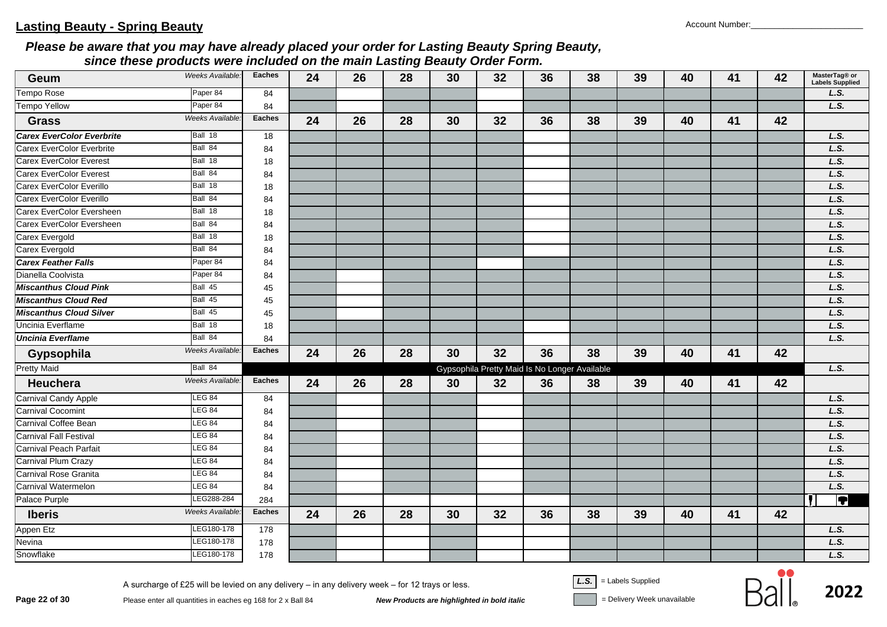## Lasting Beauty - Spring Beauty

Account Number:_______________________

***Please be aware that you may have already placed your order for Lasting Beauty Spring Beauty, since these products were included on the main Lasting Beauty Order Form.***

| **Geum** | *Weeks Available:* | **Eaches** | **24** | **26** | **28** | **30** | **32** | **36** | **38** | **39** | **40** | **41** | **42** | **MasterTag® or Labels Supplied** |
|---|---|---|---|---|---|---|---|---|---|---|---|---|---|---|
| Tempo Rose | Paper 84 | 84 | | | | | | | | | | | | *L.S.* |
| Tempo Yellow | Paper 84 | 84 | | | | | | | | | | | | *L.S.* |
| **Grass** | *Weeks Available:* | **Eaches** | **24** | **26** | **28** | **30** | **32** | **36** | **38** | **39** | **40** | **41** | **42** | |
| ***Carex EverColor Everbrite*** | Ball 18 | 18 | | | | | | | | | | | | *L.S.* |
| Carex EverColor Everbrite | Ball 84 | 84 | | | | | | | | | | | | *L.S.* |
| Carex EverColor Everest | Ball 18 | 18 | | | | | | | | | | | | *L.S.* |
| Carex EverColor Everest | Ball 84 | 84 | | | | | | | | | | | | *L.S.* |
| Carex EverColor Everillo | Ball 18 | 18 | | | | | | | | | | | | *L.S.* |
| Carex EverColor Everillo | Ball 84 | 84 | | | | | | | | | | | | *L.S.* |
| Carex EverColor Eversheen | Ball 18 | 18 | | | | | | | | | | | | *L.S.* |
| Carex EverColor Eversheen | Ball 84 | 84 | | | | | | | | | | | | *L.S.* |
| Carex Evergold | Ball 18 | 18 | | | | | | | | | | | | *L.S.* |
| Carex Evergold | Ball 84 | 84 | | | | | | | | | | | | *L.S.* |
| ***Carex Feather Falls*** | Paper 84 | 84 | | | | | | | | | | | | *L.S.* |
| Dianella Coolvista | Paper 84 | 84 | | | | | | | | | | | | *L.S.* |
| ***Miscanthus Cloud Pink*** | Ball 45 | 45 | | | | | | | | | | | | *L.S.* |
| ***Miscanthus Cloud Red*** | Ball 45 | 45 | | | | | | | | | | | | *L.S.* |
| ***Miscanthus Cloud Silver*** | Ball 45 | 45 | | | | | | | | | | | | *L.S.* |
| Uncinia Everflame | Ball 18 | 18 | | | | | | | | | | | | *L.S.* |
| ***Uncinia Everflame*** | Ball 84 | 84 | | | | | | | | | | | | *L.S.* |
| **Gypsophila** | *Weeks Available:* | **Eaches** | **24** | **26** | **28** | **30** | **32** | **36** | **38** | **39** | **40** | **41** | **42** | |
| Pretty Maid | Ball 84 | | Gypsophila Pretty Maid Is No Longer Available | | | | | | | | | | | *L.S.* |
| **Heuchera** | *Weeks Available:* | **Eaches** | **24** | **26** | **28** | **30** | **32** | **36** | **38** | **39** | **40** | **41** | **42** | |
| Carnival Candy Apple | LEG 84 | 84 | | | | | | | | | | | | *L.S.* |
| Carnival Cocomint | LEG 84 | 84 | | | | | | | | | | | | *L.S.* |
| Carnival Coffee Bean | LEG 84 | 84 | | | | | | | | | | | | *L.S.* |
| Carnival Fall Festival | LEG 84 | 84 | | | | | | | | | | | | *L.S.* |
| Carnival Peach Parfait | LEG 84 | 84 | | | | | | | | | | | | *L.S.* |
| Carnival Plum Crazy | LEG 84 | 84 | | | | | | | | | | | | *L.S.* |
| Carnival Rose Granita | LEG 84 | 84 | | | | | | | | | | | | *L.S.* |
| Carnival Watermelon | LEG 84 | 84 | | | | | | | | | | | | *L.S.* |
| Palace Purple | LEG288-284 | 284 | | | | | | | | | | | | |
| **Iberis** | *Weeks Available:* | **Eaches** | **24** | **26** | **28** | **30** | **32** | **36** | **38** | **39** | **40** | **41** | **42** | |
| Appen Etz | LEG180-178 | 178 | | | | | | | | | | | | *L.S.* |
| Nevina | LEG180-178 | 178 | | | | | | | | | | | | *L.S.* |
| Snowflake | LEG180-178 | 178 | | | | | | | | | | | | *L.S.* |

A surcharge of £25 will be levied on any delivery – in any delivery week – for 12 trays or less.

Please enter all quantities in eaches eg 168 for 2 x Ball 84

***New Products are highlighted in bold italic***

*L.S.* = Labels Supplied

= Delivery Week unavailable

Ball 2022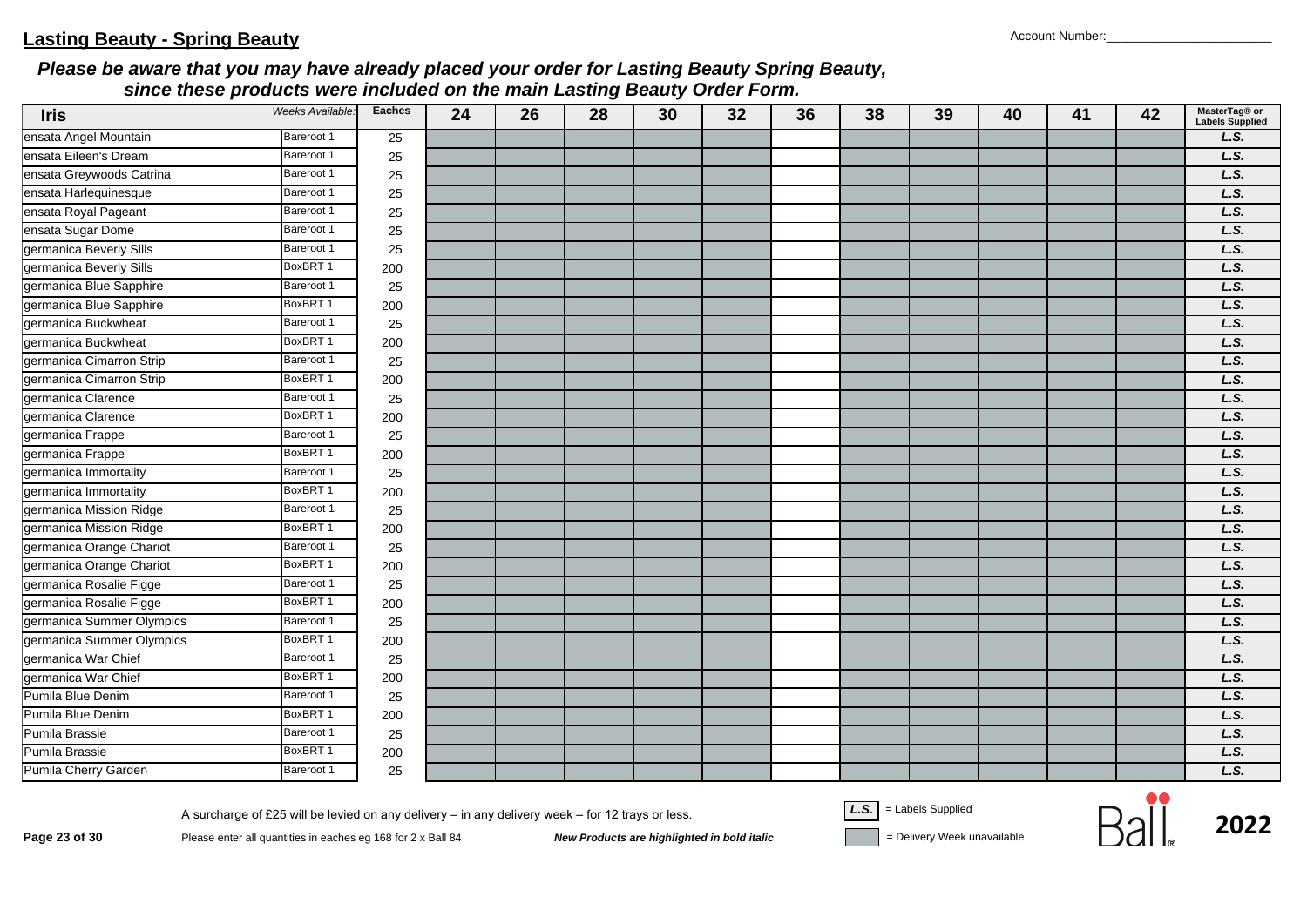## Lasting Beauty - Spring Beauty

Account Number:_______________________

***Please be aware that you may have already placed your order for Lasting Beauty Spring Beauty, since these products were included on the main Lasting Beauty Order Form.***

| Iris | Weeks Available: | Eaches | 24 | 26 | 28 | 30 | 32 | 36 | 38 | 39 | 40 | 41 | 42 | MasterTag® or Labels Supplied |
|---|---|---|---|---|---|---|---|---|---|---|---|---|---|---|
| ensata Angel Mountain | Bareroot 1 | 25 | | | | | | | | | | | | ***L.S.*** |
| ensata Eileen's Dream | Bareroot 1 | 25 | | | | | | | | | | | | ***L.S.*** |
| ensata Greywoods Catrina | Bareroot 1 | 25 | | | | | | | | | | | | ***L.S.*** |
| ensata Harlequinesque | Bareroot 1 | 25 | | | | | | | | | | | | ***L.S.*** |
| ensata Royal Pageant | Bareroot 1 | 25 | | | | | | | | | | | | ***L.S.*** |
| ensata Sugar Dome | Bareroot 1 | 25 | | | | | | | | | | | | ***L.S.*** |
| germanica Beverly Sills | Bareroot 1 | 25 | | | | | | | | | | | | ***L.S.*** |
| germanica Beverly Sills | BoxBRT 1 | 200 | | | | | | | | | | | | ***L.S.*** |
| germanica Blue Sapphire | Bareroot 1 | 25 | | | | | | | | | | | | ***L.S.*** |
| germanica Blue Sapphire | BoxBRT 1 | 200 | | | | | | | | | | | | ***L.S.*** |
| germanica Buckwheat | Bareroot 1 | 25 | | | | | | | | | | | | ***L.S.*** |
| germanica Buckwheat | BoxBRT 1 | 200 | | | | | | | | | | | | ***L.S.*** |
| germanica Cimarron Strip | Bareroot 1 | 25 | | | | | | | | | | | | ***L.S.*** |
| germanica Cimarron Strip | BoxBRT 1 | 200 | | | | | | | | | | | | ***L.S.*** |
| germanica Clarence | Bareroot 1 | 25 | | | | | | | | | | | | ***L.S.*** |
| germanica Clarence | BoxBRT 1 | 200 | | | | | | | | | | | | ***L.S.*** |
| germanica Frappe | Bareroot 1 | 25 | | | | | | | | | | | | ***L.S.*** |
| germanica Frappe | BoxBRT 1 | 200 | | | | | | | | | | | | ***L.S.*** |
| germanica Immortality | Bareroot 1 | 25 | | | | | | | | | | | | ***L.S.*** |
| germanica Immortality | BoxBRT 1 | 200 | | | | | | | | | | | | ***L.S.*** |
| germanica Mission Ridge | Bareroot 1 | 25 | | | | | | | | | | | | ***L.S.*** |
| germanica Mission Ridge | BoxBRT 1 | 200 | | | | | | | | | | | | ***L.S.*** |
| germanica Orange Chariot | Bareroot 1 | 25 | | | | | | | | | | | | ***L.S.*** |
| germanica Orange Chariot | BoxBRT 1 | 200 | | | | | | | | | | | | ***L.S.*** |
| germanica Rosalie Figge | Bareroot 1 | 25 | | | | | | | | | | | | ***L.S.*** |
| germanica Rosalie Figge | BoxBRT 1 | 200 | | | | | | | | | | | | ***L.S.*** |
| germanica Summer Olympics | Bareroot 1 | 25 | | | | | | | | | | | | ***L.S.*** |
| germanica Summer Olympics | BoxBRT 1 | 200 | | | | | | | | | | | | ***L.S.*** |
| germanica War Chief | Bareroot 1 | 25 | | | | | | | | | | | | ***L.S.*** |
| germanica War Chief | BoxBRT 1 | 200 | | | | | | | | | | | | ***L.S.*** |
| Pumila Blue Denim | Bareroot 1 | 25 | | | | | | | | | | | | ***L.S.*** |
| Pumila Blue Denim | BoxBRT 1 | 200 | | | | | | | | | | | | ***L.S.*** |
| Pumila Brassie | Bareroot 1 | 25 | | | | | | | | | | | | ***L.S.*** |
| Pumila Brassie | BoxBRT 1 | 200 | | | | | | | | | | | | ***L.S.*** |
| Pumila Cherry Garden | Bareroot 1 | 25 | | | | | | | | | | | | ***L.S.*** |

A surcharge of £25 will be levied on any delivery – in any delivery week – for 12 trays or less.

Please enter all quantities in eaches eg 168 for 2 x Ball 84 ***New Products are highlighted in bold italic***

***L.S.*** = Labels Supplied

= Delivery Week unavailable

Ball® 2022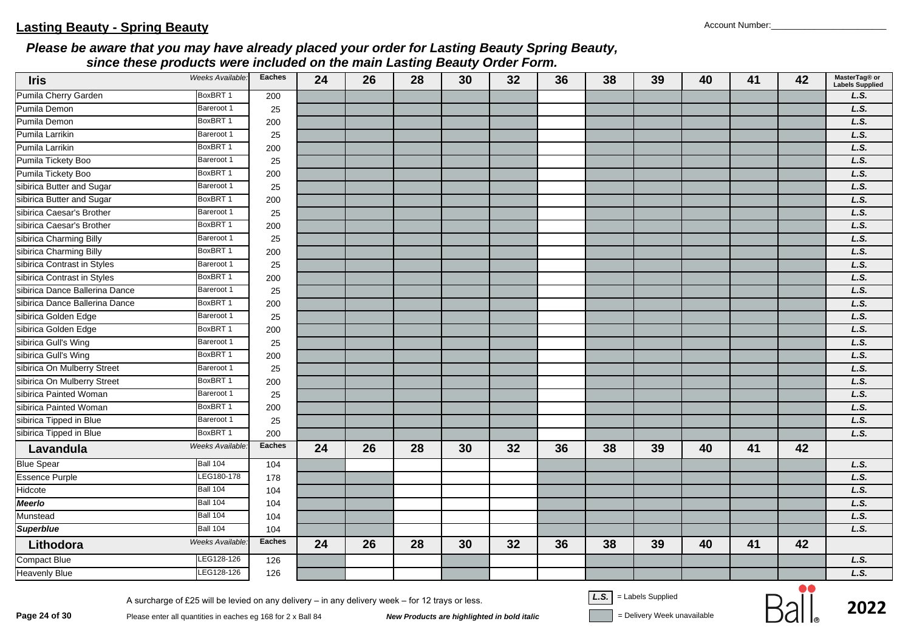## Lasting Beauty - Spring Beauty

Account Number:\_\_\_\_\_\_\_\_\_\_\_\_\_\_\_\_\_\_\_\_\_\_

***Please be aware that you may have already placed your order for Lasting Beauty Spring Beauty, since these products were included on the main Lasting Beauty Order Form.***

| Iris | Weeks Available: | Eaches | 24 | 26 | 28 | 30 | 32 | 36 | 38 | 39 | 40 | 41 | 42 | MasterTag® or Labels Supplied |
|---|---|---|---|---|---|---|---|---|---|---|---|---|---|---|
| Pumila Cherry Garden | BoxBRT 1 | 200 | | | | | | | | | | | | L.S. |
| Pumila Demon | Bareroot 1 | 25 | | | | | | | | | | | | L.S. |
| Pumila Demon | BoxBRT 1 | 200 | | | | | | | | | | | | L.S. |
| Pumila Larrikin | Bareroot 1 | 25 | | | | | | | | | | | | L.S. |
| Pumila Larrikin | BoxBRT 1 | 200 | | | | | | | | | | | | L.S. |
| Pumila Tickety Boo | Bareroot 1 | 25 | | | | | | | | | | | | L.S. |
| Pumila Tickety Boo | BoxBRT 1 | 200 | | | | | | | | | | | | L.S. |
| sibirica Butter and Sugar | Bareroot 1 | 25 | | | | | | | | | | | | L.S. |
| sibirica Butter and Sugar | BoxBRT 1 | 200 | | | | | | | | | | | | L.S. |
| sibirica Caesar's Brother | Bareroot 1 | 25 | | | | | | | | | | | | L.S. |
| sibirica Caesar's Brother | BoxBRT 1 | 200 | | | | | | | | | | | | L.S. |
| sibirica Charming Billy | Bareroot 1 | 25 | | | | | | | | | | | | L.S. |
| sibirica Charming Billy | BoxBRT 1 | 200 | | | | | | | | | | | | L.S. |
| sibirica Contrast in Styles | Bareroot 1 | 25 | | | | | | | | | | | | L.S. |
| sibirica Contrast in Styles | BoxBRT 1 | 200 | | | | | | | | | | | | L.S. |
| sibirica Dance Ballerina Dance | Bareroot 1 | 25 | | | | | | | | | | | | L.S. |
| sibirica Dance Ballerina Dance | BoxBRT 1 | 200 | | | | | | | | | | | | L.S. |
| sibirica Golden Edge | Bareroot 1 | 25 | | | | | | | | | | | | L.S. |
| sibirica Golden Edge | BoxBRT 1 | 200 | | | | | | | | | | | | L.S. |
| sibirica Gull's Wing | Bareroot 1 | 25 | | | | | | | | | | | | L.S. |
| sibirica Gull's Wing | BoxBRT 1 | 200 | | | | | | | | | | | | L.S. |
| sibirica On Mulberry Street | Bareroot 1 | 25 | | | | | | | | | | | | L.S. |
| sibirica On Mulberry Street | BoxBRT 1 | 200 | | | | | | | | | | | | L.S. |
| sibirica Painted Woman | Bareroot 1 | 25 | | | | | | | | | | | | L.S. |
| sibirica Painted Woman | BoxBRT 1 | 200 | | | | | | | | | | | | L.S. |
| sibirica Tipped in Blue | Bareroot 1 | 25 | | | | | | | | | | | | L.S. |
| sibirica Tipped in Blue | BoxBRT 1 | 200 | | | | | | | | | | | | L.S. |
| **Lavandula** | Weeks Available: | Eaches | 24 | 26 | 28 | 30 | 32 | 36 | 38 | 39 | 40 | 41 | 42 | |
| Blue Spear | Ball 104 | 104 | | | | | | | | | | | | L.S. |
| Essence Purple | LEG180-178 | 178 | | | | | | | | | | | | L.S. |
| Hidcote | Ball 104 | 104 | | | | | | | | | | | | L.S. |
| ***Meerlo*** | Ball 104 | 104 | | | | | | | | | | | | L.S. |
| Munstead | Ball 104 | 104 | | | | | | | | | | | | L.S. |
| ***Superblue*** | Ball 104 | 104 | | | | | | | | | | | | L.S. |
| **Lithodora** | Weeks Available: | Eaches | 24 | 26 | 28 | 30 | 32 | 36 | 38 | 39 | 40 | 41 | 42 | |
| Compact Blue | LEG128-126 | 126 | | | | | | | | | | | | L.S. |
| Heavenly Blue | LEG128-126 | 126 | | | | | | | | | | | | L.S. |

A surcharge of £25 will be levied on any delivery – in any delivery week – for 12 trays or less.

Please enter all quantities in eaches eg 168 for 2 x Ball 84

***New Products are highlighted in bold italic***

L.S. = Labels Supplied

(shaded) = Delivery Week unavailable

Ball® 2022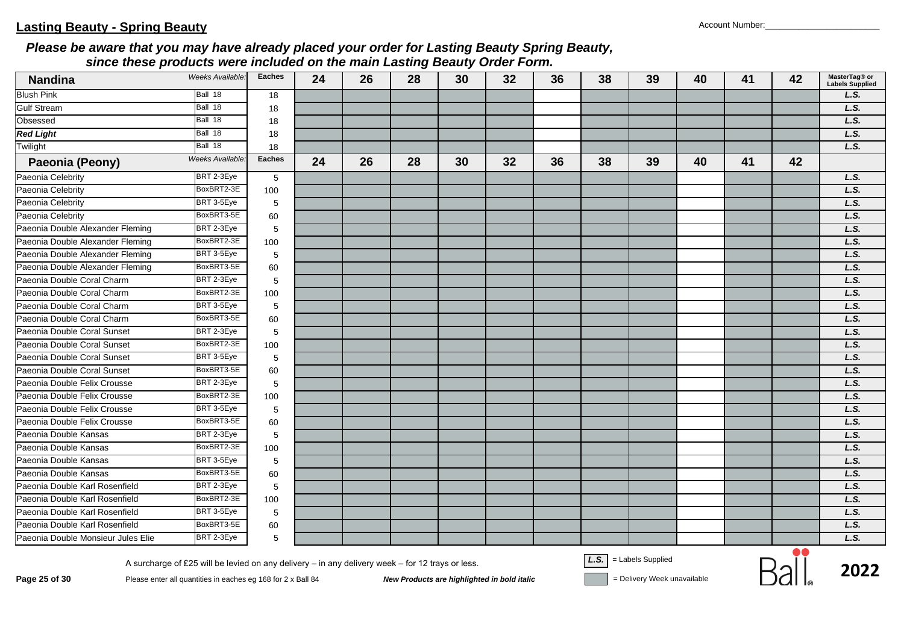## Lasting Beauty - Spring Beauty

Account Number:_______________________

***Please be aware that you may have already placed your order for Lasting Beauty Spring Beauty, since these products were included on the main Lasting Beauty Order Form.***

| Nandina | Weeks Available: | Eaches | 24 | 26 | 28 | 30 | 32 | 36 | 38 | 39 | 40 | 41 | 42 | MasterTag® or Labels Supplied |
|---|---|---|---|---|---|---|---|---|---|---|---|---|---|---|
| Blush Pink | Ball 18 | 18 | | | | | | | | | | | | L.S. |
| Gulf Stream | Ball 18 | 18 | | | | | | | | | | | | L.S. |
| Obsessed | Ball 18 | 18 | | | | | | | | | | | | L.S. |
| ***Red Light*** | Ball 18 | 18 | | | | | | | | | | | | L.S. |
| Twilight | Ball 18 | 18 | | | | | | | | | | | | L.S. |
| **Paeonia (Peony)** | Weeks Available: | Eaches | 24 | 26 | 28 | 30 | 32 | 36 | 38 | 39 | 40 | 41 | 42 | |
| Paeonia Celebrity | BRT 2-3Eye | 5 | | | | | | | | | | | | L.S. |
| Paeonia Celebrity | BoxBRT2-3E | 100 | | | | | | | | | | | | L.S. |
| Paeonia Celebrity | BRT 3-5Eye | 5 | | | | | | | | | | | | L.S. |
| Paeonia Celebrity | BoxBRT3-5E | 60 | | | | | | | | | | | | L.S. |
| Paeonia Double Alexander Fleming | BRT 2-3Eye | 5 | | | | | | | | | | | | L.S. |
| Paeonia Double Alexander Fleming | BoxBRT2-3E | 100 | | | | | | | | | | | | L.S. |
| Paeonia Double Alexander Fleming | BRT 3-5Eye | 5 | | | | | | | | | | | | L.S. |
| Paeonia Double Alexander Fleming | BoxBRT3-5E | 60 | | | | | | | | | | | | L.S. |
| Paeonia Double Coral Charm | BRT 2-3Eye | 5 | | | | | | | | | | | | L.S. |
| Paeonia Double Coral Charm | BoxBRT2-3E | 100 | | | | | | | | | | | | L.S. |
| Paeonia Double Coral Charm | BRT 3-5Eye | 5 | | | | | | | | | | | | L.S. |
| Paeonia Double Coral Charm | BoxBRT3-5E | 60 | | | | | | | | | | | | L.S. |
| Paeonia Double Coral Sunset | BRT 2-3Eye | 5 | | | | | | | | | | | | L.S. |
| Paeonia Double Coral Sunset | BoxBRT2-3E | 100 | | | | | | | | | | | | L.S. |
| Paeonia Double Coral Sunset | BRT 3-5Eye | 5 | | | | | | | | | | | | L.S. |
| Paeonia Double Coral Sunset | BoxBRT3-5E | 60 | | | | | | | | | | | | L.S. |
| Paeonia Double Felix Crousse | BRT 2-3Eye | 5 | | | | | | | | | | | | L.S. |
| Paeonia Double Felix Crousse | BoxBRT2-3E | 100 | | | | | | | | | | | | L.S. |
| Paeonia Double Felix Crousse | BRT 3-5Eye | 5 | | | | | | | | | | | | L.S. |
| Paeonia Double Felix Crousse | BoxBRT3-5E | 60 | | | | | | | | | | | | L.S. |
| Paeonia Double Kansas | BRT 2-3Eye | 5 | | | | | | | | | | | | L.S. |
| Paeonia Double Kansas | BoxBRT2-3E | 100 | | | | | | | | | | | | L.S. |
| Paeonia Double Kansas | BRT 3-5Eye | 5 | | | | | | | | | | | | L.S. |
| Paeonia Double Kansas | BoxBRT3-5E | 60 | | | | | | | | | | | | L.S. |
| Paeonia Double Karl Rosenfield | BRT 2-3Eye | 5 | | | | | | | | | | | | L.S. |
| Paeonia Double Karl Rosenfield | BoxBRT2-3E | 100 | | | | | | | | | | | | L.S. |
| Paeonia Double Karl Rosenfield | BRT 3-5Eye | 5 | | | | | | | | | | | | L.S. |
| Paeonia Double Karl Rosenfield | BoxBRT3-5E | 60 | | | | | | | | | | | | L.S. |
| Paeonia Double Monsieur Jules Elie | BRT 2-3Eye | 5 | | | | | | | | | | | | L.S. |

A surcharge of £25 will be levied on any delivery – in any delivery week – for 12 trays or less.

Please enter all quantities in eaches eg 168 for 2 x Ball 84

***New Products are highlighted in bold italic***

L.S. = Labels Supplied

[shaded] = Delivery Week unavailable

Ball 2022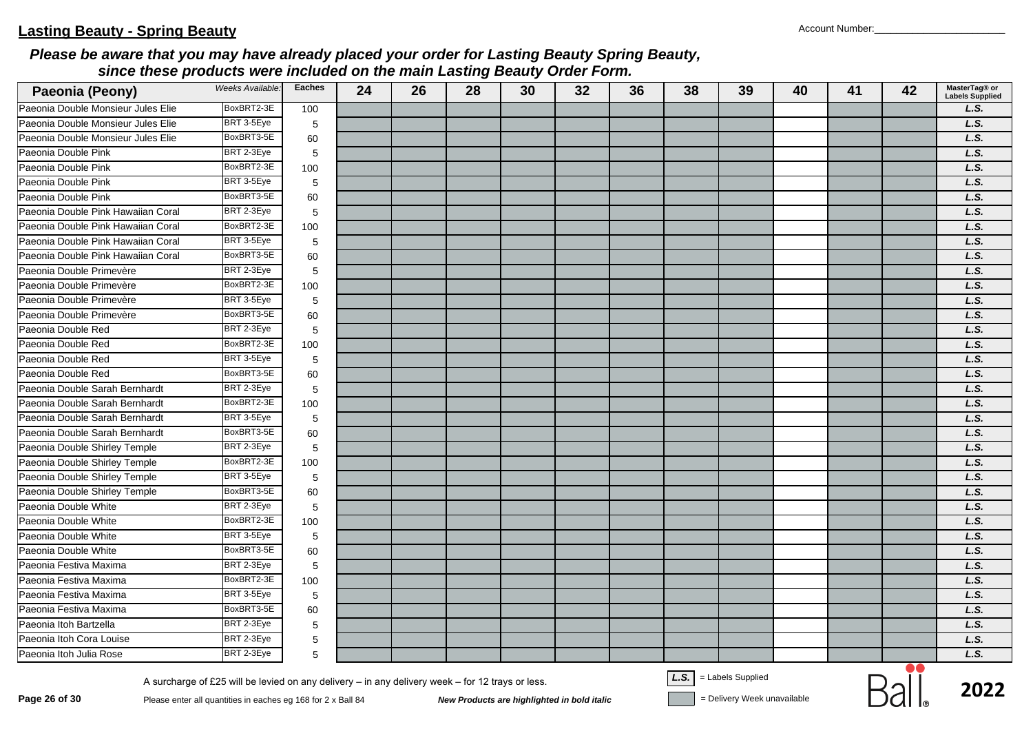## Lasting Beauty - Spring Beauty

Account Number:_______________________

***Please be aware that you may have already placed your order for Lasting Beauty Spring Beauty, since these products were included on the main Lasting Beauty Order Form.***

| Paeonia (Peony) | *Weeks Available:* | Eaches | 24 | 26 | 28 | 30 | 32 | 36 | 38 | 39 | 40 | 41 | 42 | MasterTag® or Labels Supplied |
|---|---|---|---|---|---|---|---|---|---|---|---|---|---|---|
| Paeonia Double Monsieur Jules Elie | BoxBRT2-3E | 100 | | | | | | | | | | | | ***L.S.*** |
| Paeonia Double Monsieur Jules Elie | BRT 3-5Eye | 5 | | | | | | | | | | | | ***L.S.*** |
| Paeonia Double Monsieur Jules Elie | BoxBRT3-5E | 60 | | | | | | | | | | | | ***L.S.*** |
| Paeonia Double Pink | BRT 2-3Eye | 5 | | | | | | | | | | | | ***L.S.*** |
| Paeonia Double Pink | BoxBRT2-3E | 100 | | | | | | | | | | | | ***L.S.*** |
| Paeonia Double Pink | BRT 3-5Eye | 5 | | | | | | | | | | | | ***L.S.*** |
| Paeonia Double Pink | BoxBRT3-5E | 60 | | | | | | | | | | | | ***L.S.*** |
| Paeonia Double Pink Hawaiian Coral | BRT 2-3Eye | 5 | | | | | | | | | | | | ***L.S.*** |
| Paeonia Double Pink Hawaiian Coral | BoxBRT2-3E | 100 | | | | | | | | | | | | ***L.S.*** |
| Paeonia Double Pink Hawaiian Coral | BRT 3-5Eye | 5 | | | | | | | | | | | | ***L.S.*** |
| Paeonia Double Pink Hawaiian Coral | BoxBRT3-5E | 60 | | | | | | | | | | | | ***L.S.*** |
| Paeonia Double Primevère | BRT 2-3Eye | 5 | | | | | | | | | | | | ***L.S.*** |
| Paeonia Double Primevère | BoxBRT2-3E | 100 | | | | | | | | | | | | ***L.S.*** |
| Paeonia Double Primevère | BRT 3-5Eye | 5 | | | | | | | | | | | | ***L.S.*** |
| Paeonia Double Primevère | BoxBRT3-5E | 60 | | | | | | | | | | | | ***L.S.*** |
| Paeonia Double Red | BRT 2-3Eye | 5 | | | | | | | | | | | | ***L.S.*** |
| Paeonia Double Red | BoxBRT2-3E | 100 | | | | | | | | | | | | ***L.S.*** |
| Paeonia Double Red | BRT 3-5Eye | 5 | | | | | | | | | | | | ***L.S.*** |
| Paeonia Double Red | BoxBRT3-5E | 60 | | | | | | | | | | | | ***L.S.*** |
| Paeonia Double Sarah Bernhardt | BRT 2-3Eye | 5 | | | | | | | | | | | | ***L.S.*** |
| Paeonia Double Sarah Bernhardt | BoxBRT2-3E | 100 | | | | | | | | | | | | ***L.S.*** |
| Paeonia Double Sarah Bernhardt | BRT 3-5Eye | 5 | | | | | | | | | | | | ***L.S.*** |
| Paeonia Double Sarah Bernhardt | BoxBRT3-5E | 60 | | | | | | | | | | | | ***L.S.*** |
| Paeonia Double Shirley Temple | BRT 2-3Eye | 5 | | | | | | | | | | | | ***L.S.*** |
| Paeonia Double Shirley Temple | BoxBRT2-3E | 100 | | | | | | | | | | | | ***L.S.*** |
| Paeonia Double Shirley Temple | BRT 3-5Eye | 5 | | | | | | | | | | | | ***L.S.*** |
| Paeonia Double Shirley Temple | BoxBRT3-5E | 60 | | | | | | | | | | | | ***L.S.*** |
| Paeonia Double White | BRT 2-3Eye | 5 | | | | | | | | | | | | ***L.S.*** |
| Paeonia Double White | BoxBRT2-3E | 100 | | | | | | | | | | | | ***L.S.*** |
| Paeonia Double White | BRT 3-5Eye | 5 | | | | | | | | | | | | ***L.S.*** |
| Paeonia Double White | BoxBRT3-5E | 60 | | | | | | | | | | | | ***L.S.*** |
| Paeonia Festiva Maxima | BRT 2-3Eye | 5 | | | | | | | | | | | | ***L.S.*** |
| Paeonia Festiva Maxima | BoxBRT2-3E | 100 | | | | | | | | | | | | ***L.S.*** |
| Paeonia Festiva Maxima | BRT 3-5Eye | 5 | | | | | | | | | | | | ***L.S.*** |
| Paeonia Festiva Maxima | BoxBRT3-5E | 60 | | | | | | | | | | | | ***L.S.*** |
| Paeonia Itoh Bartzella | BRT 2-3Eye | 5 | | | | | | | | | | | | ***L.S.*** |
| Paeonia Itoh Cora Louise | BRT 2-3Eye | 5 | | | | | | | | | | | | ***L.S.*** |
| Paeonia Itoh Julia Rose | BRT 2-3Eye | 5 | | | | | | | | | | | | ***L.S.*** |

A surcharge of £25 will be levied on any delivery – in any delivery week – for 12 trays or less.

Please enter all quantities in eaches eg 168 for 2 x Ball 84

***New Products are highlighted in bold italic***

***L.S.*** = Labels Supplied

= Delivery Week unavailable

2022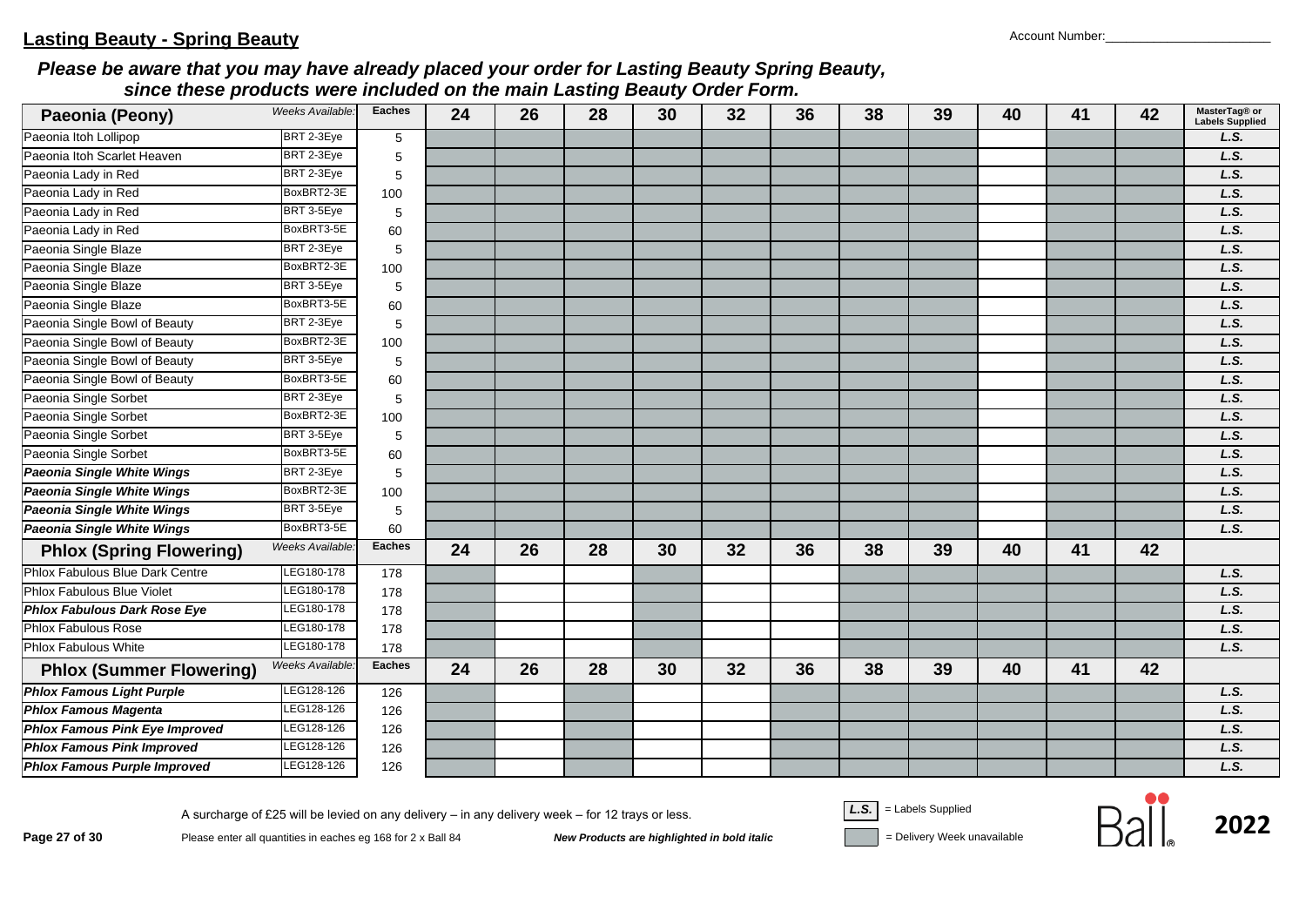## Lasting Beauty - Spring Beauty

Account Number:______________________

***Please be aware that you may have already placed your order for Lasting Beauty Spring Beauty, since these products were included on the main Lasting Beauty Order Form.***

| Paeonia (Peony) | Weeks Available: | Eaches | 24 | 26 | 28 | 30 | 32 | 36 | 38 | 39 | 40 | 41 | 42 | MasterTag® or Labels Supplied |
|---|---|---|---|---|---|---|---|---|---|---|---|---|---|---|
| Paeonia Itoh Lollipop | BRT 2-3Eye | 5 | | | | | | | | | | | | L.S. |
| Paeonia Itoh Scarlet Heaven | BRT 2-3Eye | 5 | | | | | | | | | | | | L.S. |
| Paeonia Lady in Red | BRT 2-3Eye | 5 | | | | | | | | | | | | L.S. |
| Paeonia Lady in Red | BoxBRT2-3E | 100 | | | | | | | | | | | | L.S. |
| Paeonia Lady in Red | BRT 3-5Eye | 5 | | | | | | | | | | | | L.S. |
| Paeonia Lady in Red | BoxBRT3-5E | 60 | | | | | | | | | | | | L.S. |
| Paeonia Single Blaze | BRT 2-3Eye | 5 | | | | | | | | | | | | L.S. |
| Paeonia Single Blaze | BoxBRT2-3E | 100 | | | | | | | | | | | | L.S. |
| Paeonia Single Blaze | BRT 3-5Eye | 5 | | | | | | | | | | | | L.S. |
| Paeonia Single Blaze | BoxBRT3-5E | 60 | | | | | | | | | | | | L.S. |
| Paeonia Single Bowl of Beauty | BRT 2-3Eye | 5 | | | | | | | | | | | | L.S. |
| Paeonia Single Bowl of Beauty | BoxBRT2-3E | 100 | | | | | | | | | | | | L.S. |
| Paeonia Single Bowl of Beauty | BRT 3-5Eye | 5 | | | | | | | | | | | | L.S. |
| Paeonia Single Bowl of Beauty | BoxBRT3-5E | 60 | | | | | | | | | | | | L.S. |
| Paeonia Single Sorbet | BRT 2-3Eye | 5 | | | | | | | | | | | | L.S. |
| Paeonia Single Sorbet | BoxBRT2-3E | 100 | | | | | | | | | | | | L.S. |
| Paeonia Single Sorbet | BRT 3-5Eye | 5 | | | | | | | | | | | | L.S. |
| Paeonia Single Sorbet | BoxBRT3-5E | 60 | | | | | | | | | | | | L.S. |
| ***Paeonia Single White Wings*** | BRT 2-3Eye | 5 | | | | | | | | | | | | L.S. |
| ***Paeonia Single White Wings*** | BoxBRT2-3E | 100 | | | | | | | | | | | | L.S. |
| ***Paeonia Single White Wings*** | BRT 3-5Eye | 5 | | | | | | | | | | | | L.S. |
| ***Paeonia Single White Wings*** | BoxBRT3-5E | 60 | | | | | | | | | | | | L.S. |
| **Phlox (Spring Flowering)** | Weeks Available: | Eaches | 24 | 26 | 28 | 30 | 32 | 36 | 38 | 39 | 40 | 41 | 42 | |
| Phlox Fabulous Blue Dark Centre | LEG180-178 | 178 | | | | | | | | | | | | L.S. |
| Phlox Fabulous Blue Violet | LEG180-178 | 178 | | | | | | | | | | | | L.S. |
| ***Phlox Fabulous Dark Rose Eye*** | LEG180-178 | 178 | | | | | | | | | | | | L.S. |
| Phlox Fabulous Rose | LEG180-178 | 178 | | | | | | | | | | | | L.S. |
| Phlox Fabulous White | LEG180-178 | 178 | | | | | | | | | | | | L.S. |
| **Phlox (Summer Flowering)** | Weeks Available: | Eaches | 24 | 26 | 28 | 30 | 32 | 36 | 38 | 39 | 40 | 41 | 42 | |
| ***Phlox Famous Light Purple*** | LEG128-126 | 126 | | | | | | | | | | | | L.S. |
| ***Phlox Famous Magenta*** | LEG128-126 | 126 | | | | | | | | | | | | L.S. |
| ***Phlox Famous Pink Eye Improved*** | LEG128-126 | 126 | | | | | | | | | | | | L.S. |
| ***Phlox Famous Pink Improved*** | LEG128-126 | 126 | | | | | | | | | | | | L.S. |
| ***Phlox Famous Purple Improved*** | LEG128-126 | 126 | | | | | | | | | | | | L.S. |

A surcharge of £25 will be levied on any delivery – in any delivery week – for 12 trays or less.

Please enter all quantities in eaches eg 168 for 2 x Ball 84

***New Products are highlighted in bold italic***

L.S. = Labels Supplied

(Shaded cell) = Delivery Week unavailable

Ball® 2022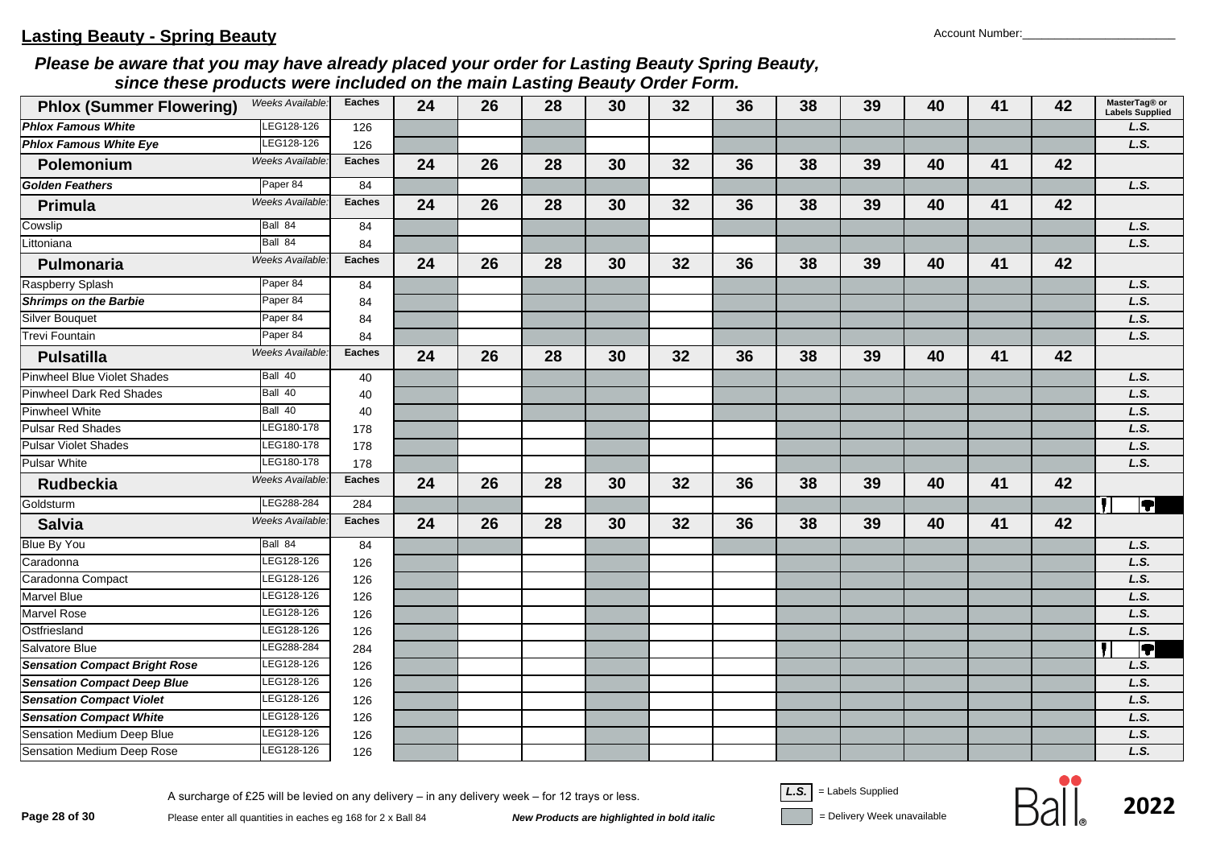## Lasting Beauty - Spring Beauty

Account Number:______________________

***Please be aware that you may have already placed your order for Lasting Beauty Spring Beauty, since these products were included on the main Lasting Beauty Order Form.***

| Phlox (Summer Flowering) | *Weeks Available:* | **Eaches** | **24** | **26** | **28** | **30** | **32** | **36** | **38** | **39** | **40** | **41** | **42** | **MasterTag® or Labels Supplied** |
|---|---|---|---|---|---|---|---|---|---|---|---|---|---|---|
| ***Phlox Famous White*** | LEG128-126 | 126 | | | | | | | | | | | | ***L.S.*** |
| ***Phlox Famous White Eye*** | LEG128-126 | 126 | | | | | | | | | | | | ***L.S.*** |
| **Polemonium** | *Weeks Available:* | **Eaches** | **24** | **26** | **28** | **30** | **32** | **36** | **38** | **39** | **40** | **41** | **42** | |
| ***Golden Feathers*** | Paper 84 | 84 | | | | | | | | | | | | ***L.S.*** |
| **Primula** | *Weeks Available:* | **Eaches** | **24** | **26** | **28** | **30** | **32** | **36** | **38** | **39** | **40** | **41** | **42** | |
| Cowslip | Ball 84 | 84 | | | | | | | | | | | | ***L.S.*** |
| Littoniana | Ball 84 | 84 | | | | | | | | | | | | ***L.S.*** |
| **Pulmonaria** | *Weeks Available:* | **Eaches** | **24** | **26** | **28** | **30** | **32** | **36** | **38** | **39** | **40** | **41** | **42** | |
| Raspberry Splash | Paper 84 | 84 | | | | | | | | | | | | ***L.S.*** |
| ***Shrimps on the Barbie*** | Paper 84 | 84 | | | | | | | | | | | | ***L.S.*** |
| Silver Bouquet | Paper 84 | 84 | | | | | | | | | | | | ***L.S.*** |
| Trevi Fountain | Paper 84 | 84 | | | | | | | | | | | | ***L.S.*** |
| **Pulsatilla** | *Weeks Available:* | **Eaches** | **24** | **26** | **28** | **30** | **32** | **36** | **38** | **39** | **40** | **41** | **42** | |
| Pinwheel Blue Violet Shades | Ball 40 | 40 | | | | | | | | | | | | ***L.S.*** |
| Pinwheel Dark Red Shades | Ball 40 | 40 | | | | | | | | | | | | ***L.S.*** |
| Pinwheel White | Ball 40 | 40 | | | | | | | | | | | | ***L.S.*** |
| Pulsar Red Shades | LEG180-178 | 178 | | | | | | | | | | | | ***L.S.*** |
| Pulsar Violet Shades | LEG180-178 | 178 | | | | | | | | | | | | ***L.S.*** |
| Pulsar White | LEG180-178 | 178 | | | | | | | | | | | | ***L.S.*** |
| **Rudbeckia** | *Weeks Available:* | **Eaches** | **24** | **26** | **28** | **30** | **32** | **36** | **38** | **39** | **40** | **41** | **42** | |
| Goldsturm | LEG288-284 | 284 | | | | | | | | | | | | |
| **Salvia** | *Weeks Available:* | **Eaches** | **24** | **26** | **28** | **30** | **32** | **36** | **38** | **39** | **40** | **41** | **42** | |
| Blue By You | Ball 84 | 84 | | | | | | | | | | | | ***L.S.*** |
| Caradonna | LEG128-126 | 126 | | | | | | | | | | | | ***L.S.*** |
| Caradonna Compact | LEG128-126 | 126 | | | | | | | | | | | | ***L.S.*** |
| Marvel Blue | LEG128-126 | 126 | | | | | | | | | | | | ***L.S.*** |
| Marvel Rose | LEG128-126 | 126 | | | | | | | | | | | | ***L.S.*** |
| Ostfriesland | LEG128-126 | 126 | | | | | | | | | | | | ***L.S.*** |
| Salvatore Blue | LEG288-284 | 284 | | | | | | | | | | | | |
| ***Sensation Compact Bright Rose*** | LEG128-126 | 126 | | | | | | | | | | | | ***L.S.*** |
| ***Sensation Compact Deep Blue*** | LEG128-126 | 126 | | | | | | | | | | | | ***L.S.*** |
| ***Sensation Compact Violet*** | LEG128-126 | 126 | | | | | | | | | | | | ***L.S.*** |
| ***Sensation Compact White*** | LEG128-126 | 126 | | | | | | | | | | | | ***L.S.*** |
| Sensation Medium Deep Blue | LEG128-126 | 126 | | | | | | | | | | | | ***L.S.*** |
| Sensation Medium Deep Rose | LEG128-126 | 126 | | | | | | | | | | | | ***L.S.*** |

A surcharge of £25 will be levied on any delivery – in any delivery week – for 12 trays or less.

Please enter all quantities in eaches eg 168 for 2 x Ball 84

***New Products are highlighted in bold italic***

***L.S.*** = Labels Supplied

= Delivery Week unavailable

Ball 2022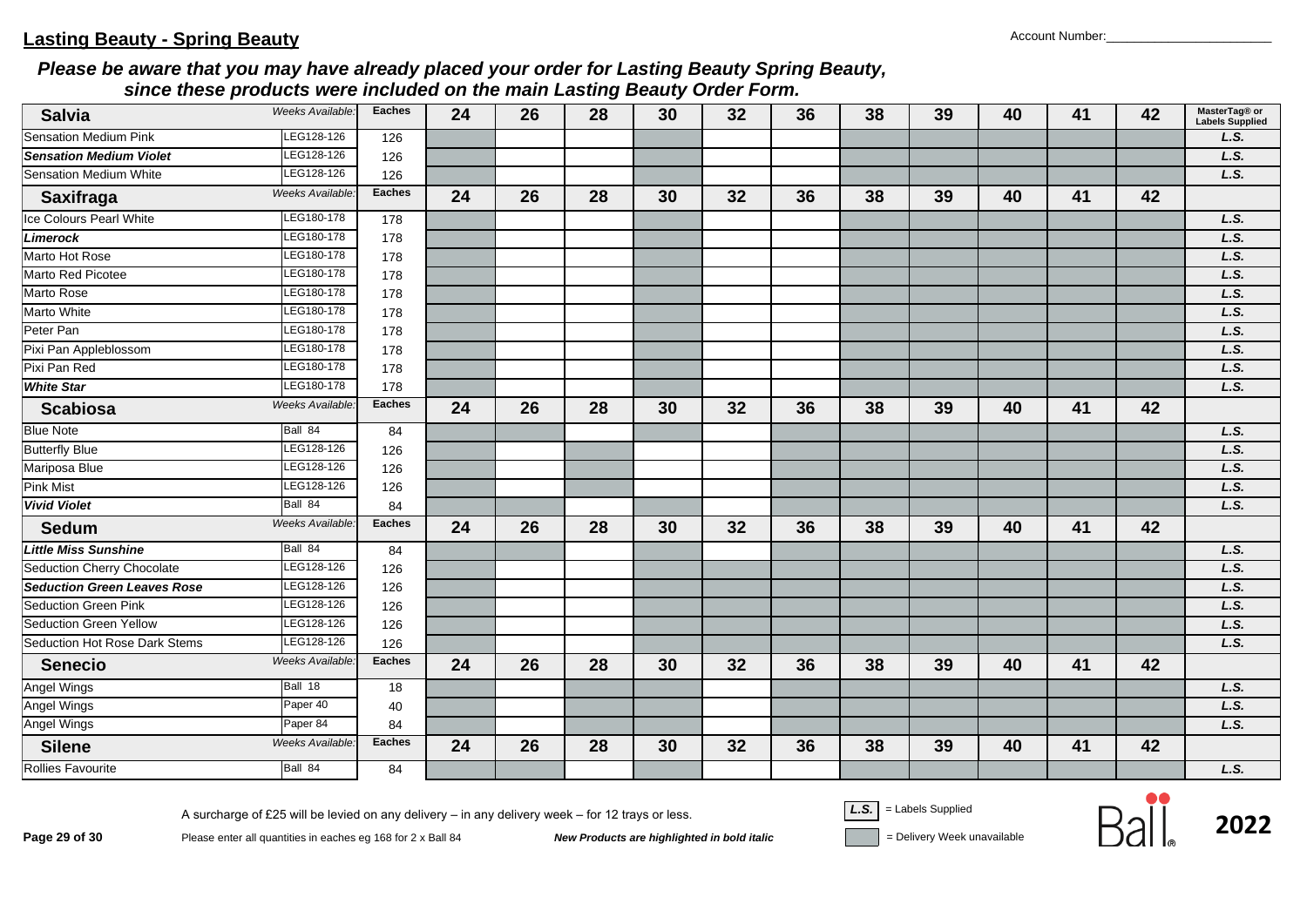## Lasting Beauty - Spring Beauty

Account Number:_______________________

***Please be aware that you may have already placed your order for Lasting Beauty Spring Beauty, since these products were included on the main Lasting Beauty Order Form.***

| **Salvia** | *Weeks Available:* | **Eaches** | **24** | **26** | **28** | **30** | **32** | **36** | **38** | **39** | **40** | **41** | **42** | **MasterTag® or Labels Supplied** |
|---|---|---|---|---|---|---|---|---|---|---|---|---|---|---|
| Sensation Medium Pink | LEG128-126 | 126 | | | | | | | | | | | | *L.S.* |
| ***Sensation Medium Violet*** | LEG128-126 | 126 | | | | | | | | | | | | *L.S.* |
| Sensation Medium White | LEG128-126 | 126 | | | | | | | | | | | | *L.S.* |
| **Saxifraga** | *Weeks Available:* | **Eaches** | **24** | **26** | **28** | **30** | **32** | **36** | **38** | **39** | **40** | **41** | **42** | |
| Ice Colours Pearl White | LEG180-178 | 178 | | | | | | | | | | | | *L.S.* |
| ***Limerock*** | LEG180-178 | 178 | | | | | | | | | | | | *L.S.* |
| Marto Hot Rose | LEG180-178 | 178 | | | | | | | | | | | | *L.S.* |
| Marto Red Picotee | LEG180-178 | 178 | | | | | | | | | | | | *L.S.* |
| Marto Rose | LEG180-178 | 178 | | | | | | | | | | | | *L.S.* |
| Marto White | LEG180-178 | 178 | | | | | | | | | | | | *L.S.* |
| Peter Pan | LEG180-178 | 178 | | | | | | | | | | | | *L.S.* |
| Pixi Pan Appleblossom | LEG180-178 | 178 | | | | | | | | | | | | *L.S.* |
| Pixi Pan Red | LEG180-178 | 178 | | | | | | | | | | | | *L.S.* |
| ***White Star*** | LEG180-178 | 178 | | | | | | | | | | | | *L.S.* |
| **Scabiosa** | *Weeks Available:* | **Eaches** | **24** | **26** | **28** | **30** | **32** | **36** | **38** | **39** | **40** | **41** | **42** | |
| Blue Note | Ball 84 | 84 | | | | | | | | | | | | *L.S.* |
| Butterfly Blue | LEG128-126 | 126 | | | | | | | | | | | | *L.S.* |
| Mariposa Blue | LEG128-126 | 126 | | | | | | | | | | | | *L.S.* |
| Pink Mist | LEG128-126 | 126 | | | | | | | | | | | | *L.S.* |
| ***Vivid Violet*** | Ball 84 | 84 | | | | | | | | | | | | *L.S.* |
| **Sedum** | *Weeks Available:* | **Eaches** | **24** | **26** | **28** | **30** | **32** | **36** | **38** | **39** | **40** | **41** | **42** | |
| ***Little Miss Sunshine*** | Ball 84 | 84 | | | | | | | | | | | | *L.S.* |
| Seduction Cherry Chocolate | LEG128-126 | 126 | | | | | | | | | | | | *L.S.* |
| ***Seduction Green Leaves Rose*** | LEG128-126 | 126 | | | | | | | | | | | | *L.S.* |
| Seduction Green Pink | LEG128-126 | 126 | | | | | | | | | | | | *L.S.* |
| Seduction Green Yellow | LEG128-126 | 126 | | | | | | | | | | | | *L.S.* |
| Seduction Hot Rose Dark Stems | LEG128-126 | 126 | | | | | | | | | | | | *L.S.* |
| **Senecio** | *Weeks Available:* | **Eaches** | **24** | **26** | **28** | **30** | **32** | **36** | **38** | **39** | **40** | **41** | **42** | |
| Angel Wings | Ball 18 | 18 | | | | | | | | | | | | *L.S.* |
| Angel Wings | Paper 40 | 40 | | | | | | | | | | | | *L.S.* |
| Angel Wings | Paper 84 | 84 | | | | | | | | | | | | *L.S.* |
| **Silene** | *Weeks Available:* | **Eaches** | **24** | **26** | **28** | **30** | **32** | **36** | **38** | **39** | **40** | **41** | **42** | |
| Rollies Favourite | Ball 84 | 84 | | | | | | | | | | | | *L.S.* |

A surcharge of £25 will be levied on any delivery – in any delivery week – for 12 trays or less.

Please enter all quantities in eaches eg 168 for 2 x Ball 84

***New Products are highlighted in bold italic***

*L.S.* = Labels Supplied

(shaded) = Delivery Week unavailable

Ball 2022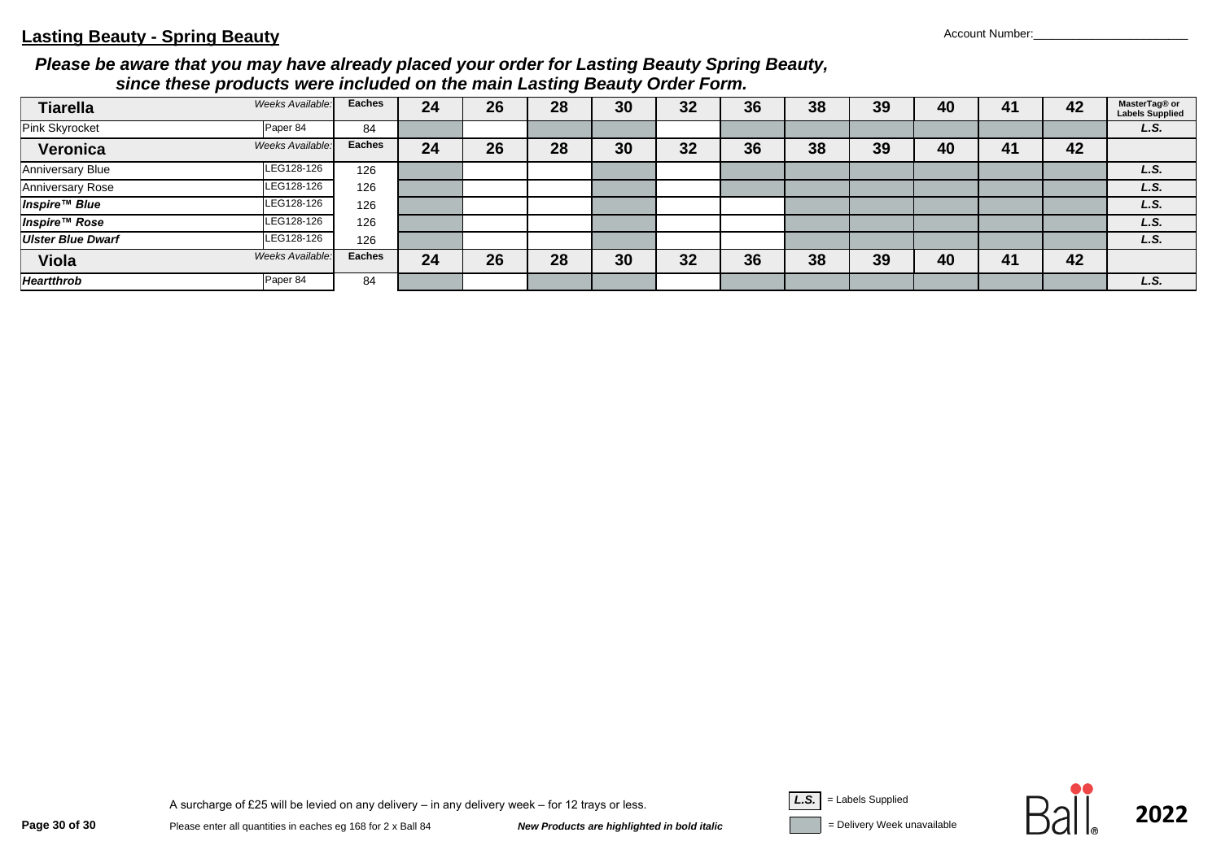## Lasting Beauty - Spring Beauty

Account Number:_______________________

***Please be aware that you may have already placed your order for Lasting Beauty Spring Beauty, since these products were included on the main Lasting Beauty Order Form.***

| **Tiarella** | *Weeks Available:* | **Eaches** | **24** | **26** | **28** | **30** | **32** | **36** | **38** | **39** | **40** | **41** | **42** | **MasterTag® or Labels Supplied** |
|---|---|---|---|---|---|---|---|---|---|---|---|---|---|---|
| Pink Skyrocket | Paper 84 | 84 | | | | | | | | | | | | ***L.S.*** |
| **Veronica** | *Weeks Available:* | **Eaches** | **24** | **26** | **28** | **30** | **32** | **36** | **38** | **39** | **40** | **41** | **42** | |
| Anniversary Blue | LEG128-126 | 126 | | | | | | | | | | | | ***L.S.*** |
| Anniversary Rose | LEG128-126 | 126 | | | | | | | | | | | | ***L.S.*** |
| ***Inspire™ Blue*** | LEG128-126 | 126 | | | | | | | | | | | | ***L.S.*** |
| ***Inspire™ Rose*** | LEG128-126 | 126 | | | | | | | | | | | | ***L.S.*** |
| ***Ulster Blue Dwarf*** | LEG128-126 | 126 | | | | | | | | | | | | ***L.S.*** |
| **Viola** | *Weeks Available:* | **Eaches** | **24** | **26** | **28** | **30** | **32** | **36** | **38** | **39** | **40** | **41** | **42** | |
| ***Heartthrob*** | Paper 84 | 84 | | | | | | | | | | | | ***L.S.*** |

A surcharge of £25 will be levied on any delivery – in any delivery week – for 12 trays or less.

Please enter all quantities in eaches eg 168 for 2 x Ball 84

***New Products are highlighted in bold italic***

***L.S.*** = Labels Supplied

= Delivery Week unavailable

Ball® 2022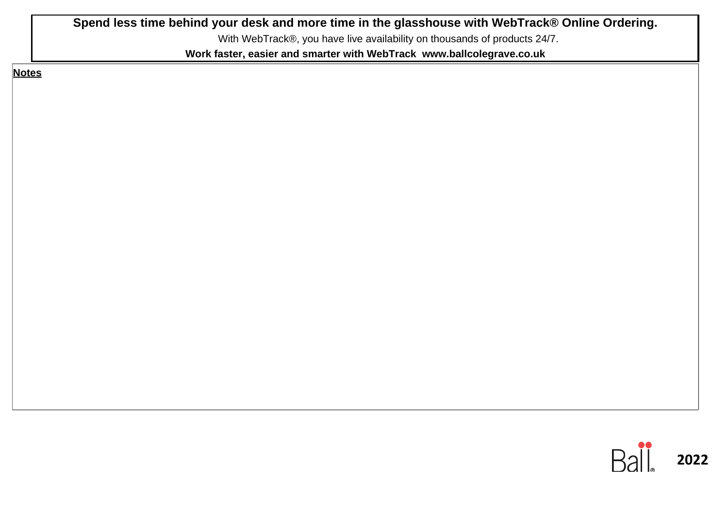**Spend less time behind your desk and more time in the glasshouse with WebTrack® Online Ordering.**

With WebTrack®, you have live availability on thousands of products 24/7.

**Work faster, easier and smarter with WebTrack www.ballcolegrave.co.uk**

**Notes**

Ball® **2022**